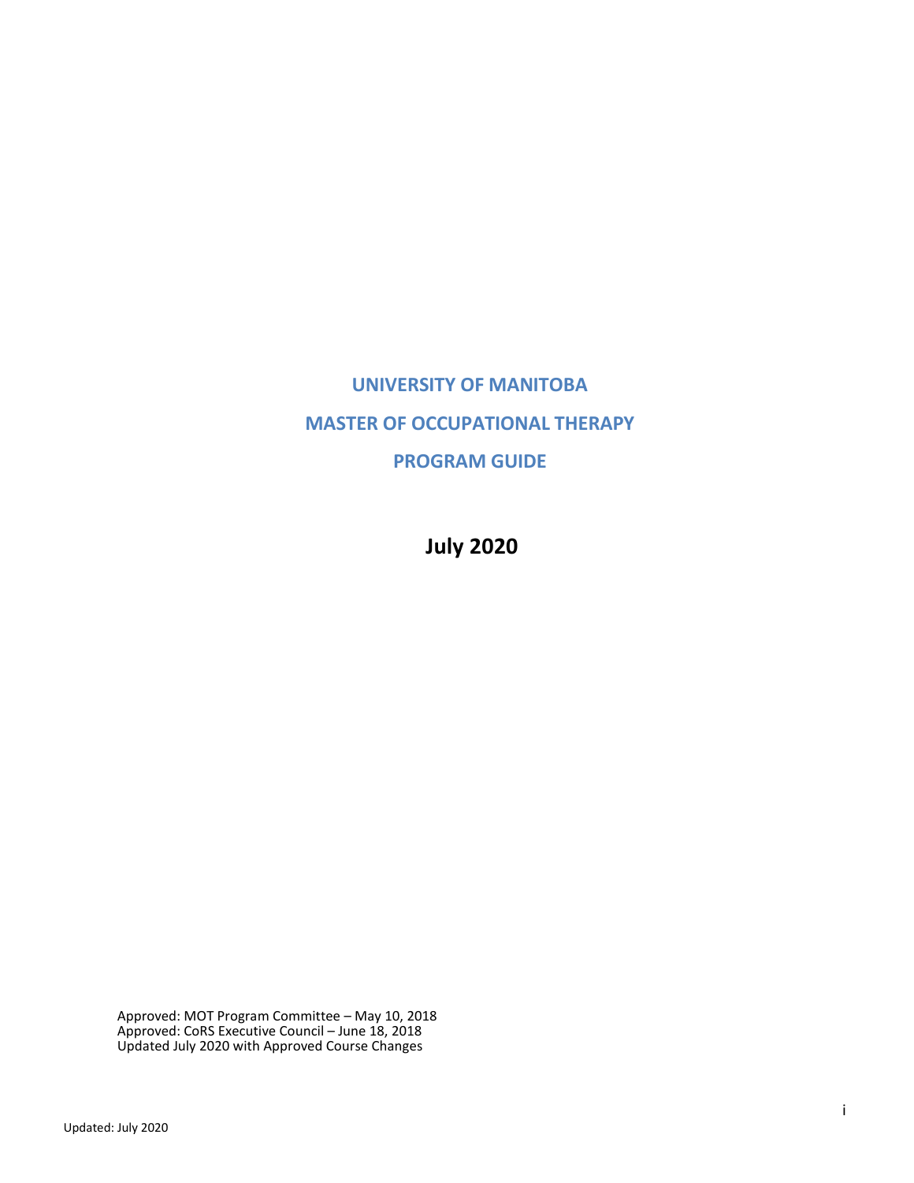# UNIVERSITY OF MANITOBA

# MASTER OF OCCUPATIONAL THERAPY

# PROGRAM GUIDE

**July 2020**

Approved: MOT Program Committee – May 10, 2018
Approved: CoRS Executive Council – June 18, 2018
Updated July 2020 with Approved Course Changes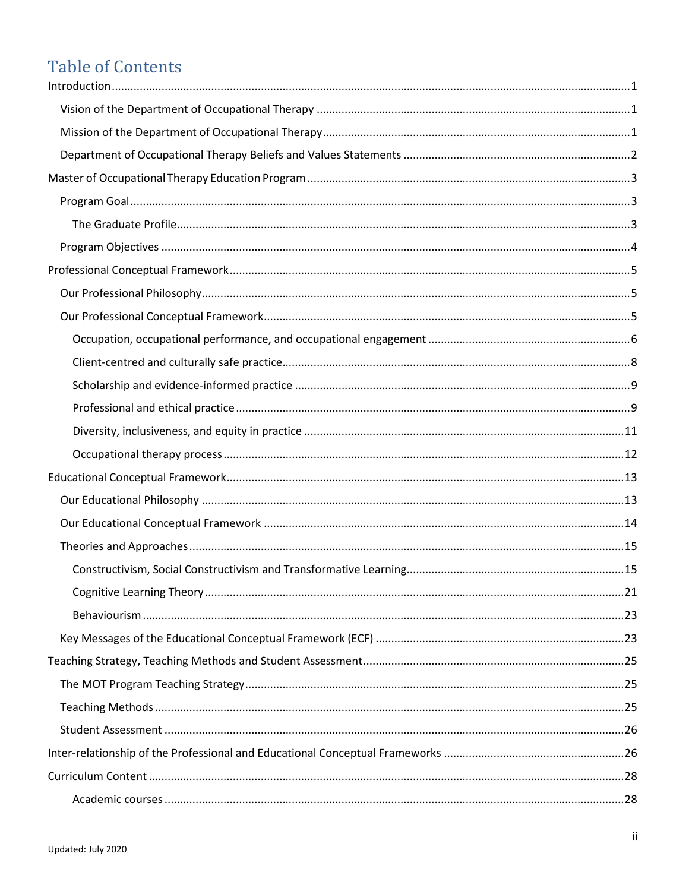# Table of Contents

- Introduction ........ 1
  - Vision of the Department of Occupational Therapy ........ 1
  - Mission of the Department of Occupational Therapy ........ 1
  - Department of Occupational Therapy Beliefs and Values Statements ........ 2
- Master of Occupational Therapy Education Program ........ 3
  - Program Goal ........ 3
    - The Graduate Profile ........ 3
  - Program Objectives ........ 4
- Professional Conceptual Framework ........ 5
  - Our Professional Philosophy ........ 5
  - Our Professional Conceptual Framework ........ 5
    - Occupation, occupational performance, and occupational engagement ........ 6
    - Client-centred and culturally safe practice ........ 8
    - Scholarship and evidence-informed practice ........ 9
    - Professional and ethical practice ........ 9
    - Diversity, inclusiveness, and equity in practice ........ 11
    - Occupational therapy process ........ 12
- Educational Conceptual Framework ........ 13
  - Our Educational Philosophy ........ 13
  - Our Educational Conceptual Framework ........ 14
  - Theories and Approaches ........ 15
    - Constructivism, Social Constructivism and Transformative Learning ........ 15
    - Cognitive Learning Theory ........ 21
    - Behaviourism ........ 23
  - Key Messages of the Educational Conceptual Framework (ECF) ........ 23
- Teaching Strategy, Teaching Methods and Student Assessment ........ 25
  - The MOT Program Teaching Strategy ........ 25
  - Teaching Methods ........ 25
  - Student Assessment ........ 26
- Inter-relationship of the Professional and Educational Conceptual Frameworks ........ 26
- Curriculum Content ........ 28
    - Academic courses ........ 28

Updated: July 2020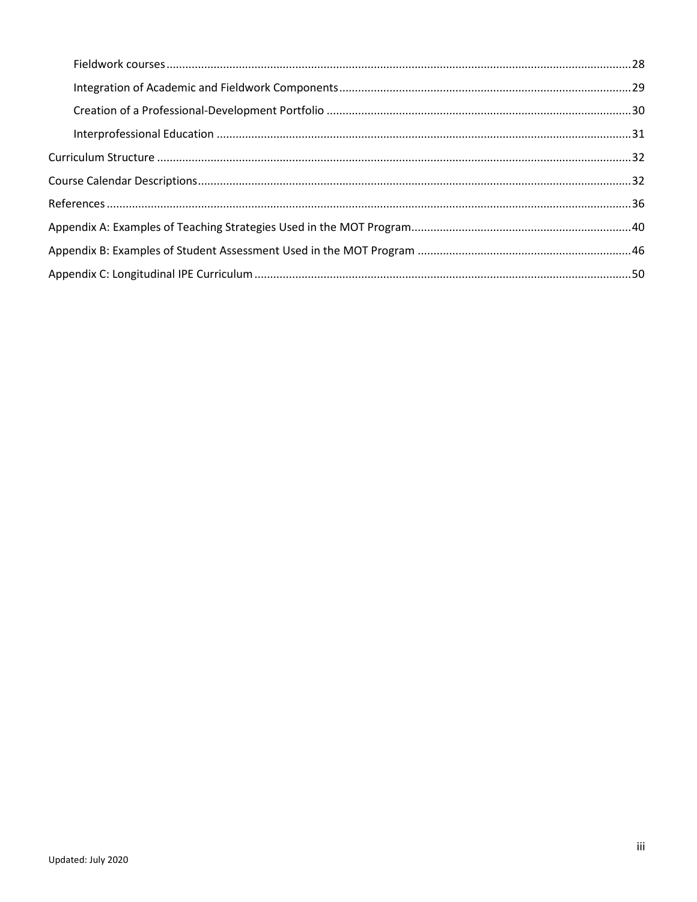- Fieldwork courses ..... 28
- Integration of Academic and Fieldwork Components ..... 29
- Creation of a Professional-Development Portfolio ..... 30
- Interprofessional Education ..... 31

Curriculum Structure ..... 32

Course Calendar Descriptions ..... 32

References ..... 36

Appendix A: Examples of Teaching Strategies Used in the MOT Program ..... 40

Appendix B: Examples of Student Assessment Used in the MOT Program ..... 46

Appendix C: Longitudinal IPE Curriculum ..... 50

Updated: July 2020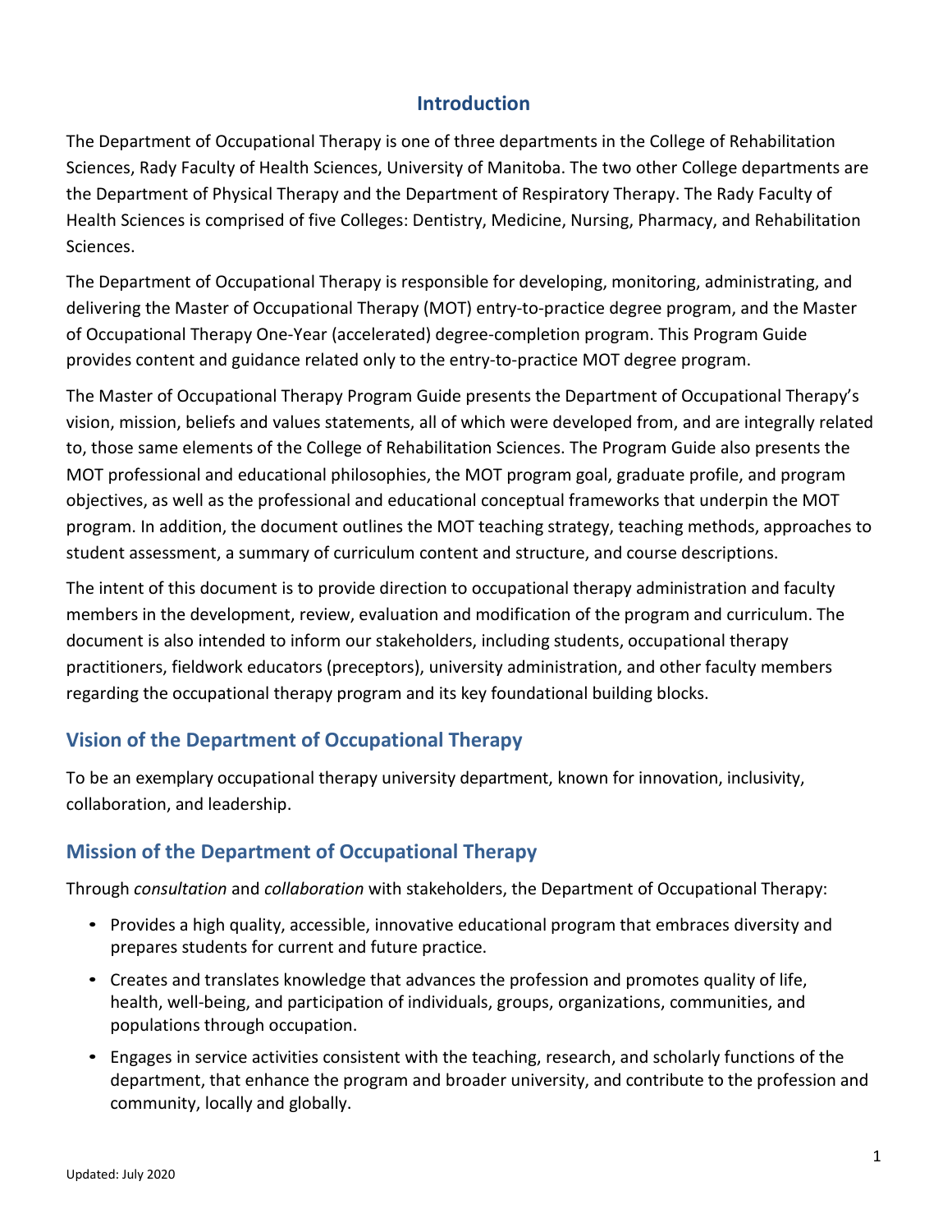# Introduction

The Department of Occupational Therapy is one of three departments in the College of Rehabilitation Sciences, Rady Faculty of Health Sciences, University of Manitoba. The two other College departments are the Department of Physical Therapy and the Department of Respiratory Therapy. The Rady Faculty of Health Sciences is comprised of five Colleges: Dentistry, Medicine, Nursing, Pharmacy, and Rehabilitation Sciences.

The Department of Occupational Therapy is responsible for developing, monitoring, administrating, and delivering the Master of Occupational Therapy (MOT) entry-to-practice degree program, and the Master of Occupational Therapy One-Year (accelerated) degree-completion program. This Program Guide provides content and guidance related only to the entry-to-practice MOT degree program.

The Master of Occupational Therapy Program Guide presents the Department of Occupational Therapy's vision, mission, beliefs and values statements, all of which were developed from, and are integrally related to, those same elements of the College of Rehabilitation Sciences. The Program Guide also presents the MOT professional and educational philosophies, the MOT program goal, graduate profile, and program objectives, as well as the professional and educational conceptual frameworks that underpin the MOT program. In addition, the document outlines the MOT teaching strategy, teaching methods, approaches to student assessment, a summary of curriculum content and structure, and course descriptions.

The intent of this document is to provide direction to occupational therapy administration and faculty members in the development, review, evaluation and modification of the program and curriculum. The document is also intended to inform our stakeholders, including students, occupational therapy practitioners, fieldwork educators (preceptors), university administration, and other faculty members regarding the occupational therapy program and its key foundational building blocks.

## Vision of the Department of Occupational Therapy

To be an exemplary occupational therapy university department, known for innovation, inclusivity, collaboration, and leadership.

## Mission of the Department of Occupational Therapy

Through *consultation* and *collaboration* with stakeholders, the Department of Occupational Therapy:

- Provides a high quality, accessible, innovative educational program that embraces diversity and prepares students for current and future practice.
- Creates and translates knowledge that advances the profession and promotes quality of life, health, well-being, and participation of individuals, groups, organizations, communities, and populations through occupation.
- Engages in service activities consistent with the teaching, research, and scholarly functions of the department, that enhance the program and broader university, and contribute to the profession and community, locally and globally.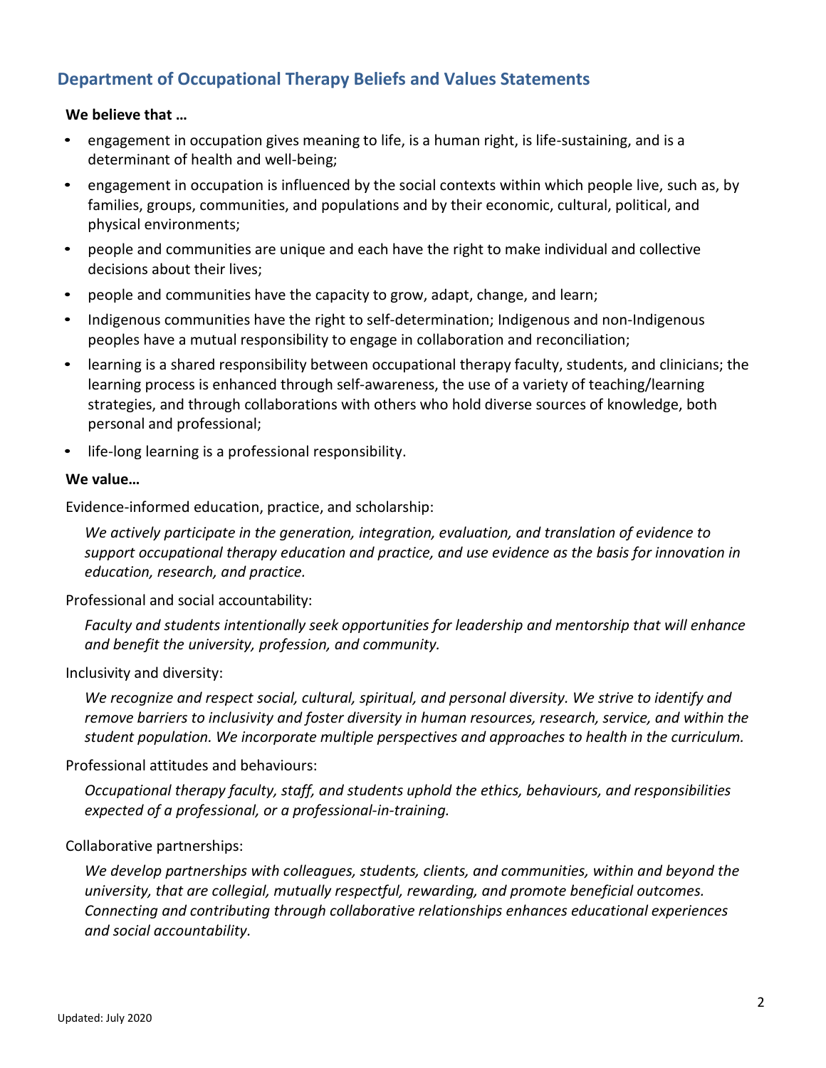## Department of Occupational Therapy Beliefs and Values Statements

**We believe that …**

- engagement in occupation gives meaning to life, is a human right, is life-sustaining, and is a determinant of health and well-being;
- engagement in occupation is influenced by the social contexts within which people live, such as, by families, groups, communities, and populations and by their economic, cultural, political, and physical environments;
- people and communities are unique and each have the right to make individual and collective decisions about their lives;
- people and communities have the capacity to grow, adapt, change, and learn;
- Indigenous communities have the right to self-determination; Indigenous and non-Indigenous peoples have a mutual responsibility to engage in collaboration and reconciliation;
- learning is a shared responsibility between occupational therapy faculty, students, and clinicians; the learning process is enhanced through self-awareness, the use of a variety of teaching/learning strategies, and through collaborations with others who hold diverse sources of knowledge, both personal and professional;
- life-long learning is a professional responsibility.

**We value…**

Evidence-informed education, practice, and scholarship:

*We actively participate in the generation, integration, evaluation, and translation of evidence to support occupational therapy education and practice, and use evidence as the basis for innovation in education, research, and practice.*

Professional and social accountability:

*Faculty and students intentionally seek opportunities for leadership and mentorship that will enhance and benefit the university, profession, and community.*

Inclusivity and diversity:

*We recognize and respect social, cultural, spiritual, and personal diversity. We strive to identify and remove barriers to inclusivity and foster diversity in human resources, research, service, and within the student population. We incorporate multiple perspectives and approaches to health in the curriculum.*

Professional attitudes and behaviours:

*Occupational therapy faculty, staff, and students uphold the ethics, behaviours, and responsibilities expected of a professional, or a professional-in-training.*

Collaborative partnerships:

*We develop partnerships with colleagues, students, clients, and communities, within and beyond the university, that are collegial, mutually respectful, rewarding, and promote beneficial outcomes. Connecting and contributing through collaborative relationships enhances educational experiences and social accountability.*

Updated: July 2020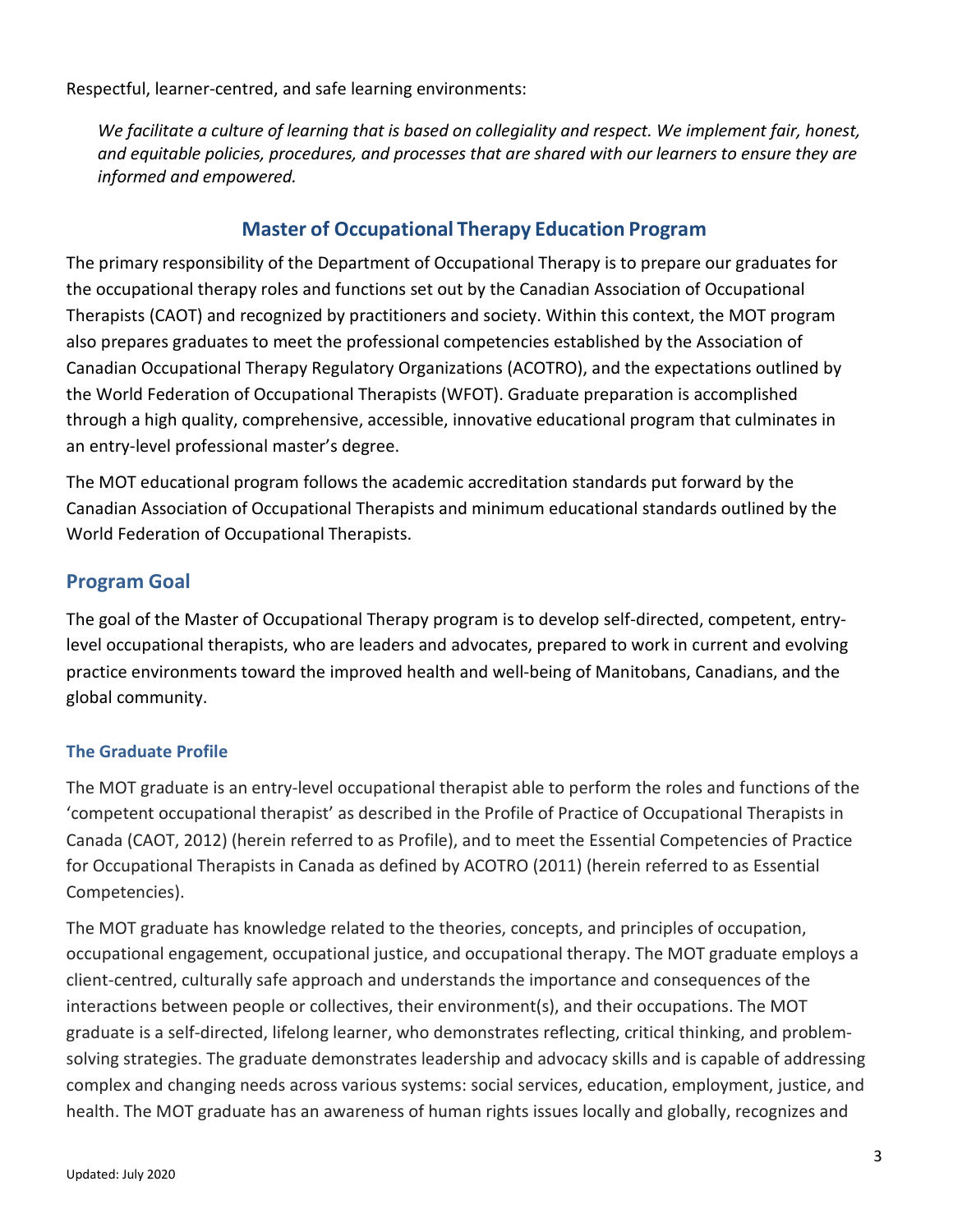Respectful, learner-centred, and safe learning environments:

*We facilitate a culture of learning that is based on collegiality and respect. We implement fair, honest, and equitable policies, procedures, and processes that are shared with our learners to ensure they are informed and empowered.*

## Master of Occupational Therapy Education Program

The primary responsibility of the Department of Occupational Therapy is to prepare our graduates for the occupational therapy roles and functions set out by the Canadian Association of Occupational Therapists (CAOT) and recognized by practitioners and society. Within this context, the MOT program also prepares graduates to meet the professional competencies established by the Association of Canadian Occupational Therapy Regulatory Organizations (ACOTRO), and the expectations outlined by the World Federation of Occupational Therapists (WFOT). Graduate preparation is accomplished through a high quality, comprehensive, accessible, innovative educational program that culminates in an entry-level professional master's degree.

The MOT educational program follows the academic accreditation standards put forward by the Canadian Association of Occupational Therapists and minimum educational standards outlined by the World Federation of Occupational Therapists.

## Program Goal

The goal of the Master of Occupational Therapy program is to develop self-directed, competent, entry-level occupational therapists, who are leaders and advocates, prepared to work in current and evolving practice environments toward the improved health and well-being of Manitobans, Canadians, and the global community.

### The Graduate Profile

The MOT graduate is an entry-level occupational therapist able to perform the roles and functions of the 'competent occupational therapist' as described in the Profile of Practice of Occupational Therapists in Canada (CAOT, 2012) (herein referred to as Profile), and to meet the Essential Competencies of Practice for Occupational Therapists in Canada as defined by ACOTRO (2011) (herein referred to as Essential Competencies).

The MOT graduate has knowledge related to the theories, concepts, and principles of occupation, occupational engagement, occupational justice, and occupational therapy. The MOT graduate employs a client-centred, culturally safe approach and understands the importance and consequences of the interactions between people or collectives, their environment(s), and their occupations. The MOT graduate is a self-directed, lifelong learner, who demonstrates reflecting, critical thinking, and problem-solving strategies. The graduate demonstrates leadership and advocacy skills and is capable of addressing complex and changing needs across various systems: social services, education, employment, justice, and health. The MOT graduate has an awareness of human rights issues locally and globally, recognizes and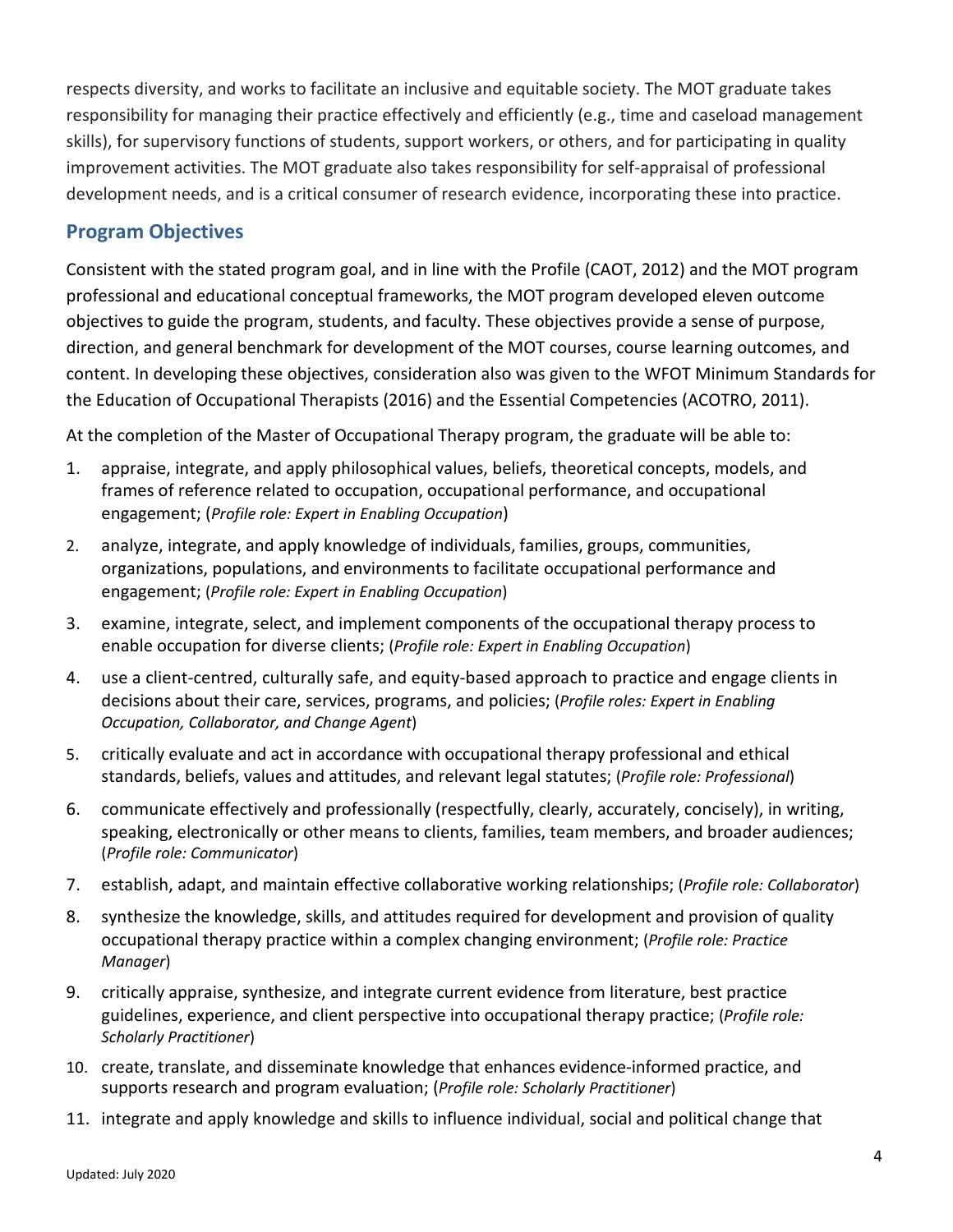respects diversity, and works to facilitate an inclusive and equitable society. The MOT graduate takes responsibility for managing their practice effectively and efficiently (e.g., time and caseload management skills), for supervisory functions of students, support workers, or others, and for participating in quality improvement activities. The MOT graduate also takes responsibility for self-appraisal of professional development needs, and is a critical consumer of research evidence, incorporating these into practice.

## Program Objectives

Consistent with the stated program goal, and in line with the Profile (CAOT, 2012) and the MOT program professional and educational conceptual frameworks, the MOT program developed eleven outcome objectives to guide the program, students, and faculty. These objectives provide a sense of purpose, direction, and general benchmark for development of the MOT courses, course learning outcomes, and content. In developing these objectives, consideration also was given to the WFOT Minimum Standards for the Education of Occupational Therapists (2016) and the Essential Competencies (ACOTRO, 2011).

At the completion of the Master of Occupational Therapy program, the graduate will be able to:

1. appraise, integrate, and apply philosophical values, beliefs, theoretical concepts, models, and frames of reference related to occupation, occupational performance, and occupational engagement; (*Profile role: Expert in Enabling Occupation*)
2. analyze, integrate, and apply knowledge of individuals, families, groups, communities, organizations, populations, and environments to facilitate occupational performance and engagement; (*Profile role: Expert in Enabling Occupation*)
3. examine, integrate, select, and implement components of the occupational therapy process to enable occupation for diverse clients; (*Profile role: Expert in Enabling Occupation*)
4. use a client-centred, culturally safe, and equity-based approach to practice and engage clients in decisions about their care, services, programs, and policies; (*Profile roles: Expert in Enabling Occupation, Collaborator, and Change Agent*)
5. critically evaluate and act in accordance with occupational therapy professional and ethical standards, beliefs, values and attitudes, and relevant legal statutes; (*Profile role: Professional*)
6. communicate effectively and professionally (respectfully, clearly, accurately, concisely), in writing, speaking, electronically or other means to clients, families, team members, and broader audiences; (*Profile role: Communicator*)
7. establish, adapt, and maintain effective collaborative working relationships; (*Profile role: Collaborator*)
8. synthesize the knowledge, skills, and attitudes required for development and provision of quality occupational therapy practice within a complex changing environment; (*Profile role: Practice Manager*)
9. critically appraise, synthesize, and integrate current evidence from literature, best practice guidelines, experience, and client perspective into occupational therapy practice; (*Profile role: Scholarly Practitioner*)
10. create, translate, and disseminate knowledge that enhances evidence-informed practice, and supports research and program evaluation; (*Profile role: Scholarly Practitioner*)
11. integrate and apply knowledge and skills to influence individual, social and political change that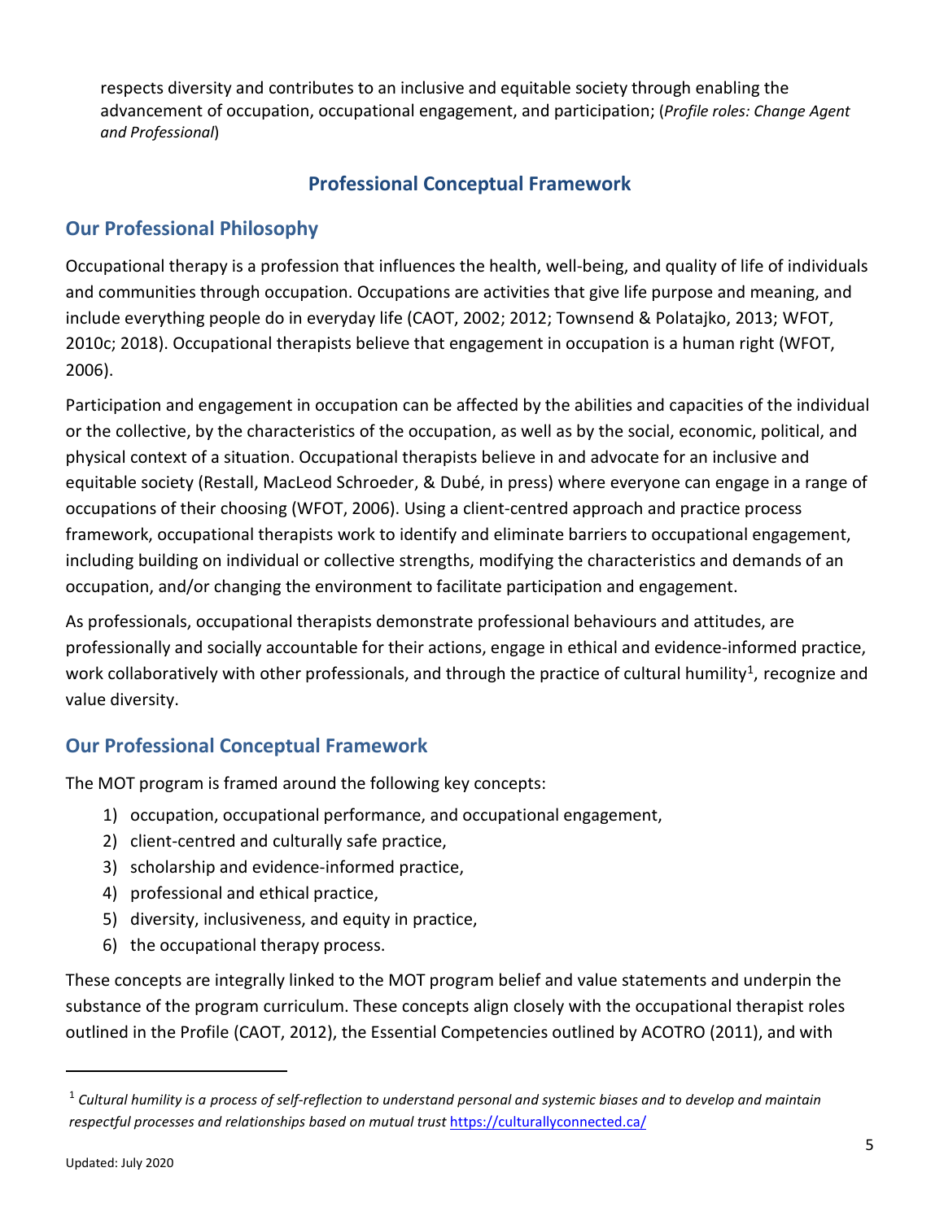respects diversity and contributes to an inclusive and equitable society through enabling the advancement of occupation, occupational engagement, and participation; (*Profile roles: Change Agent and Professional*)

# Professional Conceptual Framework

## Our Professional Philosophy

Occupational therapy is a profession that influences the health, well-being, and quality of life of individuals and communities through occupation. Occupations are activities that give life purpose and meaning, and include everything people do in everyday life (CAOT, 2002; 2012; Townsend & Polatajko, 2013; WFOT, 2010c; 2018). Occupational therapists believe that engagement in occupation is a human right (WFOT, 2006).

Participation and engagement in occupation can be affected by the abilities and capacities of the individual or the collective, by the characteristics of the occupation, as well as by the social, economic, political, and physical context of a situation. Occupational therapists believe in and advocate for an inclusive and equitable society (Restall, MacLeod Schroeder, & Dubé, in press) where everyone can engage in a range of occupations of their choosing (WFOT, 2006). Using a client-centred approach and practice process framework, occupational therapists work to identify and eliminate barriers to occupational engagement, including building on individual or collective strengths, modifying the characteristics and demands of an occupation, and/or changing the environment to facilitate participation and engagement.

As professionals, occupational therapists demonstrate professional behaviours and attitudes, are professionally and socially accountable for their actions, engage in ethical and evidence-informed practice, work collaboratively with other professionals, and through the practice of cultural humility[1], recognize and value diversity.

## Our Professional Conceptual Framework

The MOT program is framed around the following key concepts:

1) occupation, occupational performance, and occupational engagement,
2) client-centred and culturally safe practice,
3) scholarship and evidence-informed practice,
4) professional and ethical practice,
5) diversity, inclusiveness, and equity in practice,
6) the occupational therapy process.

These concepts are integrally linked to the MOT program belief and value statements and underpin the substance of the program curriculum. These concepts align closely with the occupational therapist roles outlined in the Profile (CAOT, 2012), the Essential Competencies outlined by ACOTRO (2011), and with

---

[1] *Cultural humility is a process of self-reflection to understand personal and systemic biases and to develop and maintain respectful processes and relationships based on mutual trust* https://culturallyconnected.ca/

Updated: July 2020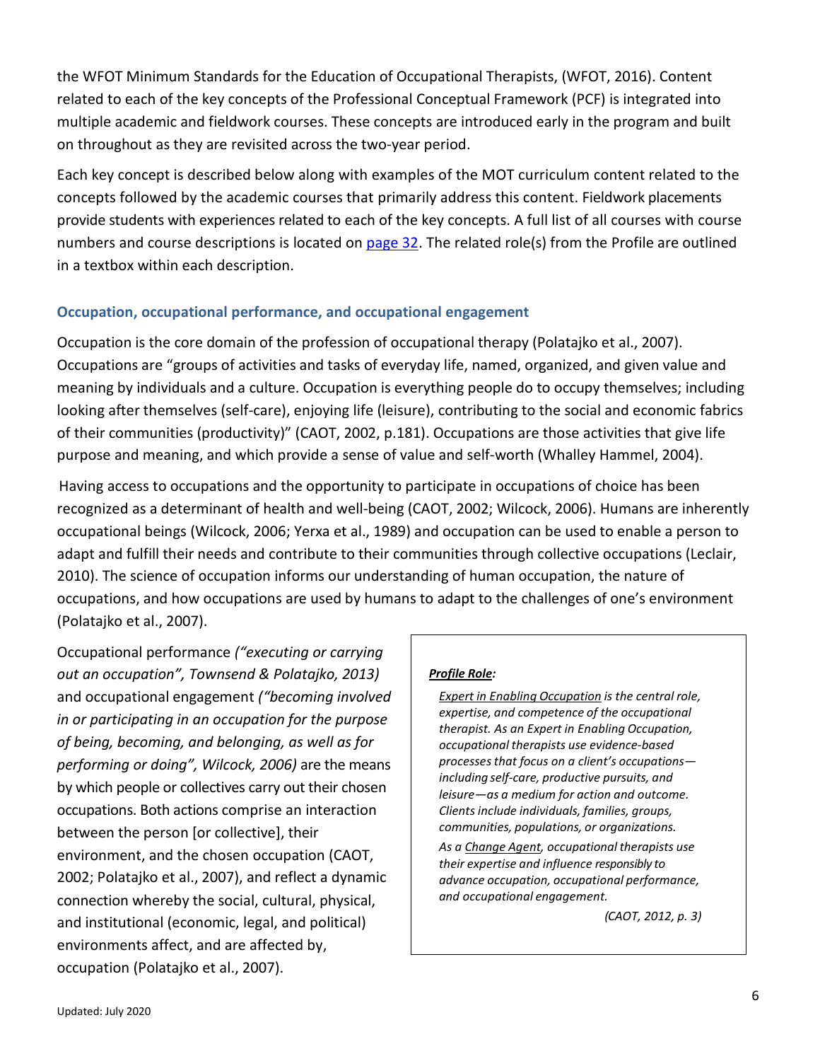the WFOT Minimum Standards for the Education of Occupational Therapists, (WFOT, 2016). Content related to each of the key concepts of the Professional Conceptual Framework (PCF) is integrated into multiple academic and fieldwork courses. These concepts are introduced early in the program and built on throughout as they are revisited across the two-year period.

Each key concept is described below along with examples of the MOT curriculum content related to the concepts followed by the academic courses that primarily address this content. Fieldwork placements provide students with experiences related to each of the key concepts. A full list of all courses with course numbers and course descriptions is located on page 32. The related role(s) from the Profile are outlined in a textbox within each description.

### Occupation, occupational performance, and occupational engagement

Occupation is the core domain of the profession of occupational therapy (Polatajko et al., 2007). Occupations are "groups of activities and tasks of everyday life, named, organized, and given value and meaning by individuals and a culture. Occupation is everything people do to occupy themselves; including looking after themselves (self-care), enjoying life (leisure), contributing to the social and economic fabrics of their communities (productivity)" (CAOT, 2002, p.181). Occupations are those activities that give life purpose and meaning, and which provide a sense of value and self-worth (Whalley Hammel, 2004).

Having access to occupations and the opportunity to participate in occupations of choice has been recognized as a determinant of health and well-being (CAOT, 2002; Wilcock, 2006). Humans are inherently occupational beings (Wilcock, 2006; Yerxa et al., 1989) and occupation can be used to enable a person to adapt and fulfill their needs and contribute to their communities through collective occupations (Leclair, 2010). The science of occupation informs our understanding of human occupation, the nature of occupations, and how occupations are used by humans to adapt to the challenges of one's environment (Polatajko et al., 2007).

Occupational performance *("executing or carrying out an occupation", Townsend & Polatajko, 2013)* and occupational engagement *("becoming involved in or participating in an occupation for the purpose of being, becoming, and belonging, as well as for performing or doing", Wilcock, 2006)* are the means by which people or collectives carry out their chosen occupations. Both actions comprise an interaction between the person [or collective], their environment, and the chosen occupation (CAOT, 2002; Polatajko et al., 2007), and reflect a dynamic connection whereby the social, cultural, physical, and institutional (economic, legal, and political) environments affect, and are affected by, occupation (Polatajko et al., 2007).

> ***Profile Role:***
>
> *Expert in Enabling Occupation is the central role, expertise, and competence of the occupational therapist. As an Expert in Enabling Occupation, occupational therapists use evidence-based processes that focus on a client's occupations—including self-care, productive pursuits, and leisure—as a medium for action and outcome. Clients include individuals, families, groups, communities, populations, or organizations.*
>
> *As a Change Agent, occupational therapists use their expertise and influence responsibly to advance occupation, occupational performance, and occupational engagement.*
>
> *(CAOT, 2012, p. 3)*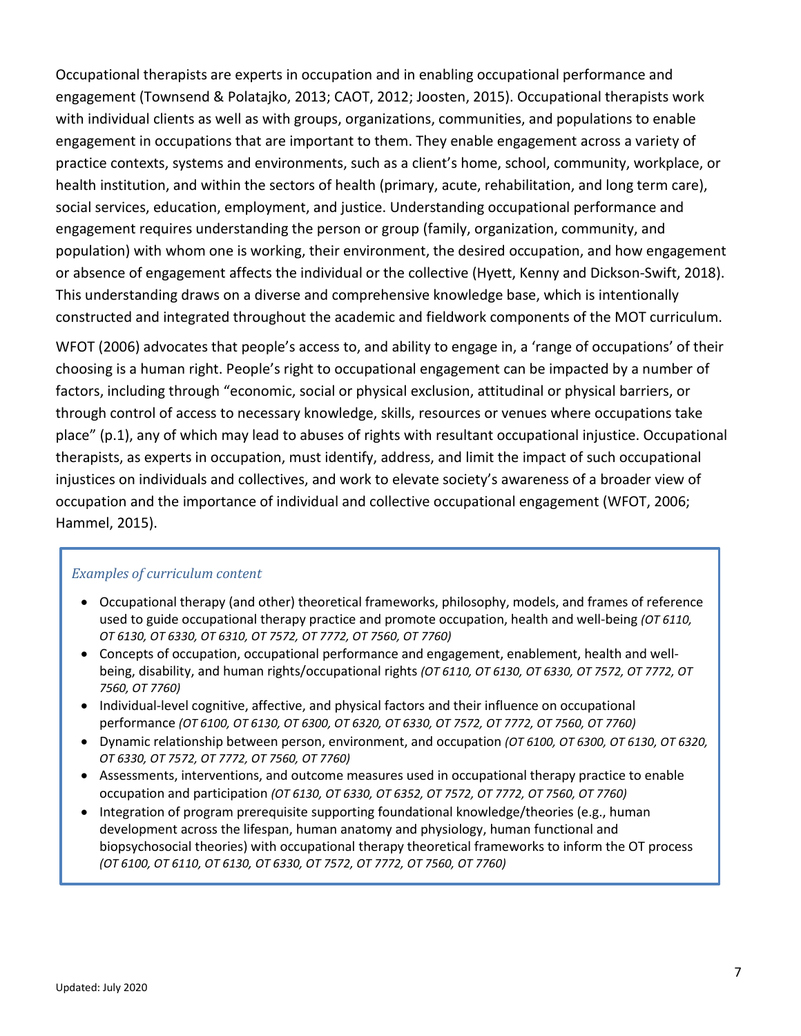Occupational therapists are experts in occupation and in enabling occupational performance and engagement (Townsend & Polatajko, 2013; CAOT, 2012; Joosten, 2015). Occupational therapists work with individual clients as well as with groups, organizations, communities, and populations to enable engagement in occupations that are important to them. They enable engagement across a variety of practice contexts, systems and environments, such as a client's home, school, community, workplace, or health institution, and within the sectors of health (primary, acute, rehabilitation, and long term care), social services, education, employment, and justice. Understanding occupational performance and engagement requires understanding the person or group (family, organization, community, and population) with whom one is working, their environment, the desired occupation, and how engagement or absence of engagement affects the individual or the collective (Hyett, Kenny and Dickson-Swift, 2018). This understanding draws on a diverse and comprehensive knowledge base, which is intentionally constructed and integrated throughout the academic and fieldwork components of the MOT curriculum.

WFOT (2006) advocates that people's access to, and ability to engage in, a 'range of occupations' of their choosing is a human right. People's right to occupational engagement can be impacted by a number of factors, including through "economic, social or physical exclusion, attitudinal or physical barriers, or through control of access to necessary knowledge, skills, resources or venues where occupations take place" (p.1), any of which may lead to abuses of rights with resultant occupational injustice. Occupational therapists, as experts in occupation, must identify, address, and limit the impact of such occupational injustices on individuals and collectives, and work to elevate society's awareness of a broader view of occupation and the importance of individual and collective occupational engagement (WFOT, 2006; Hammel, 2015).

*Examples of curriculum content*

- Occupational therapy (and other) theoretical frameworks, philosophy, models, and frames of reference used to guide occupational therapy practice and promote occupation, health and well-being *(OT 6110, OT 6130, OT 6330, OT 6310, OT 7572, OT 7772, OT 7560, OT 7760)*
- Concepts of occupation, occupational performance and engagement, enablement, health and well-being, disability, and human rights/occupational rights *(OT 6110, OT 6130, OT 6330, OT 7572, OT 7772, OT 7560, OT 7760)*
- Individual-level cognitive, affective, and physical factors and their influence on occupational performance *(OT 6100, OT 6130, OT 6300, OT 6320, OT 6330, OT 7572, OT 7772, OT 7560, OT 7760)*
- Dynamic relationship between person, environment, and occupation *(OT 6100, OT 6300, OT 6130, OT 6320, OT 6330, OT 7572, OT 7772, OT 7560, OT 7760)*
- Assessments, interventions, and outcome measures used in occupational therapy practice to enable occupation and participation *(OT 6130, OT 6330, OT 6352, OT 7572, OT 7772, OT 7560, OT 7760)*
- Integration of program prerequisite supporting foundational knowledge/theories (e.g., human development across the lifespan, human anatomy and physiology, human functional and biopsychosocial theories) with occupational therapy theoretical frameworks to inform the OT process *(OT 6100, OT 6110, OT 6130, OT 6330, OT 7572, OT 7772, OT 7560, OT 7760)*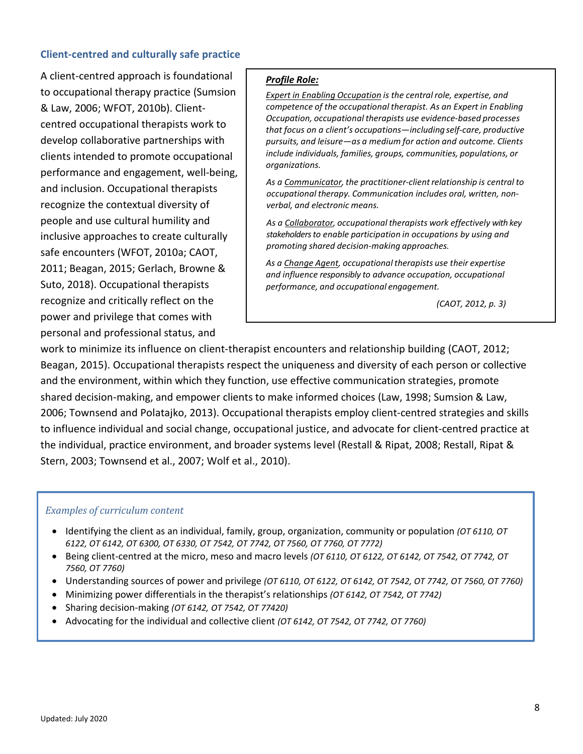### Client-centred and culturally safe practice

A client-centred approach is foundational to occupational therapy practice (Sumsion & Law, 2006; WFOT, 2010b). Client-centred occupational therapists work to develop collaborative partnerships with clients intended to promote occupational performance and engagement, well-being, and inclusion. Occupational therapists recognize the contextual diversity of people and use cultural humility and inclusive approaches to create culturally safe encounters (WFOT, 2010a; CAOT, 2011; Beagan, 2015; Gerlach, Browne & Suto, 2018). Occupational therapists recognize and critically reflect on the power and privilege that comes with personal and professional status, and work to minimize its influence on client-therapist encounters and relationship building (CAOT, 2012; Beagan, 2015). Occupational therapists respect the uniqueness and diversity of each person or collective and the environment, within which they function, use effective communication strategies, promote shared decision-making, and empower clients to make informed choices (Law, 1998; Sumsion & Law, 2006; Townsend and Polatajko, 2013). Occupational therapists employ client-centred strategies and skills to influence individual and social change, occupational justice, and advocate for client-centred practice at the individual, practice environment, and broader systems level (Restall & Ripat, 2008; Restall, Ripat & Stern, 2003; Townsend et al., 2007; Wolf et al., 2010).

> ***Profile Role:***
>
> *Expert in Enabling Occupation is the central role, expertise, and competence of the occupational therapist. As an Expert in Enabling Occupation, occupational therapists use evidence-based processes that focus on a client's occupations—including self-care, productive pursuits, and leisure—as a medium for action and outcome. Clients include individuals, families, groups, communities, populations, or organizations.*
>
> *As a Communicator, the practitioner-client relationship is central to occupational therapy. Communication includes oral, written, non-verbal, and electronic means.*
>
> *As a Collaborator, occupational therapists work effectively with key stakeholders to enable participation in occupations by using and promoting shared decision-making approaches.*
>
> *As a Change Agent, occupational therapists use their expertise and influence responsibly to advance occupation, occupational performance, and occupational engagement.*
>
> *(CAOT, 2012, p. 3)*

*Examples of curriculum content*

- Identifying the client as an individual, family, group, organization, community or population *(OT 6110, OT 6122, OT 6142, OT 6300, OT 6330, OT 7542, OT 7742, OT 7560, OT 7760, OT 7772)*
- Being client-centred at the micro, meso and macro levels *(OT 6110, OT 6122, OT 6142, OT 7542, OT 7742, OT 7560, OT 7760)*
- Understanding sources of power and privilege *(OT 6110, OT 6122, OT 6142, OT 7542, OT 7742, OT 7560, OT 7760)*
- Minimizing power differentials in the therapist's relationships *(OT 6142, OT 7542, OT 7742)*
- Sharing decision-making *(OT 6142, OT 7542, OT 77420)*
- Advocating for the individual and collective client *(OT 6142, OT 7542, OT 7742, OT 7760)*

Updated: July 2020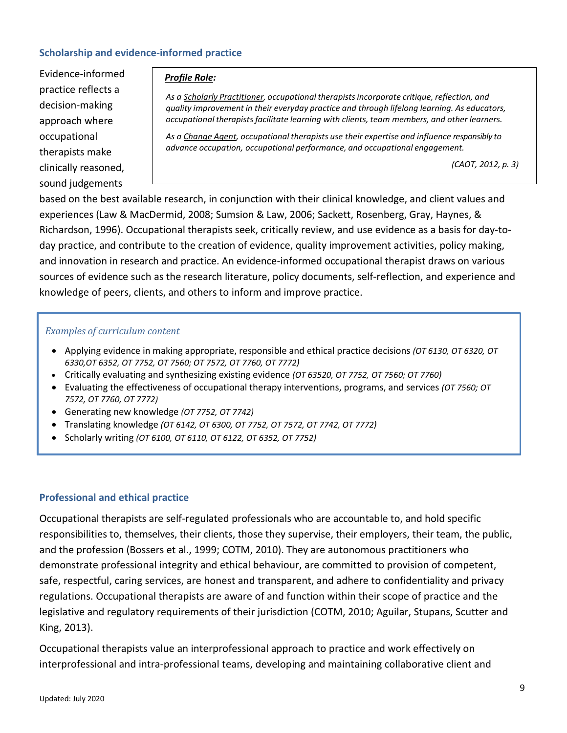### Scholarship and evidence-informed practice

> ***Profile Role:***
>
> *As a Scholarly Practitioner, occupational therapists incorporate critique, reflection, and quality improvement in their everyday practice and through lifelong learning. As educators, occupational therapists facilitate learning with clients, team members, and other learners.*
>
> *As a Change Agent, occupational therapists use their expertise and influence responsibly to advance occupation, occupational performance, and occupational engagement.*
>
> *(CAOT, 2012, p. 3)*

Evidence-informed practice reflects a decision-making approach where occupational therapists make clinically reasoned, sound judgements based on the best available research, in conjunction with their clinical knowledge, and client values and experiences (Law & MacDermid, 2008; Sumsion & Law, 2006; Sackett, Rosenberg, Gray, Haynes, & Richardson, 1996). Occupational therapists seek, critically review, and use evidence as a basis for day-to-day practice, and contribute to the creation of evidence, quality improvement activities, policy making, and innovation in research and practice. An evidence-informed occupational therapist draws on various sources of evidence such as the research literature, policy documents, self-reflection, and experience and knowledge of peers, clients, and others to inform and improve practice.

> *Examples of curriculum content*
>
> - Applying evidence in making appropriate, responsible and ethical practice decisions *(OT 6130, OT 6320, OT 6330,OT 6352, OT 7752, OT 7560; OT 7572, OT 7760, OT 7772)*
> - Critically evaluating and synthesizing existing evidence *(OT 63520, OT 7752, OT 7560; OT 7760)*
> - Evaluating the effectiveness of occupational therapy interventions, programs, and services *(OT 7560; OT 7572, OT 7760, OT 7772)*
> - Generating new knowledge *(OT 7752, OT 7742)*
> - Translating knowledge *(OT 6142, OT 6300, OT 7752, OT 7572, OT 7742, OT 7772)*
> - Scholarly writing *(OT 6100, OT 6110, OT 6122, OT 6352, OT 7752)*

### Professional and ethical practice

Occupational therapists are self-regulated professionals who are accountable to, and hold specific responsibilities to, themselves, their clients, those they supervise, their employers, their team, the public, and the profession (Bossers et al., 1999; COTM, 2010). They are autonomous practitioners who demonstrate professional integrity and ethical behaviour, are committed to provision of competent, safe, respectful, caring services, are honest and transparent, and adhere to confidentiality and privacy regulations. Occupational therapists are aware of and function within their scope of practice and the legislative and regulatory requirements of their jurisdiction (COTM, 2010; Aguilar, Stupans, Scutter and King, 2013).

Occupational therapists value an interprofessional approach to practice and work effectively on interprofessional and intra-professional teams, developing and maintaining collaborative client and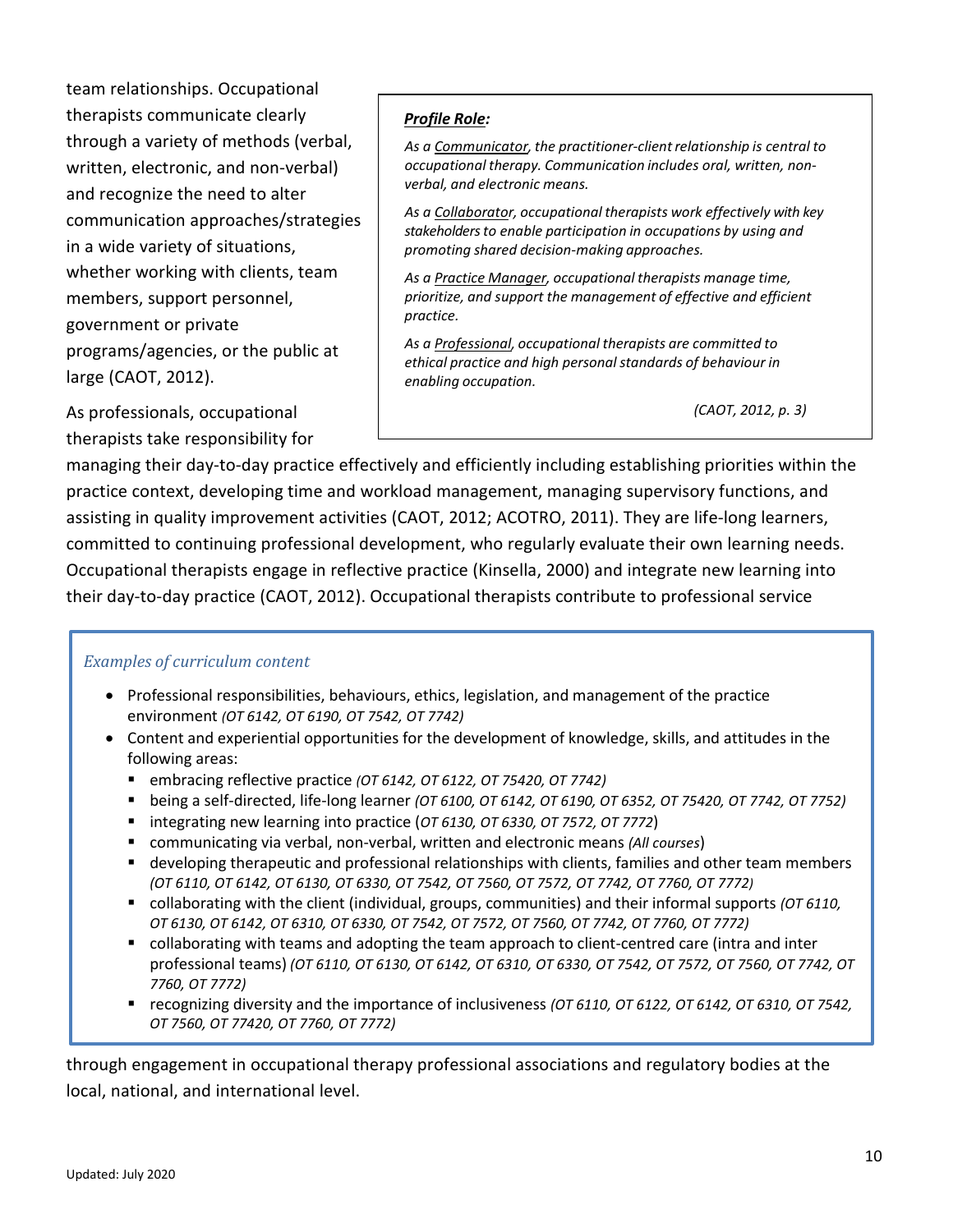team relationships. Occupational therapists communicate clearly through a variety of methods (verbal, written, electronic, and non-verbal) and recognize the need to alter communication approaches/strategies in a wide variety of situations, whether working with clients, team members, support personnel, government or private programs/agencies, or the public at large (CAOT, 2012).

> ***Profile Role:***
>
> *As a Communicator, the practitioner-client relationship is central to occupational therapy. Communication includes oral, written, non-verbal, and electronic means.*
>
> *As a Collaborator, occupational therapists work effectively with key stakeholders to enable participation in occupations by using and promoting shared decision-making approaches.*
>
> *As a Practice Manager, occupational therapists manage time, prioritize, and support the management of effective and efficient practice.*
>
> *As a Professional, occupational therapists are committed to ethical practice and high personal standards of behaviour in enabling occupation.*
>
> *(CAOT, 2012, p. 3)*

As professionals, occupational therapists take responsibility for managing their day-to-day practice effectively and efficiently including establishing priorities within the practice context, developing time and workload management, managing supervisory functions, and assisting in quality improvement activities (CAOT, 2012; ACOTRO, 2011). They are life-long learners, committed to continuing professional development, who regularly evaluate their own learning needs. Occupational therapists engage in reflective practice (Kinsella, 2000) and integrate new learning into their day-to-day practice (CAOT, 2012). Occupational therapists contribute to professional service through engagement in occupational therapy professional associations and regulatory bodies at the local, national, and international level.

> *Examples of curriculum content*
>
> - Professional responsibilities, behaviours, ethics, legislation, and management of the practice environment *(OT 6142, OT 6190, OT 7542, OT 7742)*
> - Content and experiential opportunities for the development of knowledge, skills, and attitudes in the following areas:
>   - embracing reflective practice *(OT 6142, OT 6122, OT 75420, OT 7742)*
>   - being a self-directed, life-long learner *(OT 6100, OT 6142, OT 6190, OT 6352, OT 75420, OT 7742, OT 7752)*
>   - integrating new learning into practice (*OT 6130, OT 6330, OT 7572, OT 7772*)
>   - communicating via verbal, non-verbal, written and electronic means *(All courses)*
>   - developing therapeutic and professional relationships with clients, families and other team members *(OT 6110, OT 6142, OT 6130, OT 6330, OT 7542, OT 7560, OT 7572, OT 7742, OT 7760, OT 7772)*
>   - collaborating with the client (individual, groups, communities) and their informal supports *(OT 6110, OT 6130, OT 6142, OT 6310, OT 6330, OT 7542, OT 7572, OT 7560, OT 7742, OT 7760, OT 7772)*
>   - collaborating with teams and adopting the team approach to client-centred care (intra and inter professional teams) *(OT 6110, OT 6130, OT 6142, OT 6310, OT 6330, OT 7542, OT 7572, OT 7560, OT 7742, OT 7760, OT 7772)*
>   - recognizing diversity and the importance of inclusiveness *(OT 6110, OT 6122, OT 6142, OT 6310, OT 7542, OT 7560, OT 77420, OT 7760, OT 7772)*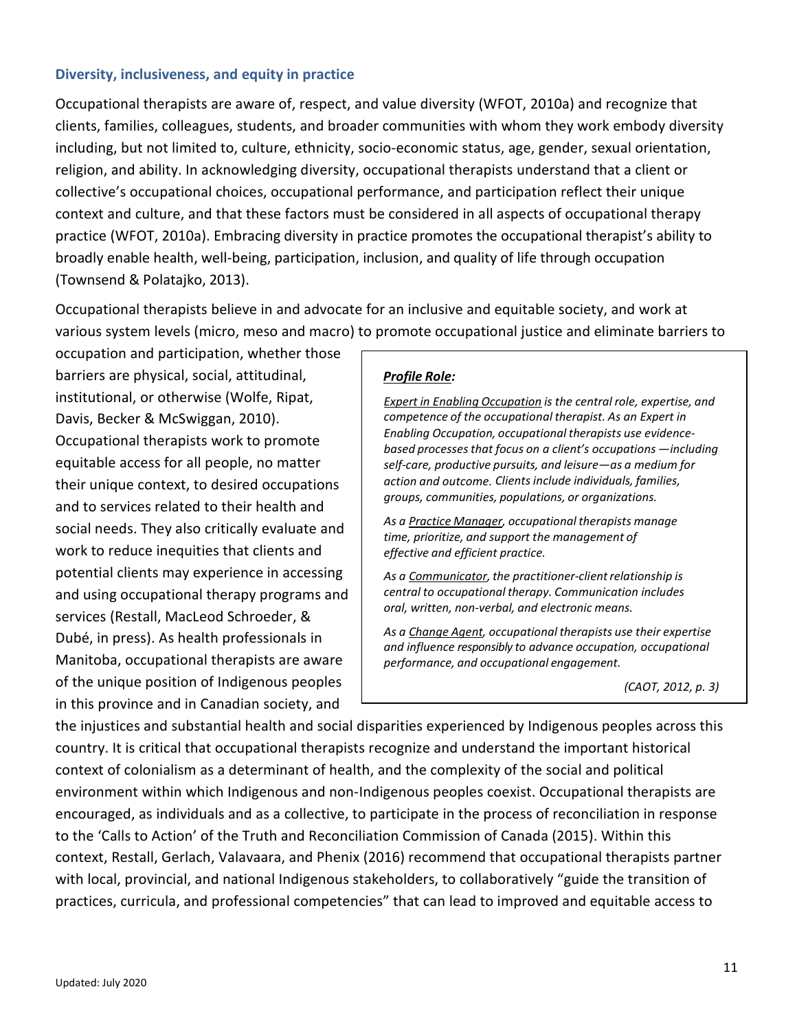### Diversity, inclusiveness, and equity in practice

Occupational therapists are aware of, respect, and value diversity (WFOT, 2010a) and recognize that clients, families, colleagues, students, and broader communities with whom they work embody diversity including, but not limited to, culture, ethnicity, socio-economic status, age, gender, sexual orientation, religion, and ability. In acknowledging diversity, occupational therapists understand that a client or collective's occupational choices, occupational performance, and participation reflect their unique context and culture, and that these factors must be considered in all aspects of occupational therapy practice (WFOT, 2010a). Embracing diversity in practice promotes the occupational therapist's ability to broadly enable health, well-being, participation, inclusion, and quality of life through occupation (Townsend & Polatajko, 2013).

Occupational therapists believe in and advocate for an inclusive and equitable society, and work at various system levels (micro, meso and macro) to promote occupational justice and eliminate barriers to occupation and participation, whether those barriers are physical, social, attitudinal, institutional, or otherwise (Wolfe, Ripat, Davis, Becker & McSwiggan, 2010). Occupational therapists work to promote equitable access for all people, no matter their unique context, to desired occupations and to services related to their health and social needs. They also critically evaluate and work to reduce inequities that clients and potential clients may experience in accessing and using occupational therapy programs and services (Restall, MacLeod Schroeder, & Dubé, in press). As health professionals in Manitoba, occupational therapists are aware of the unique position of Indigenous peoples in this province and in Canadian society, and the injustices and substantial health and social disparities experienced by Indigenous peoples across this country. It is critical that occupational therapists recognize and understand the important historical context of colonialism as a determinant of health, and the complexity of the social and political environment within which Indigenous and non-Indigenous peoples coexist. Occupational therapists are encouraged, as individuals and as a collective, to participate in the process of reconciliation in response to the 'Calls to Action' of the Truth and Reconciliation Commission of Canada (2015). Within this context, Restall, Gerlach, Valavaara, and Phenix (2016) recommend that occupational therapists partner with local, provincial, and national Indigenous stakeholders, to collaboratively "guide the transition of practices, curricula, and professional competencies" that can lead to improved and equitable access to

> ***Profile Role:***
>
> *Expert in Enabling Occupation is the central role, expertise, and competence of the occupational therapist. As an Expert in Enabling Occupation, occupational therapists use evidence-based processes that focus on a client's occupations —including self-care, productive pursuits, and leisure—as a medium for action and outcome. Clients include individuals, families, groups, communities, populations, or organizations.*
>
> *As a Practice Manager, occupational therapists manage time, prioritize, and support the management of effective and efficient practice.*
>
> *As a Communicator, the practitioner-client relationship is central to occupational therapy. Communication includes oral, written, non-verbal, and electronic means.*
>
> *As a Change Agent, occupational therapists use their expertise and influence responsibly to advance occupation, occupational performance, and occupational engagement.*
>
> *(CAOT, 2012, p. 3)*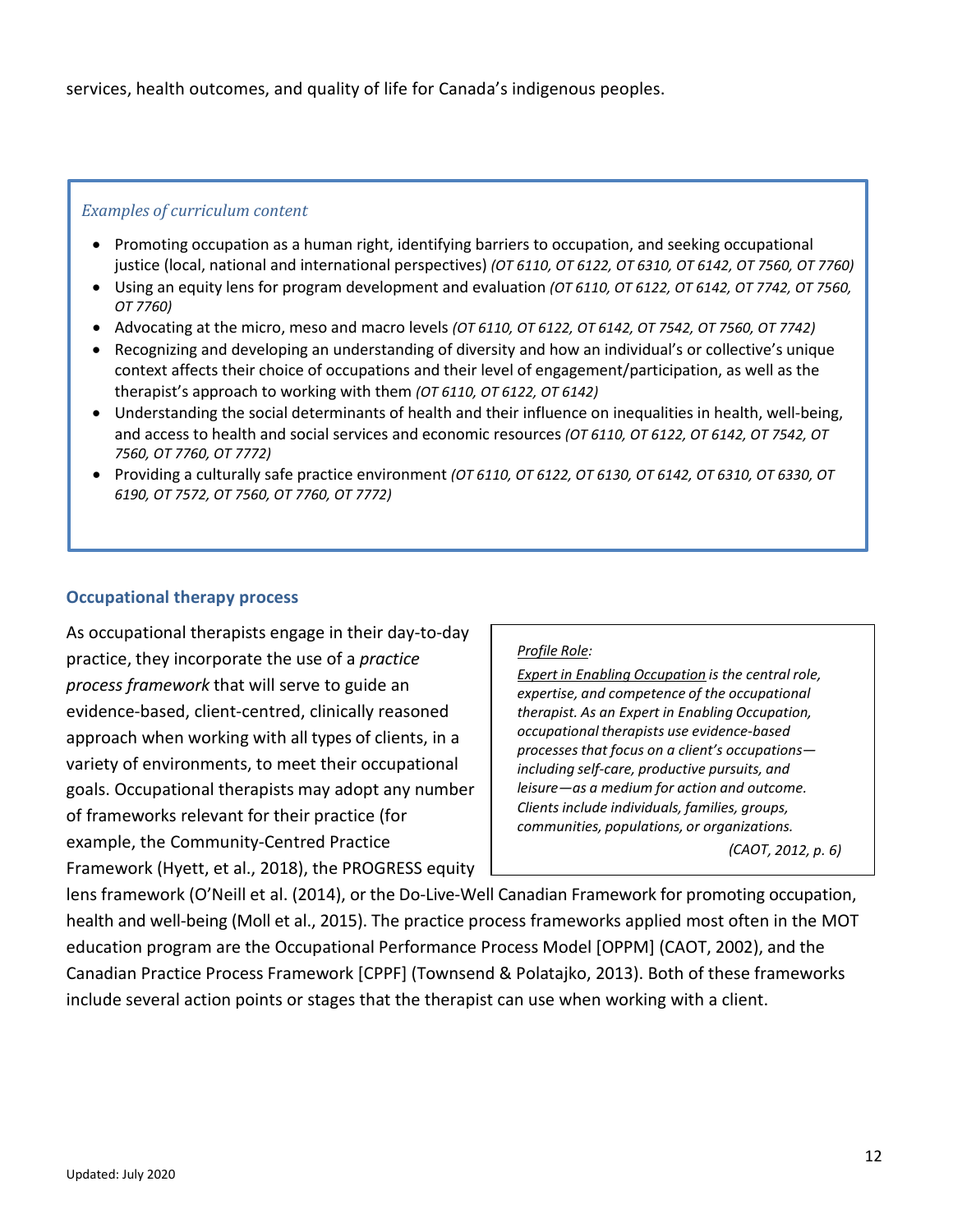services, health outcomes, and quality of life for Canada's indigenous peoples.

*Examples of curriculum content*

- Promoting occupation as a human right, identifying barriers to occupation, and seeking occupational justice (local, national and international perspectives) *(OT 6110, OT 6122, OT 6310, OT 6142, OT 7560, OT 7760)*
- Using an equity lens for program development and evaluation *(OT 6110, OT 6122, OT 6142, OT 7742, OT 7560, OT 7760)*
- Advocating at the micro, meso and macro levels *(OT 6110, OT 6122, OT 6142, OT 7542, OT 7560, OT 7742)*
- Recognizing and developing an understanding of diversity and how an individual's or collective's unique context affects their choice of occupations and their level of engagement/participation, as well as the therapist's approach to working with them *(OT 6110, OT 6122, OT 6142)*
- Understanding the social determinants of health and their influence on inequalities in health, well-being, and access to health and social services and economic resources *(OT 6110, OT 6122, OT 6142, OT 7542, OT 7560, OT 7760, OT 7772)*
- Providing a culturally safe practice environment *(OT 6110, OT 6122, OT 6130, OT 6142, OT 6310, OT 6330, OT 6190, OT 7572, OT 7560, OT 7760, OT 7772)*

### Occupational therapy process

As occupational therapists engage in their day-to-day practice, they incorporate the use of a *practice process framework* that will serve to guide an evidence-based, client-centred, clinically reasoned approach when working with all types of clients, in a variety of environments, to meet their occupational goals. Occupational therapists may adopt any number of frameworks relevant for their practice (for example, the Community-Centred Practice Framework (Hyett, et al., 2018), the PROGRESS equity lens framework (O'Neill et al. (2014), or the Do-Live-Well Canadian Framework for promoting occupation, health and well-being (Moll et al., 2015). The practice process frameworks applied most often in the MOT education program are the Occupational Performance Process Model [OPPM] (CAOT, 2002), and the Canadian Practice Process Framework [CPPF] (Townsend & Polatajko, 2013). Both of these frameworks include several action points or stages that the therapist can use when working with a client.

> *Profile Role:*
>
> *Expert in Enabling Occupation is the central role, expertise, and competence of the occupational therapist. As an Expert in Enabling Occupation, occupational therapists use evidence-based processes that focus on a client's occupations—including self-care, productive pursuits, and leisure—as a medium for action and outcome. Clients include individuals, families, groups, communities, populations, or organizations.*
>
> *(CAOT, 2012, p. 6)*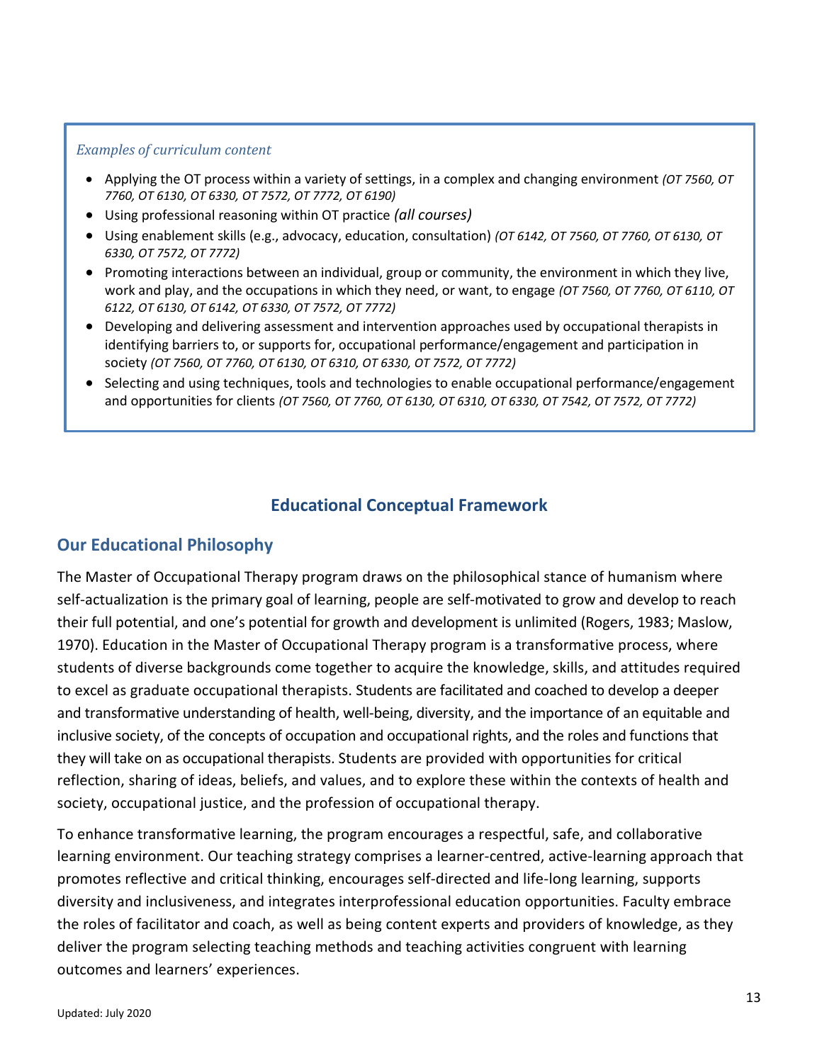*Examples of curriculum content*

- Applying the OT process within a variety of settings, in a complex and changing environment *(OT 7560, OT 7760, OT 6130, OT 6330, OT 7572, OT 7772, OT 6190)*
- Using professional reasoning within OT practice *(all courses)*
- Using enablement skills (e.g., advocacy, education, consultation) *(OT 6142, OT 7560, OT 7760, OT 6130, OT 6330, OT 7572, OT 7772)*
- Promoting interactions between an individual, group or community, the environment in which they live, work and play, and the occupations in which they need, or want, to engage *(OT 7560, OT 7760, OT 6110, OT 6122, OT 6130, OT 6142, OT 6330, OT 7572, OT 7772)*
- Developing and delivering assessment and intervention approaches used by occupational therapists in identifying barriers to, or supports for, occupational performance/engagement and participation in society *(OT 7560, OT 7760, OT 6130, OT 6310, OT 6330, OT 7572, OT 7772)*
- Selecting and using techniques, tools and technologies to enable occupational performance/engagement and opportunities for clients *(OT 7560, OT 7760, OT 6130, OT 6310, OT 6330, OT 7542, OT 7572, OT 7772)*

# Educational Conceptual Framework

## Our Educational Philosophy

The Master of Occupational Therapy program draws on the philosophical stance of humanism where self-actualization is the primary goal of learning, people are self-motivated to grow and develop to reach their full potential, and one's potential for growth and development is unlimited (Rogers, 1983; Maslow, 1970). Education in the Master of Occupational Therapy program is a transformative process, where students of diverse backgrounds come together to acquire the knowledge, skills, and attitudes required to excel as graduate occupational therapists. Students are facilitated and coached to develop a deeper and transformative understanding of health, well-being, diversity, and the importance of an equitable and inclusive society, of the concepts of occupation and occupational rights, and the roles and functions that they will take on as occupational therapists. Students are provided with opportunities for critical reflection, sharing of ideas, beliefs, and values, and to explore these within the contexts of health and society, occupational justice, and the profession of occupational therapy.

To enhance transformative learning, the program encourages a respectful, safe, and collaborative learning environment. Our teaching strategy comprises a learner-centred, active-learning approach that promotes reflective and critical thinking, encourages self-directed and life-long learning, supports diversity and inclusiveness, and integrates interprofessional education opportunities. Faculty embrace the roles of facilitator and coach, as well as being content experts and providers of knowledge, as they deliver the program selecting teaching methods and teaching activities congruent with learning outcomes and learners' experiences.

Updated: July 2020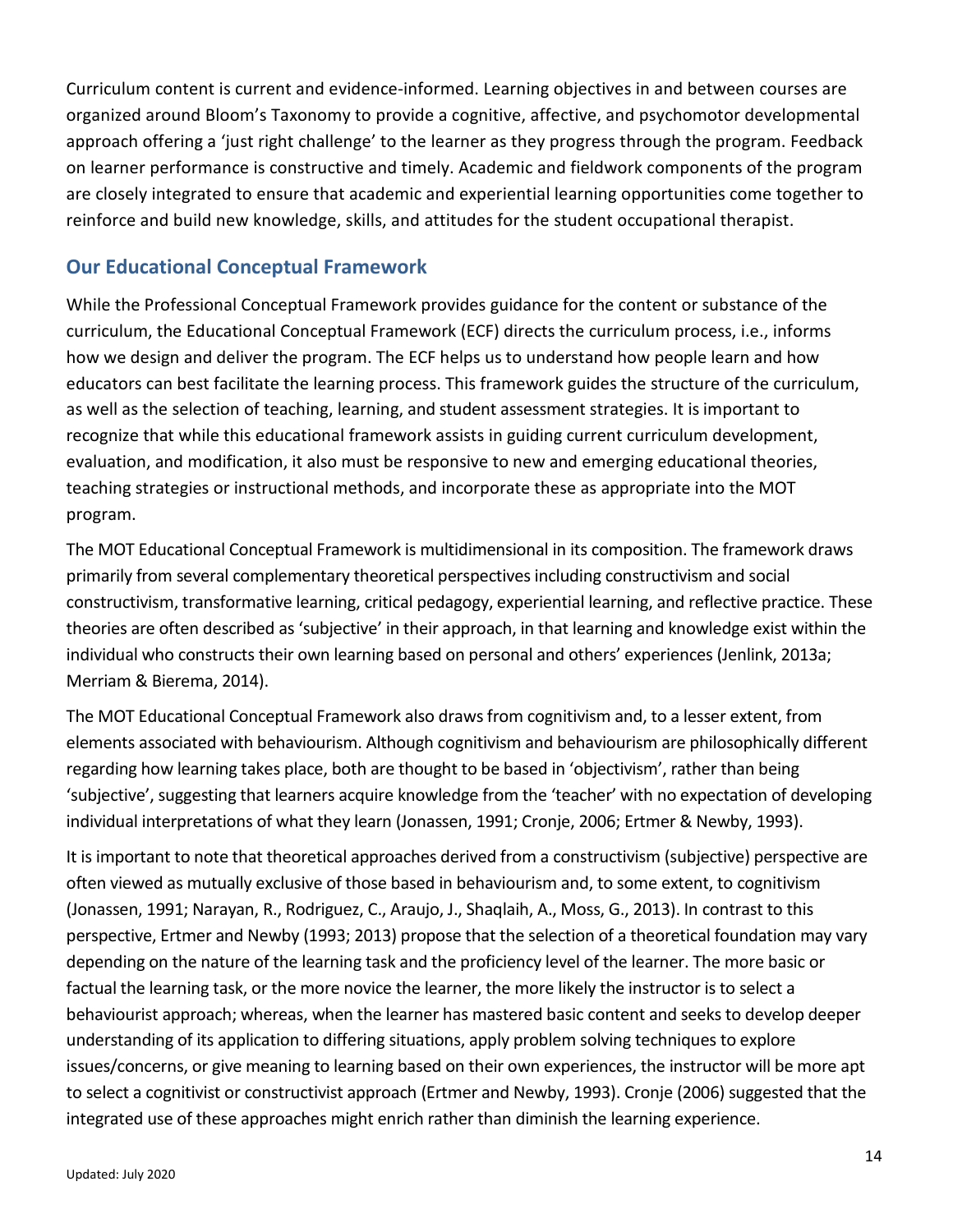Curriculum content is current and evidence-informed. Learning objectives in and between courses are organized around Bloom's Taxonomy to provide a cognitive, affective, and psychomotor developmental approach offering a 'just right challenge' to the learner as they progress through the program. Feedback on learner performance is constructive and timely. Academic and fieldwork components of the program are closely integrated to ensure that academic and experiential learning opportunities come together to reinforce and build new knowledge, skills, and attitudes for the student occupational therapist.

## Our Educational Conceptual Framework

While the Professional Conceptual Framework provides guidance for the content or substance of the curriculum, the Educational Conceptual Framework (ECF) directs the curriculum process, i.e., informs how we design and deliver the program. The ECF helps us to understand how people learn and how educators can best facilitate the learning process. This framework guides the structure of the curriculum, as well as the selection of teaching, learning, and student assessment strategies. It is important to recognize that while this educational framework assists in guiding current curriculum development, evaluation, and modification, it also must be responsive to new and emerging educational theories, teaching strategies or instructional methods, and incorporate these as appropriate into the MOT program.

The MOT Educational Conceptual Framework is multidimensional in its composition. The framework draws primarily from several complementary theoretical perspectives including constructivism and social constructivism, transformative learning, critical pedagogy, experiential learning, and reflective practice. These theories are often described as 'subjective' in their approach, in that learning and knowledge exist within the individual who constructs their own learning based on personal and others' experiences (Jenlink, 2013a; Merriam & Bierema, 2014).

The MOT Educational Conceptual Framework also draws from cognitivism and, to a lesser extent, from elements associated with behaviourism. Although cognitivism and behaviourism are philosophically different regarding how learning takes place, both are thought to be based in 'objectivism', rather than being 'subjective', suggesting that learners acquire knowledge from the 'teacher' with no expectation of developing individual interpretations of what they learn (Jonassen, 1991; Cronje, 2006; Ertmer & Newby, 1993).

It is important to note that theoretical approaches derived from a constructivism (subjective) perspective are often viewed as mutually exclusive of those based in behaviourism and, to some extent, to cognitivism (Jonassen, 1991; Narayan, R., Rodriguez, C., Araujo, J., Shaqlaih, A., Moss, G., 2013). In contrast to this perspective, Ertmer and Newby (1993; 2013) propose that the selection of a theoretical foundation may vary depending on the nature of the learning task and the proficiency level of the learner. The more basic or factual the learning task, or the more novice the learner, the more likely the instructor is to select a behaviourist approach; whereas, when the learner has mastered basic content and seeks to develop deeper understanding of its application to differing situations, apply problem solving techniques to explore issues/concerns, or give meaning to learning based on their own experiences, the instructor will be more apt to select a cognitivist or constructivist approach (Ertmer and Newby, 1993). Cronje (2006) suggested that the integrated use of these approaches might enrich rather than diminish the learning experience.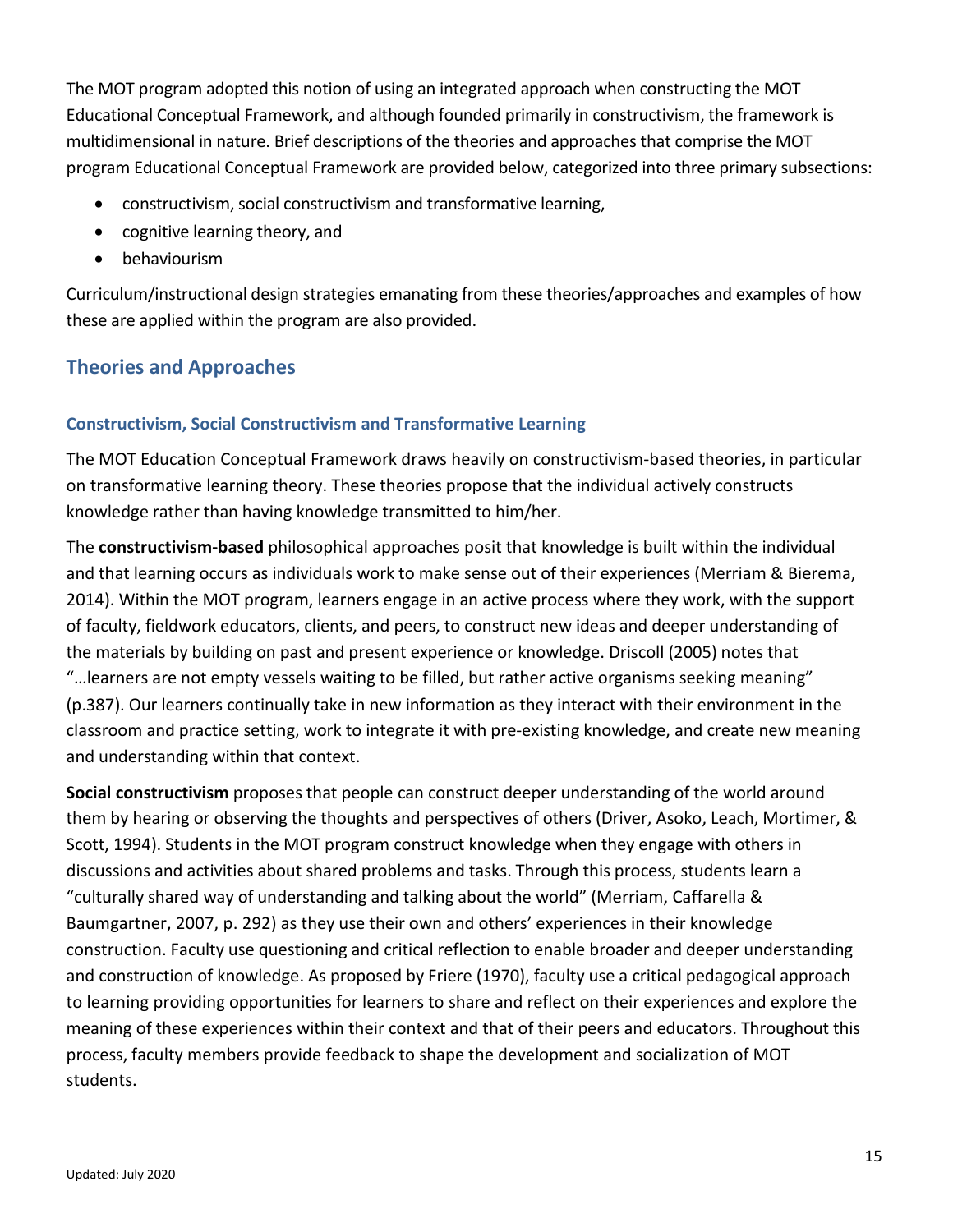The MOT program adopted this notion of using an integrated approach when constructing the MOT Educational Conceptual Framework, and although founded primarily in constructivism, the framework is multidimensional in nature. Brief descriptions of the theories and approaches that comprise the MOT program Educational Conceptual Framework are provided below, categorized into three primary subsections:

- constructivism, social constructivism and transformative learning,
- cognitive learning theory, and
- behaviourism

Curriculum/instructional design strategies emanating from these theories/approaches and examples of how these are applied within the program are also provided.

## Theories and Approaches

### Constructivism, Social Constructivism and Transformative Learning

The MOT Education Conceptual Framework draws heavily on constructivism-based theories, in particular on transformative learning theory. These theories propose that the individual actively constructs knowledge rather than having knowledge transmitted to him/her.

The **constructivism-based** philosophical approaches posit that knowledge is built within the individual and that learning occurs as individuals work to make sense out of their experiences (Merriam & Bierema, 2014). Within the MOT program, learners engage in an active process where they work, with the support of faculty, fieldwork educators, clients, and peers, to construct new ideas and deeper understanding of the materials by building on past and present experience or knowledge. Driscoll (2005) notes that "…learners are not empty vessels waiting to be filled, but rather active organisms seeking meaning" (p.387). Our learners continually take in new information as they interact with their environment in the classroom and practice setting, work to integrate it with pre-existing knowledge, and create new meaning and understanding within that context.

**Social constructivism** proposes that people can construct deeper understanding of the world around them by hearing or observing the thoughts and perspectives of others (Driver, Asoko, Leach, Mortimer, & Scott, 1994). Students in the MOT program construct knowledge when they engage with others in discussions and activities about shared problems and tasks. Through this process, students learn a "culturally shared way of understanding and talking about the world" (Merriam, Caffarella & Baumgartner, 2007, p. 292) as they use their own and others' experiences in their knowledge construction. Faculty use questioning and critical reflection to enable broader and deeper understanding and construction of knowledge. As proposed by Friere (1970), faculty use a critical pedagogical approach to learning providing opportunities for learners to share and reflect on their experiences and explore the meaning of these experiences within their context and that of their peers and educators. Throughout this process, faculty members provide feedback to shape the development and socialization of MOT students.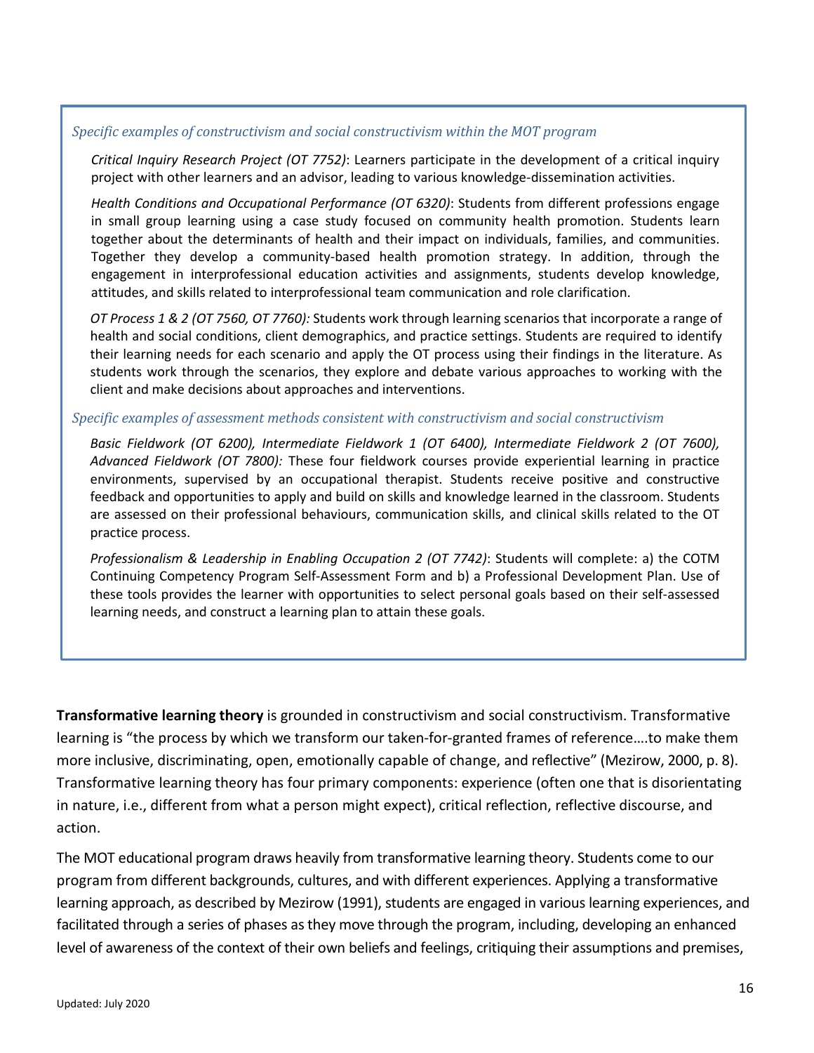*Specific examples of constructivism and social constructivism within the MOT program*

*Critical Inquiry Research Project (OT 7752)*: Learners participate in the development of a critical inquiry project with other learners and an advisor, leading to various knowledge-dissemination activities.

*Health Conditions and Occupational Performance (OT 6320)*: Students from different professions engage in small group learning using a case study focused on community health promotion. Students learn together about the determinants of health and their impact on individuals, families, and communities. Together they develop a community-based health promotion strategy. In addition, through the engagement in interprofessional education activities and assignments, students develop knowledge, attitudes, and skills related to interprofessional team communication and role clarification.

*OT Process 1 & 2 (OT 7560, OT 7760):* Students work through learning scenarios that incorporate a range of health and social conditions, client demographics, and practice settings. Students are required to identify their learning needs for each scenario and apply the OT process using their findings in the literature. As students work through the scenarios, they explore and debate various approaches to working with the client and make decisions about approaches and interventions.

*Specific examples of assessment methods consistent with constructivism and social constructivism*

*Basic Fieldwork (OT 6200), Intermediate Fieldwork 1 (OT 6400), Intermediate Fieldwork 2 (OT 7600), Advanced Fieldwork (OT 7800):* These four fieldwork courses provide experiential learning in practice environments, supervised by an occupational therapist. Students receive positive and constructive feedback and opportunities to apply and build on skills and knowledge learned in the classroom. Students are assessed on their professional behaviours, communication skills, and clinical skills related to the OT practice process.

*Professionalism & Leadership in Enabling Occupation 2 (OT 7742)*: Students will complete: a) the COTM Continuing Competency Program Self-Assessment Form and b) a Professional Development Plan. Use of these tools provides the learner with opportunities to select personal goals based on their self-assessed learning needs, and construct a learning plan to attain these goals.

**Transformative learning theory** is grounded in constructivism and social constructivism. Transformative learning is "the process by which we transform our taken-for-granted frames of reference….to make them more inclusive, discriminating, open, emotionally capable of change, and reflective" (Mezirow, 2000, p. 8). Transformative learning theory has four primary components: experience (often one that is disorientating in nature, i.e., different from what a person might expect), critical reflection, reflective discourse, and action.

The MOT educational program draws heavily from transformative learning theory. Students come to our program from different backgrounds, cultures, and with different experiences. Applying a transformative learning approach, as described by Mezirow (1991), students are engaged in various learning experiences, and facilitated through a series of phases as they move through the program, including, developing an enhanced level of awareness of the context of their own beliefs and feelings, critiquing their assumptions and premises,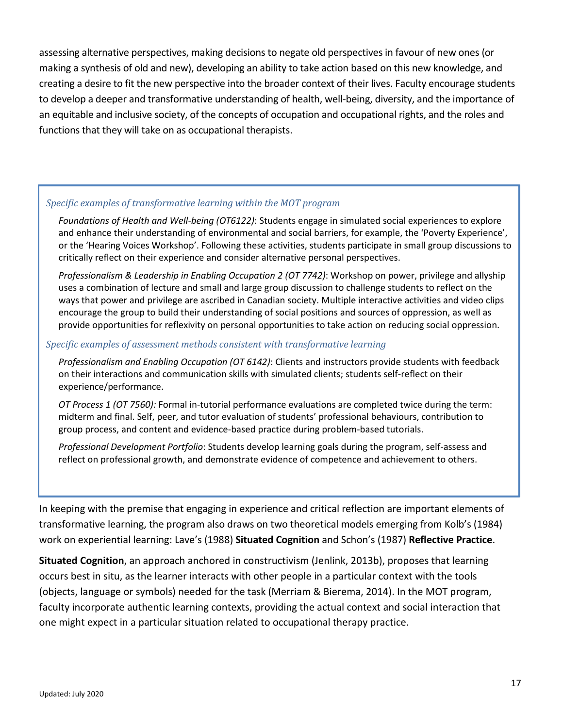assessing alternative perspectives, making decisions to negate old perspectives in favour of new ones (or making a synthesis of old and new), developing an ability to take action based on this new knowledge, and creating a desire to fit the new perspective into the broader context of their lives. Faculty encourage students to develop a deeper and transformative understanding of health, well-being, diversity, and the importance of an equitable and inclusive society, of the concepts of occupation and occupational rights, and the roles and functions that they will take on as occupational therapists.

> *Specific examples of transformative learning within the MOT program*
>
> *Foundations of Health and Well-being (OT6122)*: Students engage in simulated social experiences to explore and enhance their understanding of environmental and social barriers, for example, the 'Poverty Experience', or the 'Hearing Voices Workshop'. Following these activities, students participate in small group discussions to critically reflect on their experience and consider alternative personal perspectives.
>
> *Professionalism & Leadership in Enabling Occupation 2 (OT 7742)*: Workshop on power, privilege and allyship uses a combination of lecture and small and large group discussion to challenge students to reflect on the ways that power and privilege are ascribed in Canadian society. Multiple interactive activities and video clips encourage the group to build their understanding of social positions and sources of oppression, as well as provide opportunities for reflexivity on personal opportunities to take action on reducing social oppression.
>
> *Specific examples of assessment methods consistent with transformative learning*
>
> *Professionalism and Enabling Occupation (OT 6142)*: Clients and instructors provide students with feedback on their interactions and communication skills with simulated clients; students self-reflect on their experience/performance.
>
> *OT Process 1 (OT 7560):* Formal in-tutorial performance evaluations are completed twice during the term: midterm and final. Self, peer, and tutor evaluation of students' professional behaviours, contribution to group process, and content and evidence-based practice during problem-based tutorials.
>
> *Professional Development Portfolio*: Students develop learning goals during the program, self-assess and reflect on professional growth, and demonstrate evidence of competence and achievement to others.

In keeping with the premise that engaging in experience and critical reflection are important elements of transformative learning, the program also draws on two theoretical models emerging from Kolb's (1984) work on experiential learning: Lave's (1988) **Situated Cognition** and Schon's (1987) **Reflective Practice**.

**Situated Cognition**, an approach anchored in constructivism (Jenlink, 2013b), proposes that learning occurs best in situ, as the learner interacts with other people in a particular context with the tools (objects, language or symbols) needed for the task (Merriam & Bierema, 2014). In the MOT program, faculty incorporate authentic learning contexts, providing the actual context and social interaction that one might expect in a particular situation related to occupational therapy practice.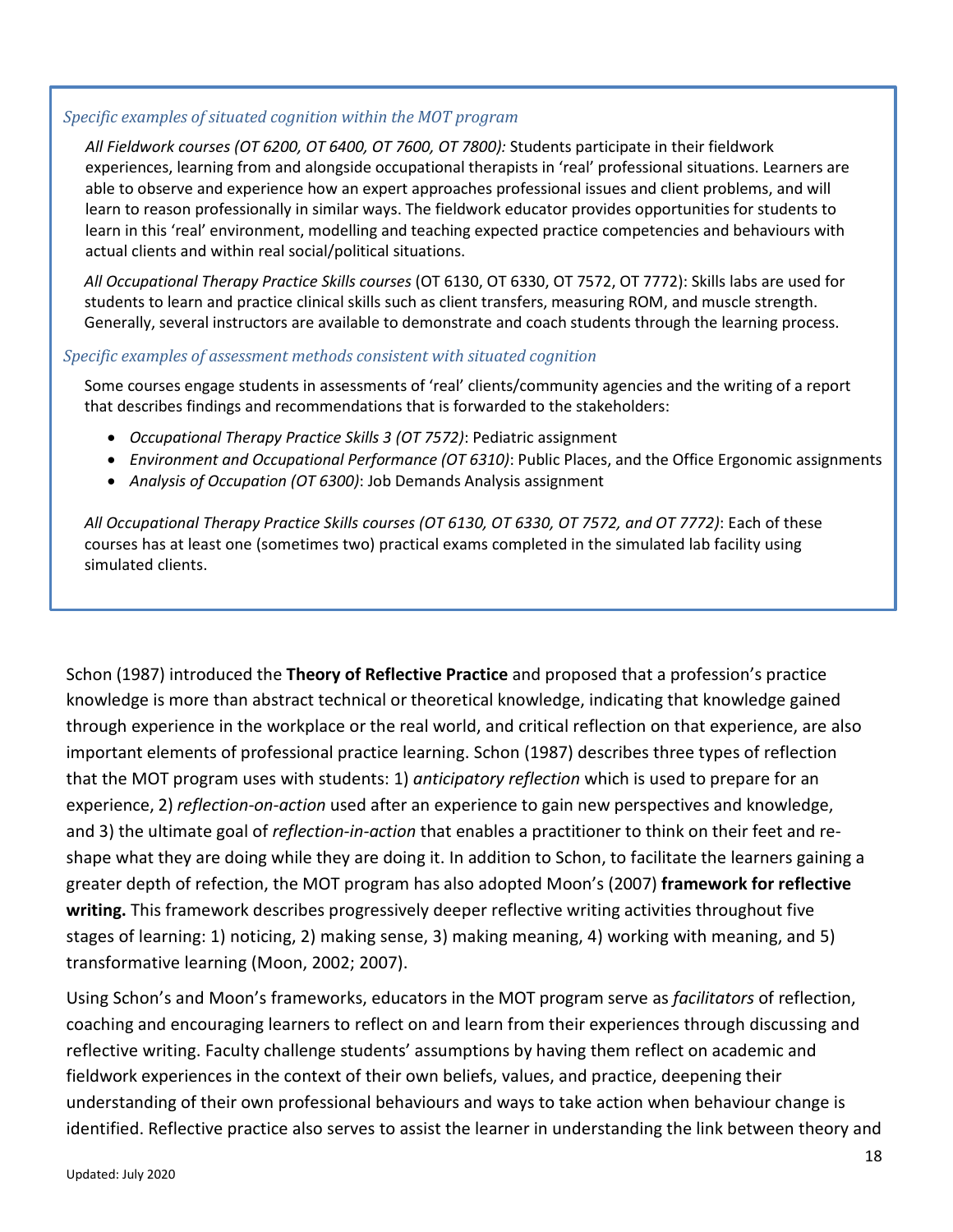*Specific examples of situated cognition within the MOT program*

*All Fieldwork courses (OT 6200, OT 6400, OT 7600, OT 7800):* Students participate in their fieldwork experiences, learning from and alongside occupational therapists in 'real' professional situations. Learners are able to observe and experience how an expert approaches professional issues and client problems, and will learn to reason professionally in similar ways. The fieldwork educator provides opportunities for students to learn in this 'real' environment, modelling and teaching expected practice competencies and behaviours with actual clients and within real social/political situations.

*All Occupational Therapy Practice Skills courses* (OT 6130, OT 6330, OT 7572, OT 7772): Skills labs are used for students to learn and practice clinical skills such as client transfers, measuring ROM, and muscle strength. Generally, several instructors are available to demonstrate and coach students through the learning process.

*Specific examples of assessment methods consistent with situated cognition*

Some courses engage students in assessments of 'real' clients/community agencies and the writing of a report that describes findings and recommendations that is forwarded to the stakeholders:

- *Occupational Therapy Practice Skills 3 (OT 7572)*: Pediatric assignment
- *Environment and Occupational Performance (OT 6310)*: Public Places, and the Office Ergonomic assignments
- *Analysis of Occupation (OT 6300)*: Job Demands Analysis assignment

*All Occupational Therapy Practice Skills courses (OT 6130, OT 6330, OT 7572, and OT 7772)*: Each of these courses has at least one (sometimes two) practical exams completed in the simulated lab facility using simulated clients.

Schon (1987) introduced the **Theory of Reflective Practice** and proposed that a profession's practice knowledge is more than abstract technical or theoretical knowledge, indicating that knowledge gained through experience in the workplace or the real world, and critical reflection on that experience, are also important elements of professional practice learning. Schon (1987) describes three types of reflection that the MOT program uses with students: 1) *anticipatory reflection* which is used to prepare for an experience, 2) *reflection-on-action* used after an experience to gain new perspectives and knowledge, and 3) the ultimate goal of *reflection-in-action* that enables a practitioner to think on their feet and re-shape what they are doing while they are doing it. In addition to Schon, to facilitate the learners gaining a greater depth of refection, the MOT program has also adopted Moon's (2007) **framework for reflective writing.** This framework describes progressively deeper reflective writing activities throughout five stages of learning: 1) noticing, 2) making sense, 3) making meaning, 4) working with meaning, and 5) transformative learning (Moon, 2002; 2007).

Using Schon's and Moon's frameworks, educators in the MOT program serve as *facilitators* of reflection, coaching and encouraging learners to reflect on and learn from their experiences through discussing and reflective writing. Faculty challenge students' assumptions by having them reflect on academic and fieldwork experiences in the context of their own beliefs, values, and practice, deepening their understanding of their own professional behaviours and ways to take action when behaviour change is identified. Reflective practice also serves to assist the learner in understanding the link between theory and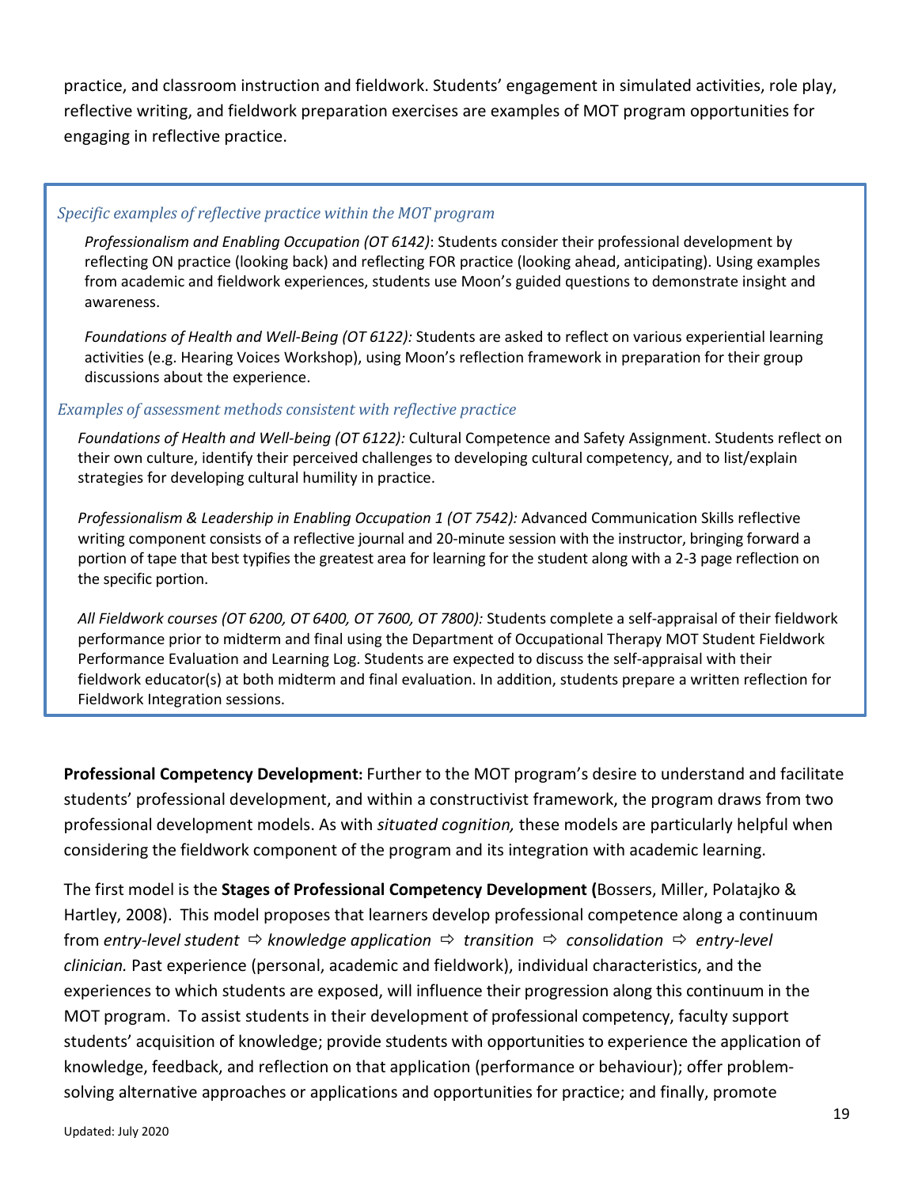practice, and classroom instruction and fieldwork. Students' engagement in simulated activities, role play, reflective writing, and fieldwork preparation exercises are examples of MOT program opportunities for engaging in reflective practice.

*Specific examples of reflective practice within the MOT program*

*Professionalism and Enabling Occupation (OT 6142)*: Students consider their professional development by reflecting ON practice (looking back) and reflecting FOR practice (looking ahead, anticipating). Using examples from academic and fieldwork experiences, students use Moon's guided questions to demonstrate insight and awareness.

*Foundations of Health and Well-Being (OT 6122):* Students are asked to reflect on various experiential learning activities (e.g. Hearing Voices Workshop), using Moon's reflection framework in preparation for their group discussions about the experience.

*Examples of assessment methods consistent with reflective practice*

*Foundations of Health and Well-being (OT 6122):* Cultural Competence and Safety Assignment. Students reflect on their own culture, identify their perceived challenges to developing cultural competency, and to list/explain strategies for developing cultural humility in practice.

*Professionalism & Leadership in Enabling Occupation 1 (OT 7542):* Advanced Communication Skills reflective writing component consists of a reflective journal and 20-minute session with the instructor, bringing forward a portion of tape that best typifies the greatest area for learning for the student along with a 2-3 page reflection on the specific portion.

*All Fieldwork courses (OT 6200, OT 6400, OT 7600, OT 7800):* Students complete a self-appraisal of their fieldwork performance prior to midterm and final using the Department of Occupational Therapy MOT Student Fieldwork Performance Evaluation and Learning Log. Students are expected to discuss the self-appraisal with their fieldwork educator(s) at both midterm and final evaluation. In addition, students prepare a written reflection for Fieldwork Integration sessions.

**Professional Competency Development:** Further to the MOT program's desire to understand and facilitate students' professional development, and within a constructivist framework, the program draws from two professional development models. As with *situated cognition,* these models are particularly helpful when considering the fieldwork component of the program and its integration with academic learning.

The first model is the **Stages of Professional Competency Development (**Bossers, Miller, Polatajko & Hartley, 2008). This model proposes that learners develop professional competence along a continuum from *entry-level student* ⇨ *knowledge application* ⇨ *transition* ⇨ *consolidation* ⇨ *entry-level clinician.* Past experience (personal, academic and fieldwork), individual characteristics, and the experiences to which students are exposed, will influence their progression along this continuum in the MOT program. To assist students in their development of professional competency, faculty support students' acquisition of knowledge; provide students with opportunities to experience the application of knowledge, feedback, and reflection on that application (performance or behaviour); offer problem-solving alternative approaches or applications and opportunities for practice; and finally, promote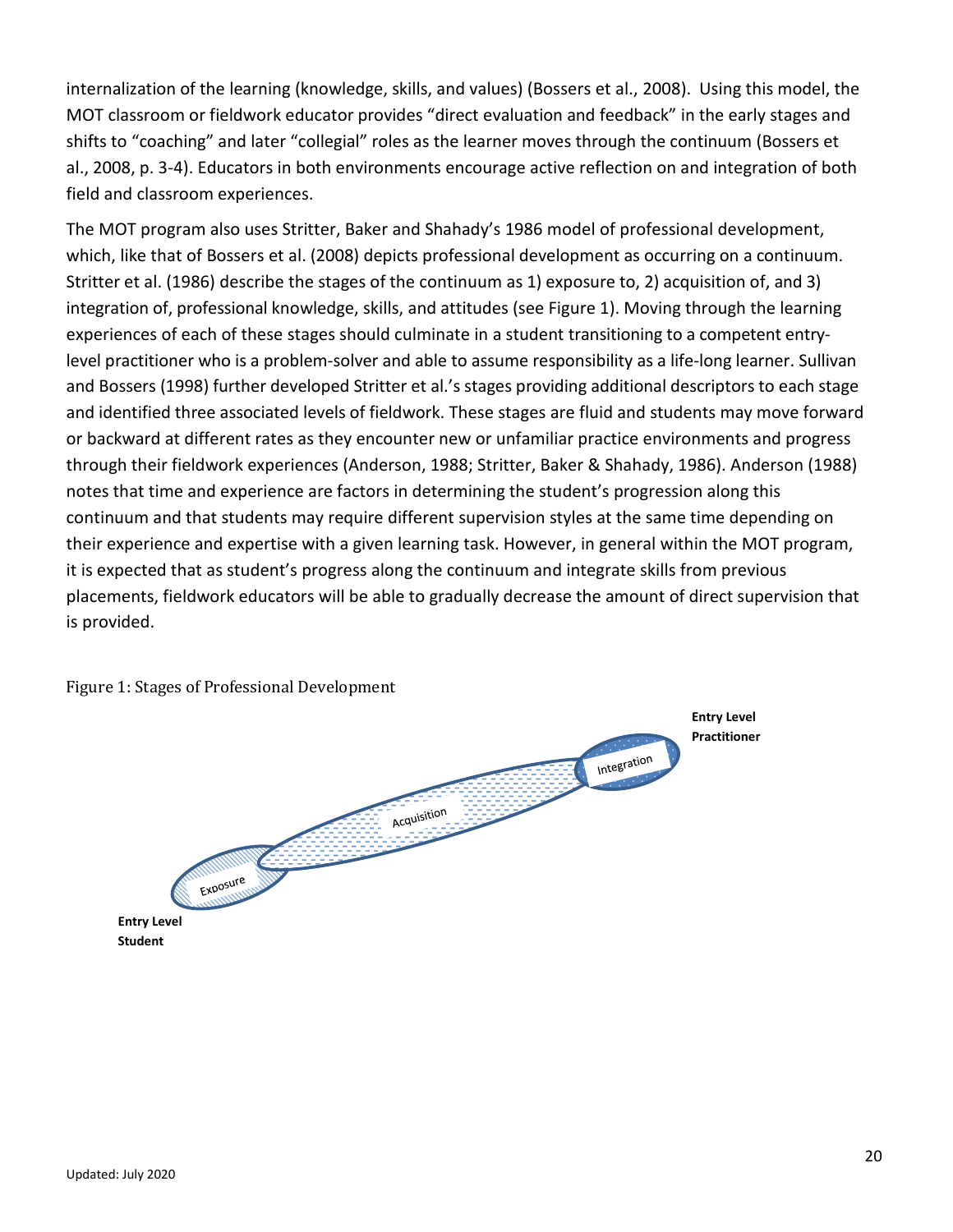internalization of the learning (knowledge, skills, and values) (Bossers et al., 2008). Using this model, the MOT classroom or fieldwork educator provides “direct evaluation and feedback” in the early stages and shifts to “coaching” and later “collegial” roles as the learner moves through the continuum (Bossers et al., 2008, p. 3-4). Educators in both environments encourage active reflection on and integration of both field and classroom experiences.

The MOT program also uses Stritter, Baker and Shahady’s 1986 model of professional development, which, like that of Bossers et al. (2008) depicts professional development as occurring on a continuum. Stritter et al. (1986) describe the stages of the continuum as 1) exposure to, 2) acquisition of, and 3) integration of, professional knowledge, skills, and attitudes (see Figure 1). Moving through the learning experiences of each of these stages should culminate in a student transitioning to a competent entry-level practitioner who is a problem-solver and able to assume responsibility as a life-long learner. Sullivan and Bossers (1998) further developed Stritter et al.’s stages providing additional descriptors to each stage and identified three associated levels of fieldwork. These stages are fluid and students may move forward or backward at different rates as they encounter new or unfamiliar practice environments and progress through their fieldwork experiences (Anderson, 1988; Stritter, Baker & Shahady, 1986). Anderson (1988) notes that time and experience are factors in determining the student’s progression along this continuum and that students may require different supervision styles at the same time depending on their experience and expertise with a given learning task. However, in general within the MOT program, it is expected that as student’s progress along the continuum and integrate skills from previous placements, fieldwork educators will be able to gradually decrease the amount of direct supervision that is provided.

Figure 1: Stages of Professional Development

**Entry Level Practitioner**

Integration

Acquisition

Exposure

**Entry Level Student**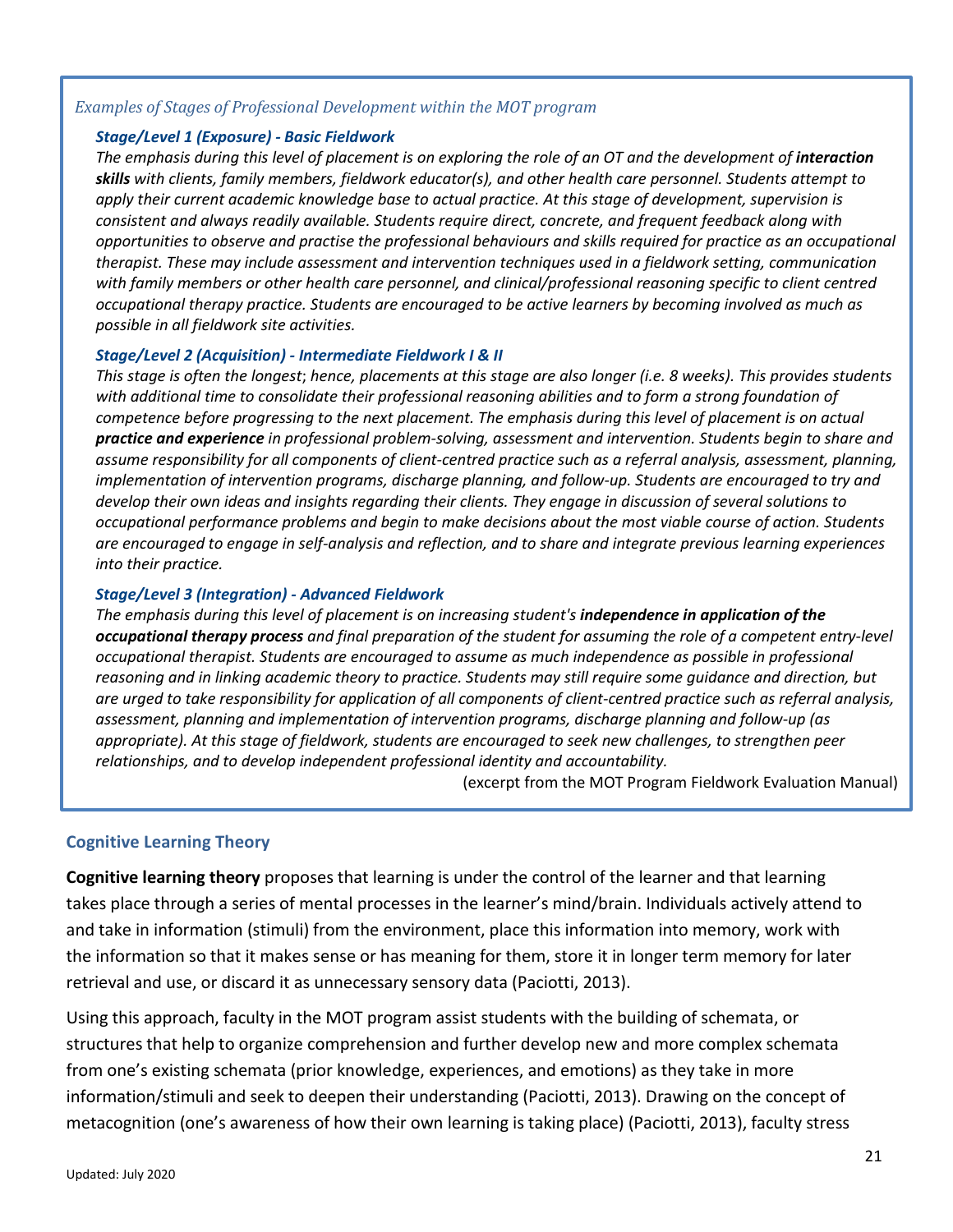*Examples of Stages of Professional Development within the MOT program*

***Stage/Level 1 (Exposure) - Basic Fieldwork***

*The emphasis during this level of placement is on exploring the role of an OT and the development of **interaction skills** with clients, family members, fieldwork educator(s), and other health care personnel. Students attempt to apply their current academic knowledge base to actual practice. At this stage of development, supervision is consistent and always readily available. Students require direct, concrete, and frequent feedback along with opportunities to observe and practise the professional behaviours and skills required for practice as an occupational therapist. These may include assessment and intervention techniques used in a fieldwork setting, communication with family members or other health care personnel, and clinical/professional reasoning specific to client centred occupational therapy practice. Students are encouraged to be active learners by becoming involved as much as possible in all fieldwork site activities.*

***Stage/Level 2 (Acquisition) - Intermediate Fieldwork I & II***

*This stage is often the longest; hence, placements at this stage are also longer (i.e. 8 weeks). This provides students with additional time to consolidate their professional reasoning abilities and to form a strong foundation of competence before progressing to the next placement. The emphasis during this level of placement is on actual **practice and experience** in professional problem-solving, assessment and intervention. Students begin to share and assume responsibility for all components of client-centred practice such as a referral analysis, assessment, planning, implementation of intervention programs, discharge planning, and follow-up. Students are encouraged to try and develop their own ideas and insights regarding their clients. They engage in discussion of several solutions to occupational performance problems and begin to make decisions about the most viable course of action. Students are encouraged to engage in self-analysis and reflection, and to share and integrate previous learning experiences into their practice.*

***Stage/Level 3 (Integration) - Advanced Fieldwork***

*The emphasis during this level of placement is on increasing student's **independence in application of the occupational therapy process** and final preparation of the student for assuming the role of a competent entry-level occupational therapist. Students are encouraged to assume as much independence as possible in professional reasoning and in linking academic theory to practice. Students may still require some guidance and direction, but are urged to take responsibility for application of all components of client-centred practice such as referral analysis, assessment, planning and implementation of intervention programs, discharge planning and follow-up (as appropriate). At this stage of fieldwork, students are encouraged to seek new challenges, to strengthen peer relationships, and to develop independent professional identity and accountability.*

(excerpt from the MOT Program Fieldwork Evaluation Manual)

## Cognitive Learning Theory

**Cognitive learning theory** proposes that learning is under the control of the learner and that learning takes place through a series of mental processes in the learner's mind/brain. Individuals actively attend to and take in information (stimuli) from the environment, place this information into memory, work with the information so that it makes sense or has meaning for them, store it in longer term memory for later retrieval and use, or discard it as unnecessary sensory data (Paciotti, 2013).

Using this approach, faculty in the MOT program assist students with the building of schemata, or structures that help to organize comprehension and further develop new and more complex schemata from one's existing schemata (prior knowledge, experiences, and emotions) as they take in more information/stimuli and seek to deepen their understanding (Paciotti, 2013). Drawing on the concept of metacognition (one's awareness of how their own learning is taking place) (Paciotti, 2013), faculty stress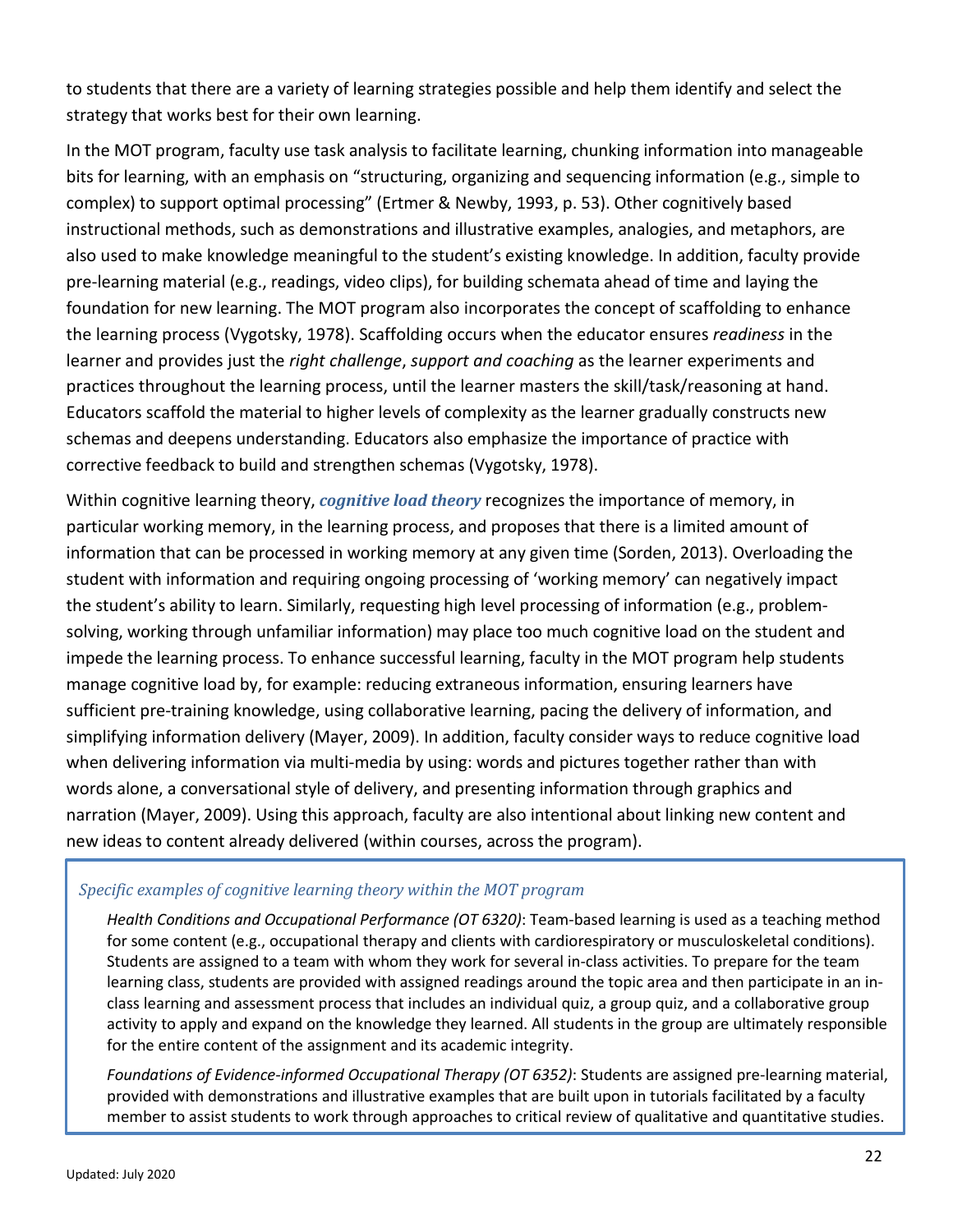to students that there are a variety of learning strategies possible and help them identify and select the strategy that works best for their own learning.

In the MOT program, faculty use task analysis to facilitate learning, chunking information into manageable bits for learning, with an emphasis on "structuring, organizing and sequencing information (e.g., simple to complex) to support optimal processing" (Ertmer & Newby, 1993, p. 53). Other cognitively based instructional methods, such as demonstrations and illustrative examples, analogies, and metaphors, are also used to make knowledge meaningful to the student's existing knowledge. In addition, faculty provide pre-learning material (e.g., readings, video clips), for building schemata ahead of time and laying the foundation for new learning. The MOT program also incorporates the concept of scaffolding to enhance the learning process (Vygotsky, 1978). Scaffolding occurs when the educator ensures *readiness* in the learner and provides just the *right challenge*, *support and coaching* as the learner experiments and practices throughout the learning process, until the learner masters the skill/task/reasoning at hand. Educators scaffold the material to higher levels of complexity as the learner gradually constructs new schemas and deepens understanding. Educators also emphasize the importance of practice with corrective feedback to build and strengthen schemas (Vygotsky, 1978).

Within cognitive learning theory, ***cognitive load theory*** recognizes the importance of memory, in particular working memory, in the learning process, and proposes that there is a limited amount of information that can be processed in working memory at any given time (Sorden, 2013). Overloading the student with information and requiring ongoing processing of 'working memory' can negatively impact the student's ability to learn. Similarly, requesting high level processing of information (e.g., problem-solving, working through unfamiliar information) may place too much cognitive load on the student and impede the learning process. To enhance successful learning, faculty in the MOT program help students manage cognitive load by, for example: reducing extraneous information, ensuring learners have sufficient pre-training knowledge, using collaborative learning, pacing the delivery of information, and simplifying information delivery (Mayer, 2009). In addition, faculty consider ways to reduce cognitive load when delivering information via multi-media by using: words and pictures together rather than with words alone, a conversational style of delivery, and presenting information through graphics and narration (Mayer, 2009). Using this approach, faculty are also intentional about linking new content and new ideas to content already delivered (within courses, across the program).

> *Specific examples of cognitive learning theory within the MOT program*
>
> *Health Conditions and Occupational Performance (OT 6320)*: Team-based learning is used as a teaching method for some content (e.g., occupational therapy and clients with cardiorespiratory or musculoskeletal conditions). Students are assigned to a team with whom they work for several in-class activities. To prepare for the team learning class, students are provided with assigned readings around the topic area and then participate in an in-class learning and assessment process that includes an individual quiz, a group quiz, and a collaborative group activity to apply and expand on the knowledge they learned. All students in the group are ultimately responsible for the entire content of the assignment and its academic integrity.
>
> *Foundations of Evidence-informed Occupational Therapy (OT 6352)*: Students are assigned pre-learning material, provided with demonstrations and illustrative examples that are built upon in tutorials facilitated by a faculty member to assist students to work through approaches to critical review of qualitative and quantitative studies.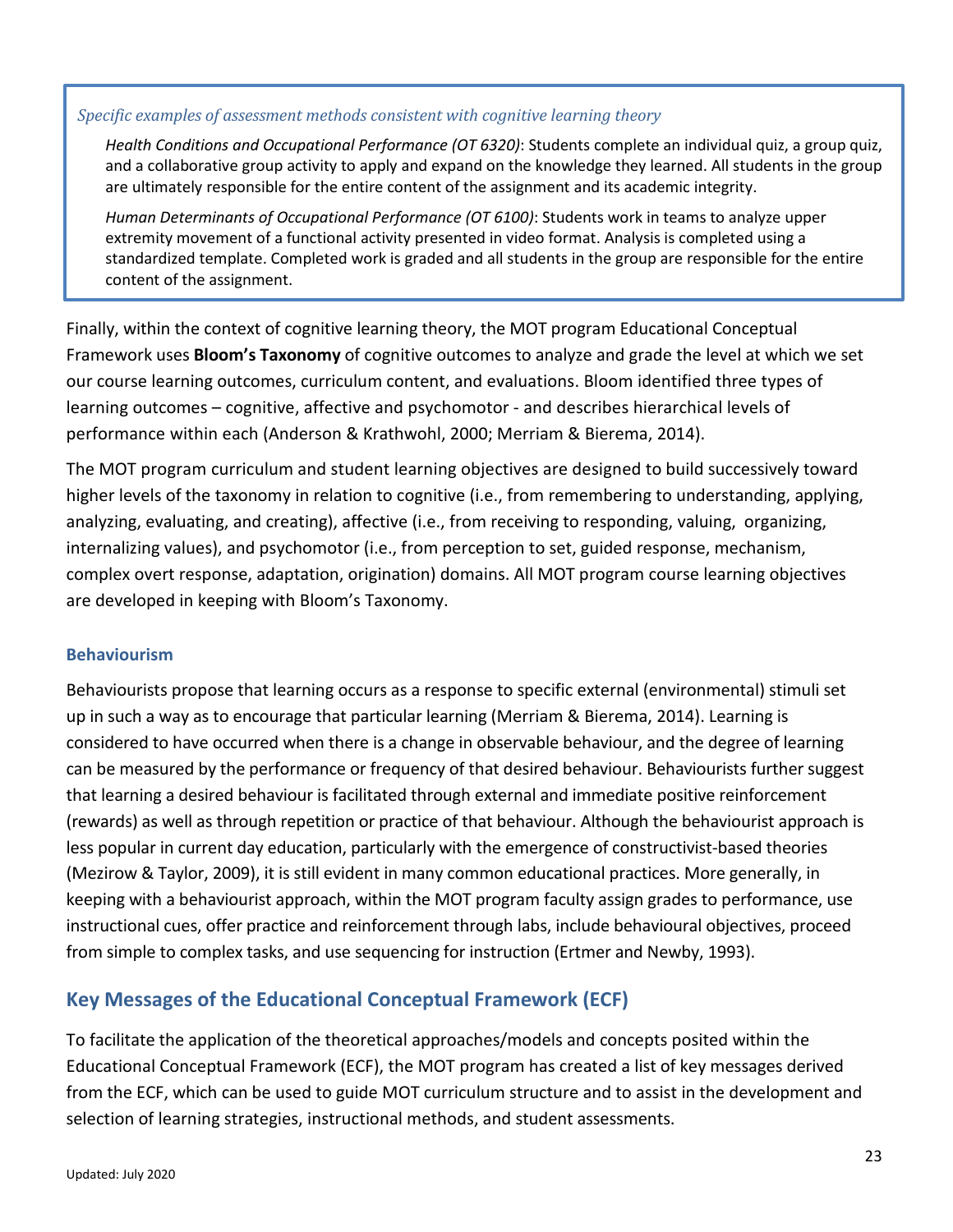*Specific examples of assessment methods consistent with cognitive learning theory*

*Health Conditions and Occupational Performance (OT 6320)*: Students complete an individual quiz, a group quiz, and a collaborative group activity to apply and expand on the knowledge they learned. All students in the group are ultimately responsible for the entire content of the assignment and its academic integrity.

*Human Determinants of Occupational Performance (OT 6100)*: Students work in teams to analyze upper extremity movement of a functional activity presented in video format. Analysis is completed using a standardized template. Completed work is graded and all students in the group are responsible for the entire content of the assignment.

Finally, within the context of cognitive learning theory, the MOT program Educational Conceptual Framework uses **Bloom's Taxonomy** of cognitive outcomes to analyze and grade the level at which we set our course learning outcomes, curriculum content, and evaluations. Bloom identified three types of learning outcomes – cognitive, affective and psychomotor - and describes hierarchical levels of performance within each (Anderson & Krathwohl, 2000; Merriam & Bierema, 2014).

The MOT program curriculum and student learning objectives are designed to build successively toward higher levels of the taxonomy in relation to cognitive (i.e., from remembering to understanding, applying, analyzing, evaluating, and creating), affective (i.e., from receiving to responding, valuing, organizing, internalizing values), and psychomotor (i.e., from perception to set, guided response, mechanism, complex overt response, adaptation, origination) domains. All MOT program course learning objectives are developed in keeping with Bloom's Taxonomy.

### Behaviourism

Behaviourists propose that learning occurs as a response to specific external (environmental) stimuli set up in such a way as to encourage that particular learning (Merriam & Bierema, 2014). Learning is considered to have occurred when there is a change in observable behaviour, and the degree of learning can be measured by the performance or frequency of that desired behaviour. Behaviourists further suggest that learning a desired behaviour is facilitated through external and immediate positive reinforcement (rewards) as well as through repetition or practice of that behaviour. Although the behaviourist approach is less popular in current day education, particularly with the emergence of constructivist-based theories (Mezirow & Taylor, 2009), it is still evident in many common educational practices. More generally, in keeping with a behaviourist approach, within the MOT program faculty assign grades to performance, use instructional cues, offer practice and reinforcement through labs, include behavioural objectives, proceed from simple to complex tasks, and use sequencing for instruction (Ertmer and Newby, 1993).

## Key Messages of the Educational Conceptual Framework (ECF)

To facilitate the application of the theoretical approaches/models and concepts posited within the Educational Conceptual Framework (ECF), the MOT program has created a list of key messages derived from the ECF, which can be used to guide MOT curriculum structure and to assist in the development and selection of learning strategies, instructional methods, and student assessments.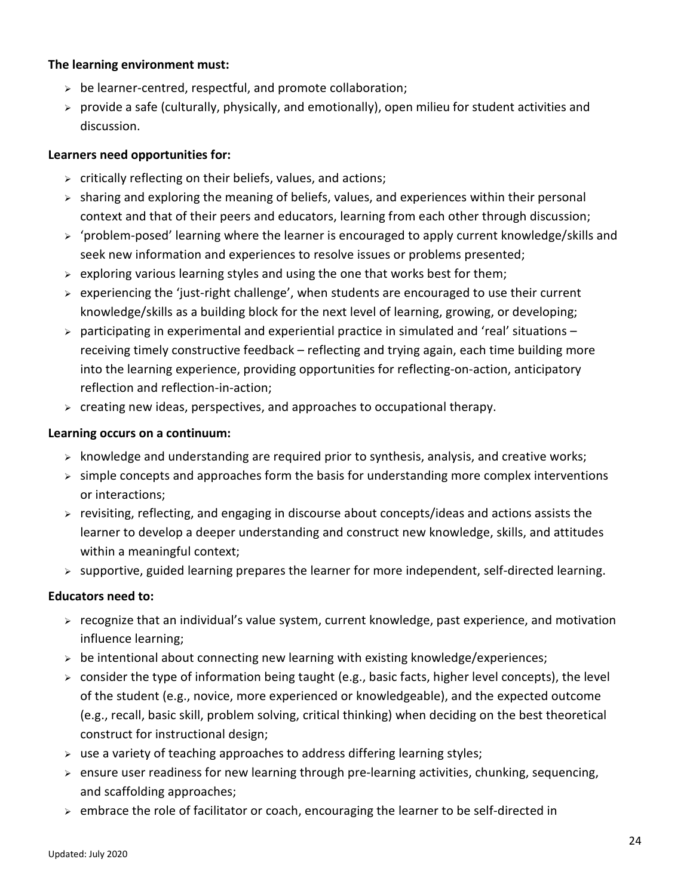**The learning environment must:**

- be learner-centred, respectful, and promote collaboration;
- provide a safe (culturally, physically, and emotionally), open milieu for student activities and discussion.

**Learners need opportunities for:**

- critically reflecting on their beliefs, values, and actions;
- sharing and exploring the meaning of beliefs, values, and experiences within their personal context and that of their peers and educators, learning from each other through discussion;
- 'problem-posed' learning where the learner is encouraged to apply current knowledge/skills and seek new information and experiences to resolve issues or problems presented;
- exploring various learning styles and using the one that works best for them;
- experiencing the 'just-right challenge', when students are encouraged to use their current knowledge/skills as a building block for the next level of learning, growing, or developing;
- participating in experimental and experiential practice in simulated and 'real' situations – receiving timely constructive feedback – reflecting and trying again, each time building more into the learning experience, providing opportunities for reflecting-on-action, anticipatory reflection and reflection-in-action;
- creating new ideas, perspectives, and approaches to occupational therapy.

**Learning occurs on a continuum:**

- knowledge and understanding are required prior to synthesis, analysis, and creative works;
- simple concepts and approaches form the basis for understanding more complex interventions or interactions;
- revisiting, reflecting, and engaging in discourse about concepts/ideas and actions assists the learner to develop a deeper understanding and construct new knowledge, skills, and attitudes within a meaningful context;
- supportive, guided learning prepares the learner for more independent, self-directed learning.

**Educators need to:**

- recognize that an individual's value system, current knowledge, past experience, and motivation influence learning;
- be intentional about connecting new learning with existing knowledge/experiences;
- consider the type of information being taught (e.g., basic facts, higher level concepts), the level of the student (e.g., novice, more experienced or knowledgeable), and the expected outcome (e.g., recall, basic skill, problem solving, critical thinking) when deciding on the best theoretical construct for instructional design;
- use a variety of teaching approaches to address differing learning styles;
- ensure user readiness for new learning through pre-learning activities, chunking, sequencing, and scaffolding approaches;
- embrace the role of facilitator or coach, encouraging the learner to be self-directed in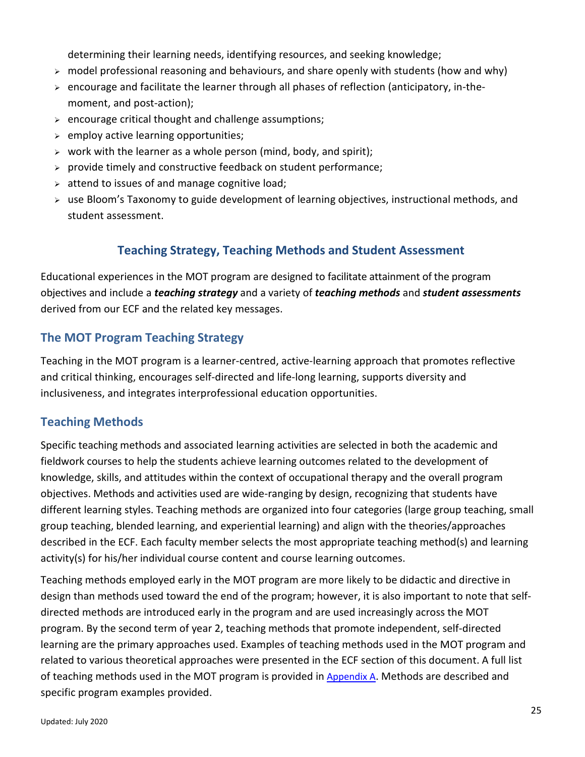determining their learning needs, identifying resources, and seeking knowledge;

- model professional reasoning and behaviours, and share openly with students (how and why)
- encourage and facilitate the learner through all phases of reflection (anticipatory, in-the-moment, and post-action);
- encourage critical thought and challenge assumptions;
- employ active learning opportunities;
- work with the learner as a whole person (mind, body, and spirit);
- provide timely and constructive feedback on student performance;
- attend to issues of and manage cognitive load;
- use Bloom's Taxonomy to guide development of learning objectives, instructional methods, and student assessment.

## Teaching Strategy, Teaching Methods and Student Assessment

Educational experiences in the MOT program are designed to facilitate attainment of the program objectives and include a ***teaching strategy*** and a variety of ***teaching methods*** and ***student assessments*** derived from our ECF and the related key messages.

### The MOT Program Teaching Strategy

Teaching in the MOT program is a learner-centred, active-learning approach that promotes reflective and critical thinking, encourages self-directed and life-long learning, supports diversity and inclusiveness, and integrates interprofessional education opportunities.

### Teaching Methods

Specific teaching methods and associated learning activities are selected in both the academic and fieldwork courses to help the students achieve learning outcomes related to the development of knowledge, skills, and attitudes within the context of occupational therapy and the overall program objectives. Methods and activities used are wide-ranging by design, recognizing that students have different learning styles. Teaching methods are organized into four categories (large group teaching, small group teaching, blended learning, and experiential learning) and align with the theories/approaches described in the ECF. Each faculty member selects the most appropriate teaching method(s) and learning activity(s) for his/her individual course content and course learning outcomes.

Teaching methods employed early in the MOT program are more likely to be didactic and directive in design than methods used toward the end of the program; however, it is also important to note that self-directed methods are introduced early in the program and are used increasingly across the MOT program. By the second term of year 2, teaching methods that promote independent, self-directed learning are the primary approaches used. Examples of teaching methods used in the MOT program and related to various theoretical approaches were presented in the ECF section of this document. A full list of teaching methods used in the MOT program is provided in Appendix A. Methods are described and specific program examples provided.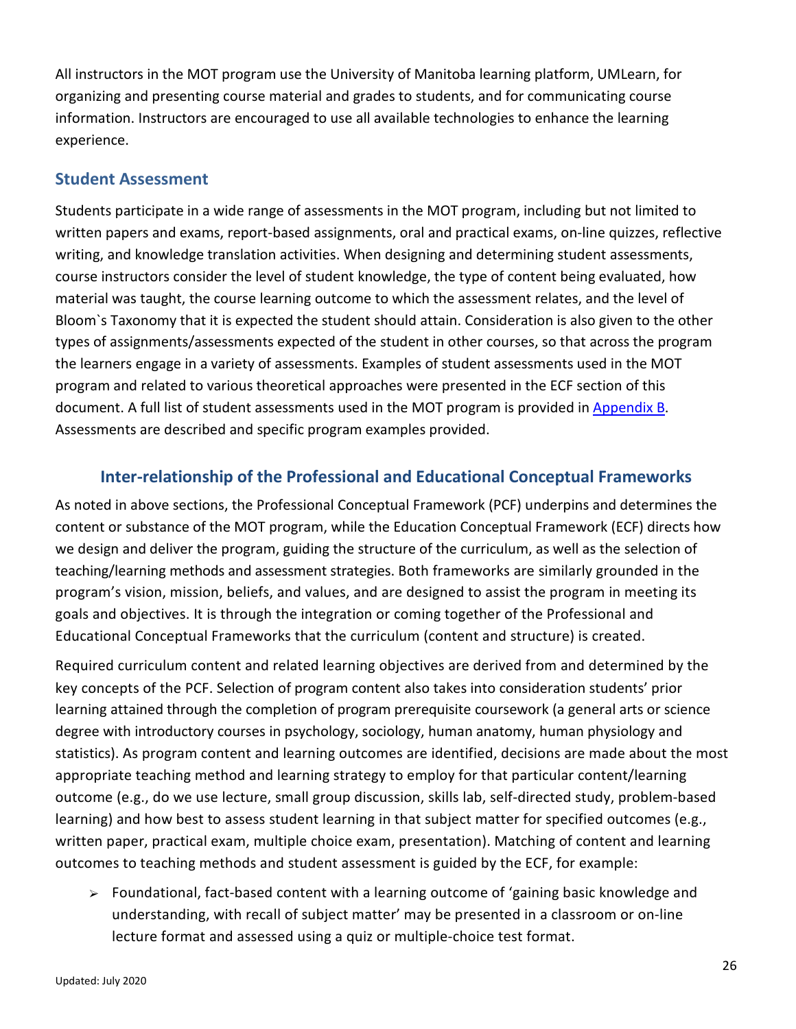All instructors in the MOT program use the University of Manitoba learning platform, UMLearn, for organizing and presenting course material and grades to students, and for communicating course information. Instructors are encouraged to use all available technologies to enhance the learning experience.

### Student Assessment

Students participate in a wide range of assessments in the MOT program, including but not limited to written papers and exams, report-based assignments, oral and practical exams, on-line quizzes, reflective writing, and knowledge translation activities. When designing and determining student assessments, course instructors consider the level of student knowledge, the type of content being evaluated, how material was taught, the course learning outcome to which the assessment relates, and the level of Bloom`s Taxonomy that it is expected the student should attain. Consideration is also given to the other types of assignments/assessments expected of the student in other courses, so that across the program the learners engage in a variety of assessments. Examples of student assessments used in the MOT program and related to various theoretical approaches were presented in the ECF section of this document. A full list of student assessments used in the MOT program is provided in Appendix B. Assessments are described and specific program examples provided.

## Inter-relationship of the Professional and Educational Conceptual Frameworks

As noted in above sections, the Professional Conceptual Framework (PCF) underpins and determines the content or substance of the MOT program, while the Education Conceptual Framework (ECF) directs how we design and deliver the program, guiding the structure of the curriculum, as well as the selection of teaching/learning methods and assessment strategies. Both frameworks are similarly grounded in the program's vision, mission, beliefs, and values, and are designed to assist the program in meeting its goals and objectives. It is through the integration or coming together of the Professional and Educational Conceptual Frameworks that the curriculum (content and structure) is created.

Required curriculum content and related learning objectives are derived from and determined by the key concepts of the PCF. Selection of program content also takes into consideration students' prior learning attained through the completion of program prerequisite coursework (a general arts or science degree with introductory courses in psychology, sociology, human anatomy, human physiology and statistics). As program content and learning outcomes are identified, decisions are made about the most appropriate teaching method and learning strategy to employ for that particular content/learning outcome (e.g., do we use lecture, small group discussion, skills lab, self-directed study, problem-based learning) and how best to assess student learning in that subject matter for specified outcomes (e.g., written paper, practical exam, multiple choice exam, presentation). Matching of content and learning outcomes to teaching methods and student assessment is guided by the ECF, for example:

- Foundational, fact-based content with a learning outcome of 'gaining basic knowledge and understanding, with recall of subject matter' may be presented in a classroom or on-line lecture format and assessed using a quiz or multiple-choice test format.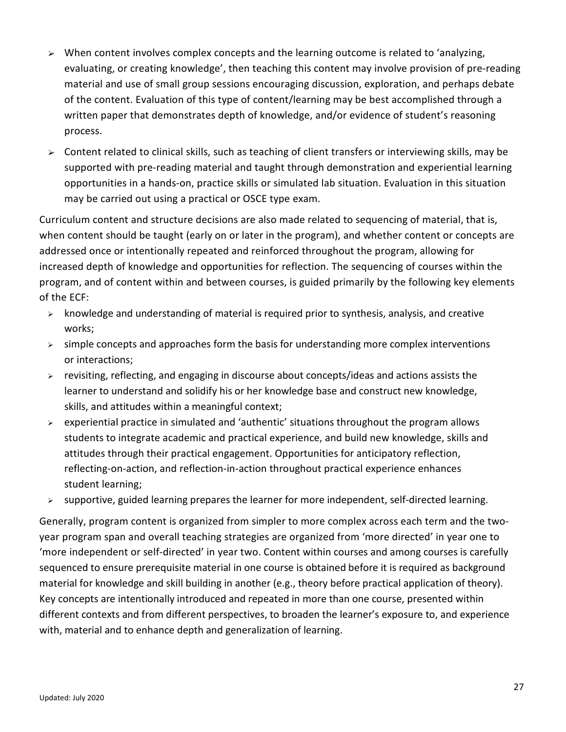- When content involves complex concepts and the learning outcome is related to 'analyzing, evaluating, or creating knowledge', then teaching this content may involve provision of pre-reading material and use of small group sessions encouraging discussion, exploration, and perhaps debate of the content. Evaluation of this type of content/learning may be best accomplished through a written paper that demonstrates depth of knowledge, and/or evidence of student's reasoning process.
- Content related to clinical skills, such as teaching of client transfers or interviewing skills, may be supported with pre-reading material and taught through demonstration and experiential learning opportunities in a hands-on, practice skills or simulated lab situation. Evaluation in this situation may be carried out using a practical or OSCE type exam.

Curriculum content and structure decisions are also made related to sequencing of material, that is, when content should be taught (early on or later in the program), and whether content or concepts are addressed once or intentionally repeated and reinforced throughout the program, allowing for increased depth of knowledge and opportunities for reflection. The sequencing of courses within the program, and of content within and between courses, is guided primarily by the following key elements of the ECF:

- knowledge and understanding of material is required prior to synthesis, analysis, and creative works;
- simple concepts and approaches form the basis for understanding more complex interventions or interactions;
- revisiting, reflecting, and engaging in discourse about concepts/ideas and actions assists the learner to understand and solidify his or her knowledge base and construct new knowledge, skills, and attitudes within a meaningful context;
- experiential practice in simulated and 'authentic' situations throughout the program allows students to integrate academic and practical experience, and build new knowledge, skills and attitudes through their practical engagement. Opportunities for anticipatory reflection, reflecting-on-action, and reflection-in-action throughout practical experience enhances student learning;
- supportive, guided learning prepares the learner for more independent, self-directed learning.

Generally, program content is organized from simpler to more complex across each term and the two-year program span and overall teaching strategies are organized from 'more directed' in year one to 'more independent or self-directed' in year two. Content within courses and among courses is carefully sequenced to ensure prerequisite material in one course is obtained before it is required as background material for knowledge and skill building in another (e.g., theory before practical application of theory). Key concepts are intentionally introduced and repeated in more than one course, presented within different contexts and from different perspectives, to broaden the learner's exposure to, and experience with, material and to enhance depth and generalization of learning.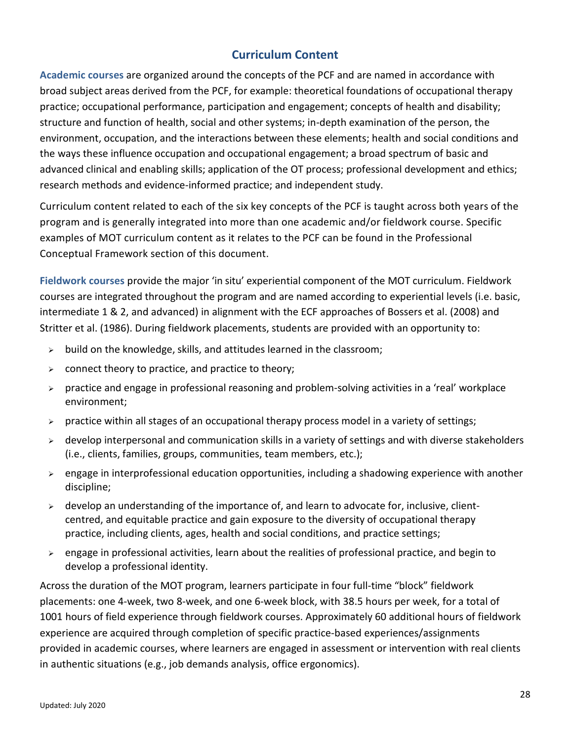## Curriculum Content

**Academic courses** are organized around the concepts of the PCF and are named in accordance with broad subject areas derived from the PCF, for example: theoretical foundations of occupational therapy practice; occupational performance, participation and engagement; concepts of health and disability; structure and function of health, social and other systems; in-depth examination of the person, the environment, occupation, and the interactions between these elements; health and social conditions and the ways these influence occupation and occupational engagement; a broad spectrum of basic and advanced clinical and enabling skills; application of the OT process; professional development and ethics; research methods and evidence-informed practice; and independent study.

Curriculum content related to each of the six key concepts of the PCF is taught across both years of the program and is generally integrated into more than one academic and/or fieldwork course. Specific examples of MOT curriculum content as it relates to the PCF can be found in the Professional Conceptual Framework section of this document.

**Fieldwork courses** provide the major 'in situ' experiential component of the MOT curriculum. Fieldwork courses are integrated throughout the program and are named according to experiential levels (i.e. basic, intermediate 1 & 2, and advanced) in alignment with the ECF approaches of Bossers et al. (2008) and Stritter et al. (1986). During fieldwork placements, students are provided with an opportunity to:

- build on the knowledge, skills, and attitudes learned in the classroom;
- connect theory to practice, and practice to theory;
- practice and engage in professional reasoning and problem-solving activities in a 'real' workplace environment;
- practice within all stages of an occupational therapy process model in a variety of settings;
- develop interpersonal and communication skills in a variety of settings and with diverse stakeholders (i.e., clients, families, groups, communities, team members, etc.);
- engage in interprofessional education opportunities, including a shadowing experience with another discipline;
- develop an understanding of the importance of, and learn to advocate for, inclusive, client-centred, and equitable practice and gain exposure to the diversity of occupational therapy practice, including clients, ages, health and social conditions, and practice settings;
- engage in professional activities, learn about the realities of professional practice, and begin to develop a professional identity.

Across the duration of the MOT program, learners participate in four full-time "block" fieldwork placements: one 4-week, two 8-week, and one 6-week block, with 38.5 hours per week, for a total of 1001 hours of field experience through fieldwork courses. Approximately 60 additional hours of fieldwork experience are acquired through completion of specific practice-based experiences/assignments provided in academic courses, where learners are engaged in assessment or intervention with real clients in authentic situations (e.g., job demands analysis, office ergonomics).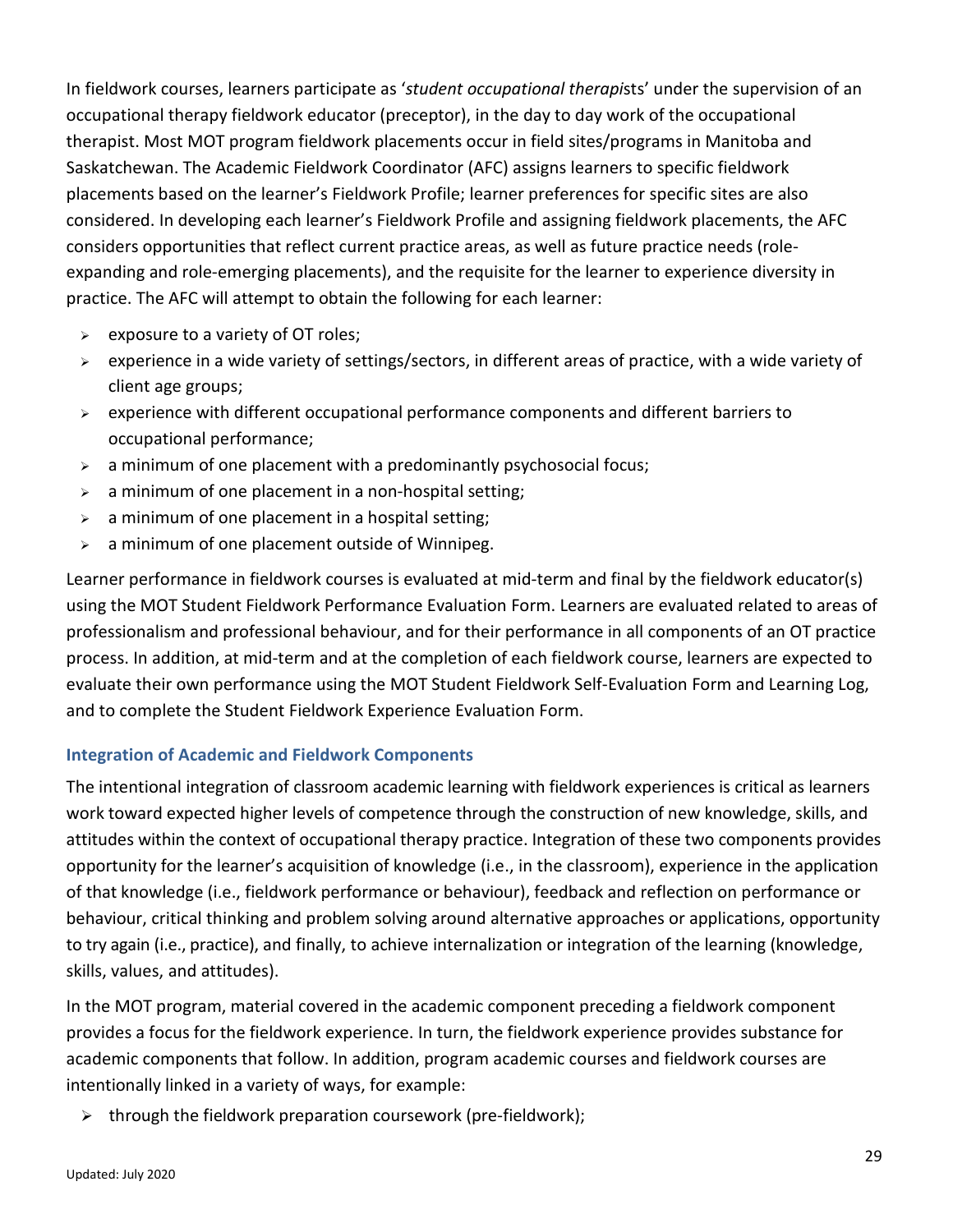In fieldwork courses, learners participate as '*student occupational therapists*' under the supervision of an occupational therapy fieldwork educator (preceptor), in the day to day work of the occupational therapist. Most MOT program fieldwork placements occur in field sites/programs in Manitoba and Saskatchewan. The Academic Fieldwork Coordinator (AFC) assigns learners to specific fieldwork placements based on the learner's Fieldwork Profile; learner preferences for specific sites are also considered. In developing each learner's Fieldwork Profile and assigning fieldwork placements, the AFC considers opportunities that reflect current practice areas, as well as future practice needs (role-expanding and role-emerging placements), and the requisite for the learner to experience diversity in practice. The AFC will attempt to obtain the following for each learner:

- exposure to a variety of OT roles;
- experience in a wide variety of settings/sectors, in different areas of practice, with a wide variety of client age groups;
- experience with different occupational performance components and different barriers to occupational performance;
- a minimum of one placement with a predominantly psychosocial focus;
- a minimum of one placement in a non-hospital setting;
- a minimum of one placement in a hospital setting;
- a minimum of one placement outside of Winnipeg.

Learner performance in fieldwork courses is evaluated at mid-term and final by the fieldwork educator(s) using the MOT Student Fieldwork Performance Evaluation Form. Learners are evaluated related to areas of professionalism and professional behaviour, and for their performance in all components of an OT practice process. In addition, at mid-term and at the completion of each fieldwork course, learners are expected to evaluate their own performance using the MOT Student Fieldwork Self-Evaluation Form and Learning Log, and to complete the Student Fieldwork Experience Evaluation Form.

### Integration of Academic and Fieldwork Components

The intentional integration of classroom academic learning with fieldwork experiences is critical as learners work toward expected higher levels of competence through the construction of new knowledge, skills, and attitudes within the context of occupational therapy practice. Integration of these two components provides opportunity for the learner's acquisition of knowledge (i.e., in the classroom), experience in the application of that knowledge (i.e., fieldwork performance or behaviour), feedback and reflection on performance or behaviour, critical thinking and problem solving around alternative approaches or applications, opportunity to try again (i.e., practice), and finally, to achieve internalization or integration of the learning (knowledge, skills, values, and attitudes).

In the MOT program, material covered in the academic component preceding a fieldwork component provides a focus for the fieldwork experience. In turn, the fieldwork experience provides substance for academic components that follow. In addition, program academic courses and fieldwork courses are intentionally linked in a variety of ways, for example:

- through the fieldwork preparation coursework (pre-fieldwork);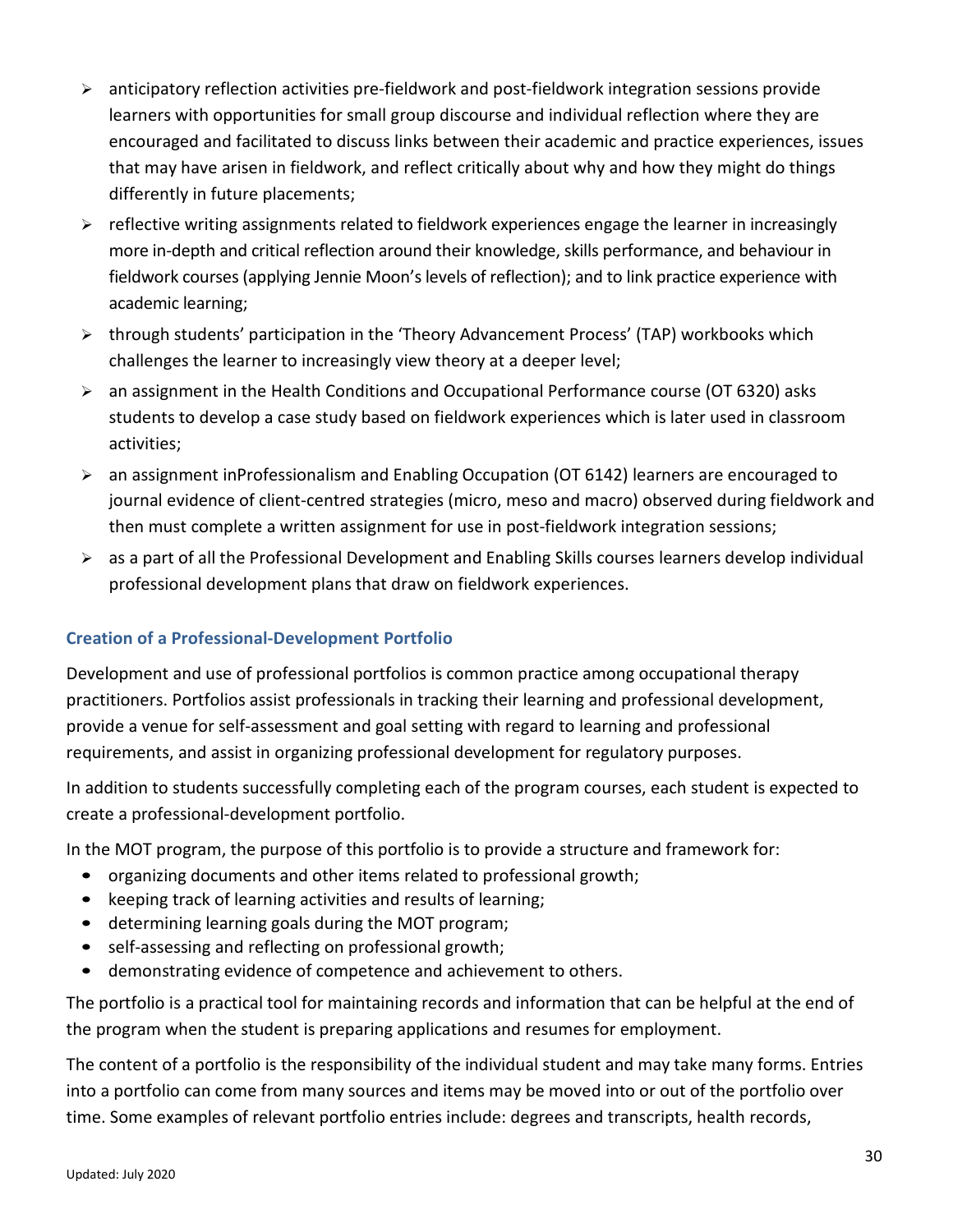- anticipatory reflection activities pre-fieldwork and post-fieldwork integration sessions provide learners with opportunities for small group discourse and individual reflection where they are encouraged and facilitated to discuss links between their academic and practice experiences, issues that may have arisen in fieldwork, and reflect critically about why and how they might do things differently in future placements;
- reflective writing assignments related to fieldwork experiences engage the learner in increasingly more in-depth and critical reflection around their knowledge, skills performance, and behaviour in fieldwork courses (applying Jennie Moon's levels of reflection); and to link practice experience with academic learning;
- through students' participation in the 'Theory Advancement Process' (TAP) workbooks which challenges the learner to increasingly view theory at a deeper level;
- an assignment in the Health Conditions and Occupational Performance course (OT 6320) asks students to develop a case study based on fieldwork experiences which is later used in classroom activities;
- an assignment inProfessionalism and Enabling Occupation (OT 6142) learners are encouraged to journal evidence of client-centred strategies (micro, meso and macro) observed during fieldwork and then must complete a written assignment for use in post-fieldwork integration sessions;
- as a part of all the Professional Development and Enabling Skills courses learners develop individual professional development plans that draw on fieldwork experiences.

### Creation of a Professional-Development Portfolio

Development and use of professional portfolios is common practice among occupational therapy practitioners. Portfolios assist professionals in tracking their learning and professional development, provide a venue for self-assessment and goal setting with regard to learning and professional requirements, and assist in organizing professional development for regulatory purposes.

In addition to students successfully completing each of the program courses, each student is expected to create a professional-development portfolio.

In the MOT program, the purpose of this portfolio is to provide a structure and framework for:

- organizing documents and other items related to professional growth;
- keeping track of learning activities and results of learning;
- determining learning goals during the MOT program;
- self-assessing and reflecting on professional growth;
- demonstrating evidence of competence and achievement to others.

The portfolio is a practical tool for maintaining records and information that can be helpful at the end of the program when the student is preparing applications and resumes for employment.

The content of a portfolio is the responsibility of the individual student and may take many forms. Entries into a portfolio can come from many sources and items may be moved into or out of the portfolio over time. Some examples of relevant portfolio entries include: degrees and transcripts, health records,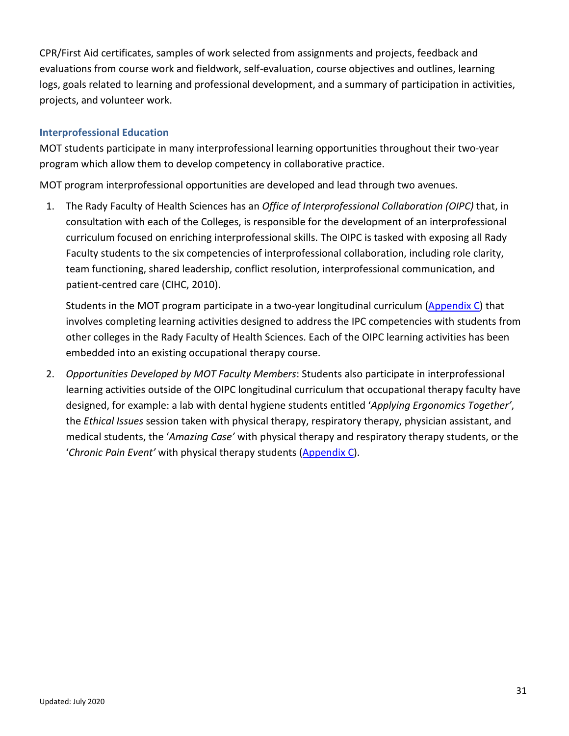CPR/First Aid certificates, samples of work selected from assignments and projects, feedback and evaluations from course work and fieldwork, self-evaluation, course objectives and outlines, learning logs, goals related to learning and professional development, and a summary of participation in activities, projects, and volunteer work.

### Interprofessional Education

MOT students participate in many interprofessional learning opportunities throughout their two-year program which allow them to develop competency in collaborative practice.

MOT program interprofessional opportunities are developed and lead through two avenues.

1. The Rady Faculty of Health Sciences has an *Office of Interprofessional Collaboration (OIPC)* that, in consultation with each of the Colleges, is responsible for the development of an interprofessional curriculum focused on enriching interprofessional skills. The OIPC is tasked with exposing all Rady Faculty students to the six competencies of interprofessional collaboration, including role clarity, team functioning, shared leadership, conflict resolution, interprofessional communication, and patient-centred care (CIHC, 2010).

   Students in the MOT program participate in a two-year longitudinal curriculum (Appendix C) that involves completing learning activities designed to address the IPC competencies with students from other colleges in the Rady Faculty of Health Sciences. Each of the OIPC learning activities has been embedded into an existing occupational therapy course.

2. *Opportunities Developed by MOT Faculty Members*: Students also participate in interprofessional learning activities outside of the OIPC longitudinal curriculum that occupational therapy faculty have designed, for example: a lab with dental hygiene students entitled '*Applying Ergonomics Together'*, the *Ethical Issues* session taken with physical therapy, respiratory therapy, physician assistant, and medical students, the '*Amazing Case'* with physical therapy and respiratory therapy students, or the '*Chronic Pain Event'* with physical therapy students (Appendix C).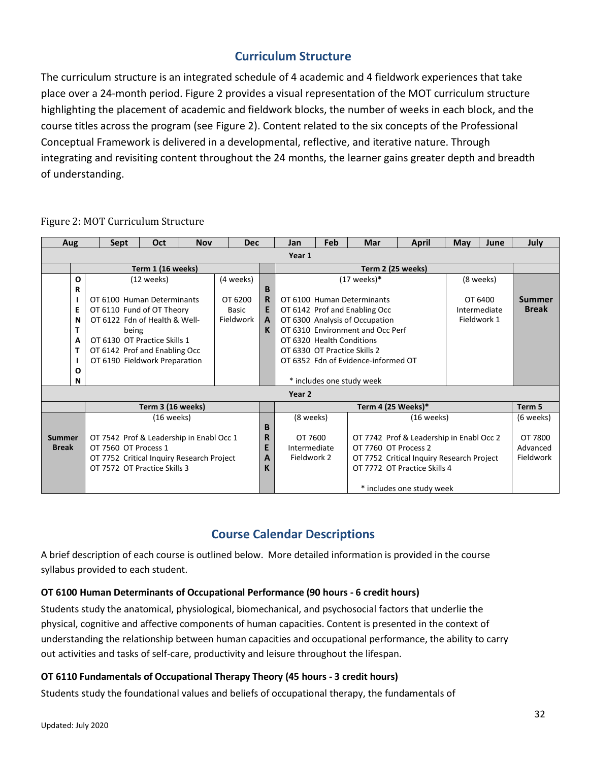## Curriculum Structure

The curriculum structure is an integrated schedule of 4 academic and 4 fieldwork experiences that take place over a 24-month period. Figure 2 provides a visual representation of the MOT curriculum structure highlighting the placement of academic and fieldwork blocks, the number of weeks in each block, and the course titles across the program (see Figure 2). Content related to the six concepts of the Professional Conceptual Framework is delivered in a developmental, reflective, and iterative nature. Through integrating and revisiting content throughout the 24 months, the learner gains greater depth and breadth of understanding.

Figure 2: MOT Curriculum Structure

| Aug | Sept – Nov | Dec | | Jan – April | May – June | July |
|---|---|---|---|---|---|---|
| **Year 1** | | | | | | |
| | **Term 1 (16 weeks)** | | | **Term 2 (25 weeks)** | | |
| **ORIENTATION** | (12 weeks)<br>OT 6100 Human Determinants<br>OT 6110 Fund of OT Theory<br>OT 6122 Fdn of Health & Well-being<br>OT 6130 OT Practice Skills 1<br>OT 6142 Prof and Enabling Occ<br>OT 6190 Fieldwork Preparation | (4 weeks)<br>OT 6200 Basic Fieldwork | **BREAK** | (17 weeks)*<br>OT 6100 Human Determinants<br>OT 6142 Prof and Enabling Occ<br>OT 6300 Analysis of Occupation<br>OT 6310 Environment and Occ Perf<br>OT 6320 Health Conditions<br>OT 6330 OT Practice Skills 2<br>OT 6352 Fdn of Evidence-informed OT<br>* includes one study week | (8 weeks)<br>OT 6400 Intermediate Fieldwork 1 | **Summer Break** |
| **Year 2** | | | | | | |
| | **Term 3 (16 weeks)** | | | **Term 4 (25 Weeks)*** | | **Term 5** |
| **Summer Break** | (16 weeks)<br>OT 7542 Prof & Leadership in Enabl Occ 1<br>OT 7560 OT Process 1<br>OT 7752 Critical Inquiry Research Project<br>OT 7572 OT Practice Skills 3 | | **BREAK** | (8 weeks) Jan–Feb: OT 7600 Intermediate Fieldwork 2<br>(16 weeks) Mar–June: OT 7742 Prof & Leadership in Enabl Occ 2<br>OT 7760 OT Process 2<br>OT 7752 Critical Inquiry Research Project<br>OT 7772 OT Practice Skills 4<br>* includes one study week | | (6 weeks)<br>OT 7800 Advanced Fieldwork |

## Course Calendar Descriptions

A brief description of each course is outlined below. More detailed information is provided in the course syllabus provided to each student.

### OT 6100 Human Determinants of Occupational Performance (90 hours - 6 credit hours)

Students study the anatomical, physiological, biomechanical, and psychosocial factors that underlie the physical, cognitive and affective components of human capacities. Content is presented in the context of understanding the relationship between human capacities and occupational performance, the ability to carry out activities and tasks of self-care, productivity and leisure throughout the lifespan.

### OT 6110 Fundamentals of Occupational Therapy Theory (45 hours - 3 credit hours)

Students study the foundational values and beliefs of occupational therapy, the fundamentals of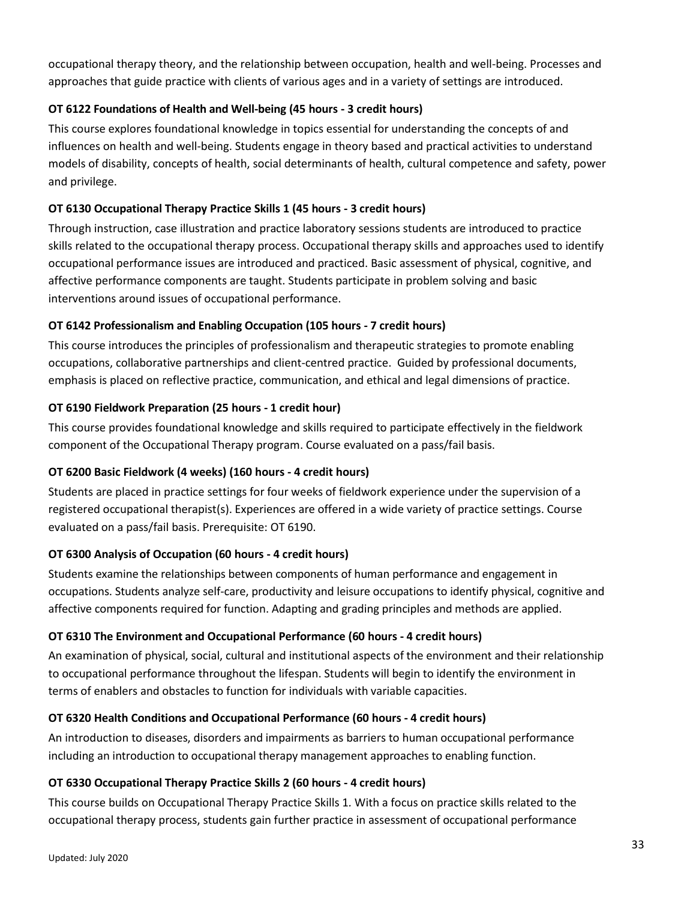occupational therapy theory, and the relationship between occupation, health and well-being. Processes and approaches that guide practice with clients of various ages and in a variety of settings are introduced.

**OT 6122 Foundations of Health and Well-being (45 hours - 3 credit hours)**

This course explores foundational knowledge in topics essential for understanding the concepts of and influences on health and well-being. Students engage in theory based and practical activities to understand models of disability, concepts of health, social determinants of health, cultural competence and safety, power and privilege.

**OT 6130 Occupational Therapy Practice Skills 1 (45 hours - 3 credit hours)**

Through instruction, case illustration and practice laboratory sessions students are introduced to practice skills related to the occupational therapy process. Occupational therapy skills and approaches used to identify occupational performance issues are introduced and practiced. Basic assessment of physical, cognitive, and affective performance components are taught. Students participate in problem solving and basic interventions around issues of occupational performance.

**OT 6142 Professionalism and Enabling Occupation (105 hours - 7 credit hours)**

This course introduces the principles of professionalism and therapeutic strategies to promote enabling occupations, collaborative partnerships and client-centred practice. Guided by professional documents, emphasis is placed on reflective practice, communication, and ethical and legal dimensions of practice.

**OT 6190 Fieldwork Preparation (25 hours - 1 credit hour)**

This course provides foundational knowledge and skills required to participate effectively in the fieldwork component of the Occupational Therapy program. Course evaluated on a pass/fail basis.

**OT 6200 Basic Fieldwork (4 weeks) (160 hours - 4 credit hours)**

Students are placed in practice settings for four weeks of fieldwork experience under the supervision of a registered occupational therapist(s). Experiences are offered in a wide variety of practice settings. Course evaluated on a pass/fail basis. Prerequisite: OT 6190.

**OT 6300 Analysis of Occupation (60 hours - 4 credit hours)**

Students examine the relationships between components of human performance and engagement in occupations. Students analyze self-care, productivity and leisure occupations to identify physical, cognitive and affective components required for function. Adapting and grading principles and methods are applied.

**OT 6310 The Environment and Occupational Performance (60 hours - 4 credit hours)**

An examination of physical, social, cultural and institutional aspects of the environment and their relationship to occupational performance throughout the lifespan. Students will begin to identify the environment in terms of enablers and obstacles to function for individuals with variable capacities.

**OT 6320 Health Conditions and Occupational Performance (60 hours - 4 credit hours)**

An introduction to diseases, disorders and impairments as barriers to human occupational performance including an introduction to occupational therapy management approaches to enabling function.

**OT 6330 Occupational Therapy Practice Skills 2 (60 hours - 4 credit hours)**

This course builds on Occupational Therapy Practice Skills 1. With a focus on practice skills related to the occupational therapy process, students gain further practice in assessment of occupational performance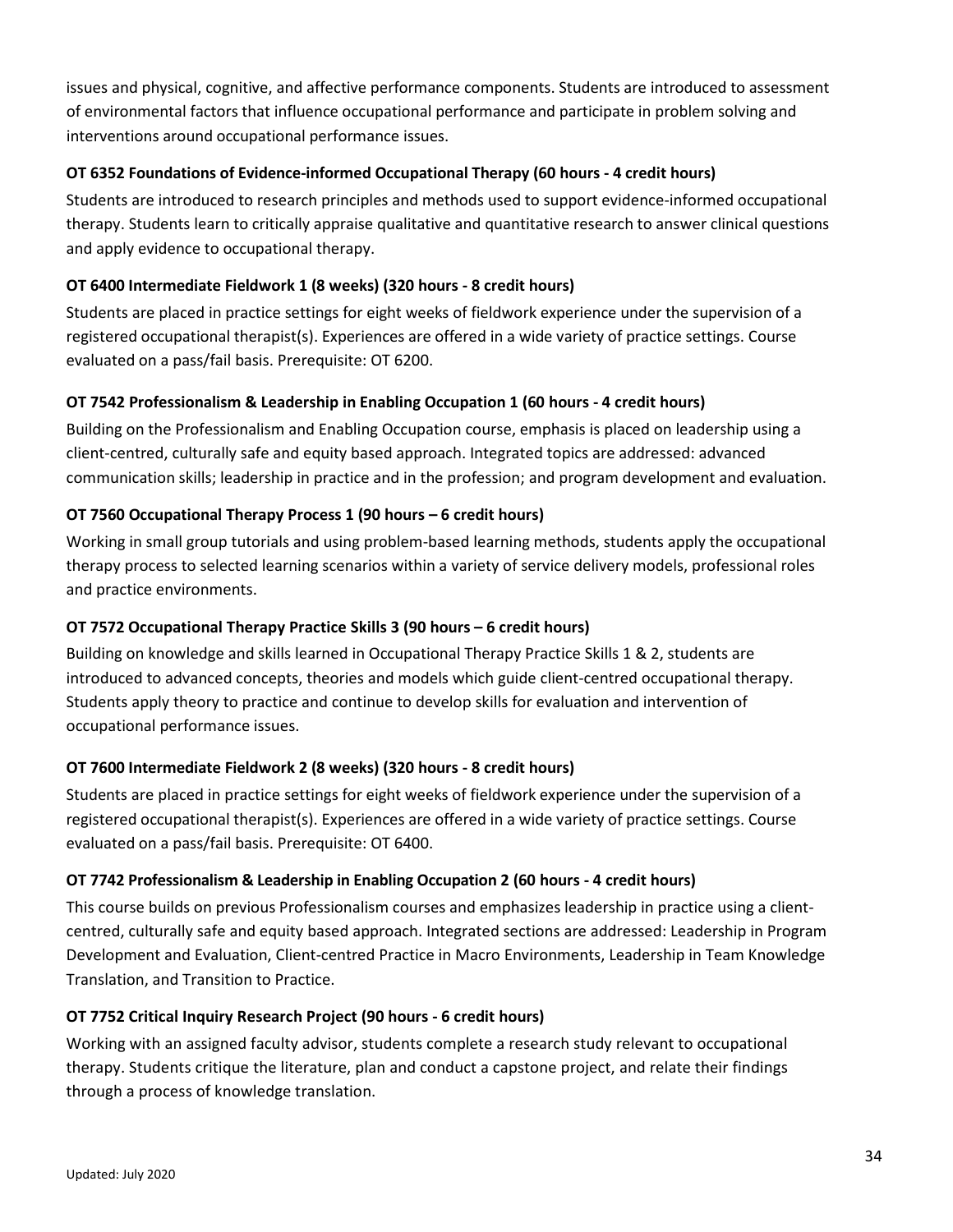issues and physical, cognitive, and affective performance components. Students are introduced to assessment of environmental factors that influence occupational performance and participate in problem solving and interventions around occupational performance issues.

**OT 6352 Foundations of Evidence-informed Occupational Therapy (60 hours - 4 credit hours)**

Students are introduced to research principles and methods used to support evidence-informed occupational therapy. Students learn to critically appraise qualitative and quantitative research to answer clinical questions and apply evidence to occupational therapy.

**OT 6400 Intermediate Fieldwork 1 (8 weeks) (320 hours - 8 credit hours)**

Students are placed in practice settings for eight weeks of fieldwork experience under the supervision of a registered occupational therapist(s). Experiences are offered in a wide variety of practice settings. Course evaluated on a pass/fail basis. Prerequisite: OT 6200.

**OT 7542 Professionalism & Leadership in Enabling Occupation 1 (60 hours - 4 credit hours)**

Building on the Professionalism and Enabling Occupation course, emphasis is placed on leadership using a client-centred, culturally safe and equity based approach. Integrated topics are addressed: advanced communication skills; leadership in practice and in the profession; and program development and evaluation.

**OT 7560 Occupational Therapy Process 1 (90 hours – 6 credit hours)**

Working in small group tutorials and using problem-based learning methods, students apply the occupational therapy process to selected learning scenarios within a variety of service delivery models, professional roles and practice environments.

**OT 7572 Occupational Therapy Practice Skills 3 (90 hours – 6 credit hours)**

Building on knowledge and skills learned in Occupational Therapy Practice Skills 1 & 2, students are introduced to advanced concepts, theories and models which guide client-centred occupational therapy. Students apply theory to practice and continue to develop skills for evaluation and intervention of occupational performance issues.

**OT 7600 Intermediate Fieldwork 2 (8 weeks) (320 hours - 8 credit hours)**

Students are placed in practice settings for eight weeks of fieldwork experience under the supervision of a registered occupational therapist(s). Experiences are offered in a wide variety of practice settings. Course evaluated on a pass/fail basis. Prerequisite: OT 6400.

**OT 7742 Professionalism & Leadership in Enabling Occupation 2 (60 hours - 4 credit hours)**

This course builds on previous Professionalism courses and emphasizes leadership in practice using a client-centred, culturally safe and equity based approach. Integrated sections are addressed: Leadership in Program Development and Evaluation, Client-centred Practice in Macro Environments, Leadership in Team Knowledge Translation, and Transition to Practice.

**OT 7752 Critical Inquiry Research Project (90 hours - 6 credit hours)**

Working with an assigned faculty advisor, students complete a research study relevant to occupational therapy. Students critique the literature, plan and conduct a capstone project, and relate their findings through a process of knowledge translation.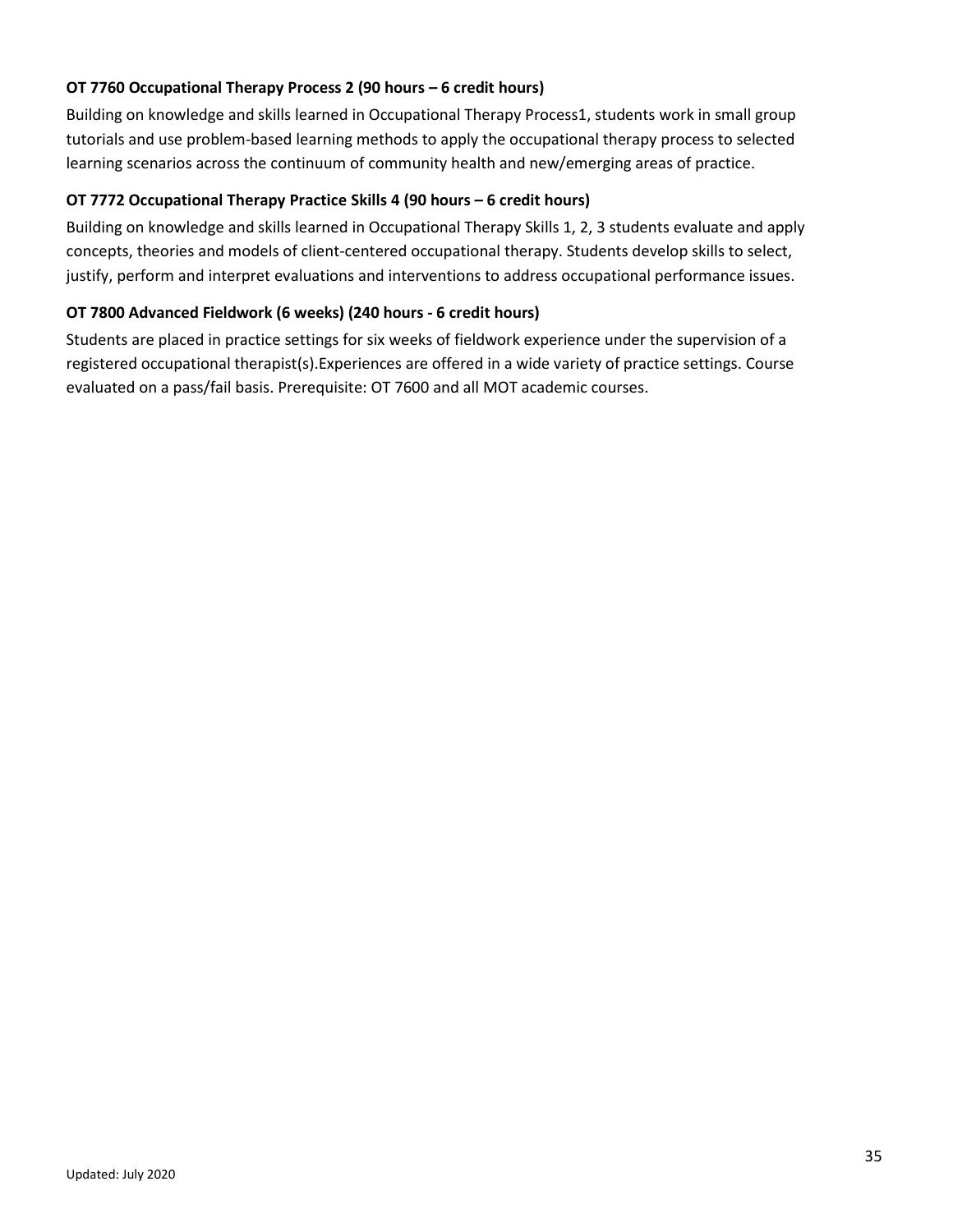**OT 7760 Occupational Therapy Process 2 (90 hours – 6 credit hours)**

Building on knowledge and skills learned in Occupational Therapy Process1, students work in small group tutorials and use problem-based learning methods to apply the occupational therapy process to selected learning scenarios across the continuum of community health and new/emerging areas of practice.

**OT 7772 Occupational Therapy Practice Skills 4 (90 hours – 6 credit hours)**

Building on knowledge and skills learned in Occupational Therapy Skills 1, 2, 3 students evaluate and apply concepts, theories and models of client-centered occupational therapy. Students develop skills to select, justify, perform and interpret evaluations and interventions to address occupational performance issues.

**OT 7800 Advanced Fieldwork (6 weeks) (240 hours - 6 credit hours)**

Students are placed in practice settings for six weeks of fieldwork experience under the supervision of a registered occupational therapist(s).Experiences are offered in a wide variety of practice settings. Course evaluated on a pass/fail basis. Prerequisite: OT 7600 and all MOT academic courses.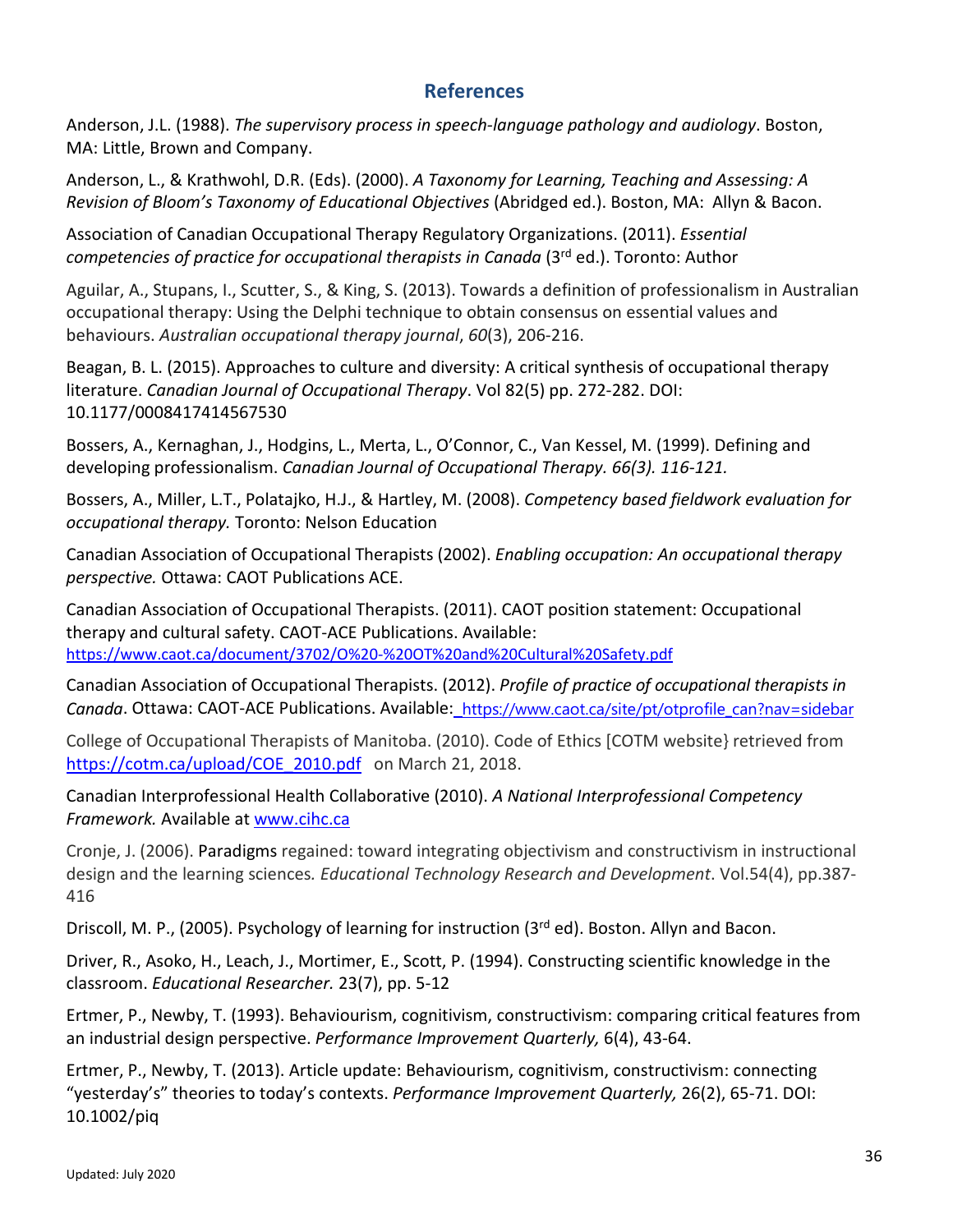## References

Anderson, J.L. (1988). *The supervisory process in speech-language pathology and audiology*. Boston, MA: Little, Brown and Company.

Anderson, L., & Krathwohl, D.R. (Eds). (2000). *A Taxonomy for Learning, Teaching and Assessing: A Revision of Bloom's Taxonomy of Educational Objectives* (Abridged ed.). Boston, MA: Allyn & Bacon.

Association of Canadian Occupational Therapy Regulatory Organizations. (2011). *Essential competencies of practice for occupational therapists in Canada* (3rd ed.). Toronto: Author

Aguilar, A., Stupans, I., Scutter, S., & King, S. (2013). Towards a definition of professionalism in Australian occupational therapy: Using the Delphi technique to obtain consensus on essential values and behaviours. *Australian occupational therapy journal*, *60*(3), 206-216.

Beagan, B. L. (2015). Approaches to culture and diversity: A critical synthesis of occupational therapy literature. *Canadian Journal of Occupational Therapy*. Vol 82(5) pp. 272-282. DOI: 10.1177/0008417414567530

Bossers, A., Kernaghan, J., Hodgins, L., Merta, L., O'Connor, C., Van Kessel, M. (1999). Defining and developing professionalism. *Canadian Journal of Occupational Therapy. 66(3). 116-121.*

Bossers, A., Miller, L.T., Polatajko, H.J., & Hartley, M. (2008). *Competency based fieldwork evaluation for occupational therapy.* Toronto: Nelson Education

Canadian Association of Occupational Therapists (2002). *Enabling occupation: An occupational therapy perspective.* Ottawa: CAOT Publications ACE.

Canadian Association of Occupational Therapists. (2011). CAOT position statement: Occupational therapy and cultural safety. CAOT-ACE Publications. Available: https://www.caot.ca/document/3702/O%20-%20OT%20and%20Cultural%20Safety.pdf

Canadian Association of Occupational Therapists. (2012). *Profile of practice of occupational therapists in Canada*. Ottawa: CAOT-ACE Publications. Available: https://www.caot.ca/site/pt/otprofile_can?nav=sidebar

College of Occupational Therapists of Manitoba. (2010). Code of Ethics [COTM website} retrieved from https://cotm.ca/upload/COE_2010.pdf on March 21, 2018.

Canadian Interprofessional Health Collaborative (2010). *A National Interprofessional Competency Framework.* Available at www.cihc.ca

Cronje, J. (2006). Paradigms regained: toward integrating objectivism and constructivism in instructional design and the learning sciences*. Educational Technology Research and Development*. Vol.54(4), pp.387-416

Driscoll, M. P., (2005). Psychology of learning for instruction (3rd ed). Boston. Allyn and Bacon.

Driver, R., Asoko, H., Leach, J., Mortimer, E., Scott, P. (1994). Constructing scientific knowledge in the classroom. *Educational Researcher.* 23(7), pp. 5-12

Ertmer, P., Newby, T. (1993). Behaviourism, cognitivism, constructivism: comparing critical features from an industrial design perspective. *Performance Improvement Quarterly,* 6(4), 43-64.

Ertmer, P., Newby, T. (2013). Article update: Behaviourism, cognitivism, constructivism: connecting "yesterday's" theories to today's contexts. *Performance Improvement Quarterly,* 26(2), 65-71. DOI: 10.1002/piq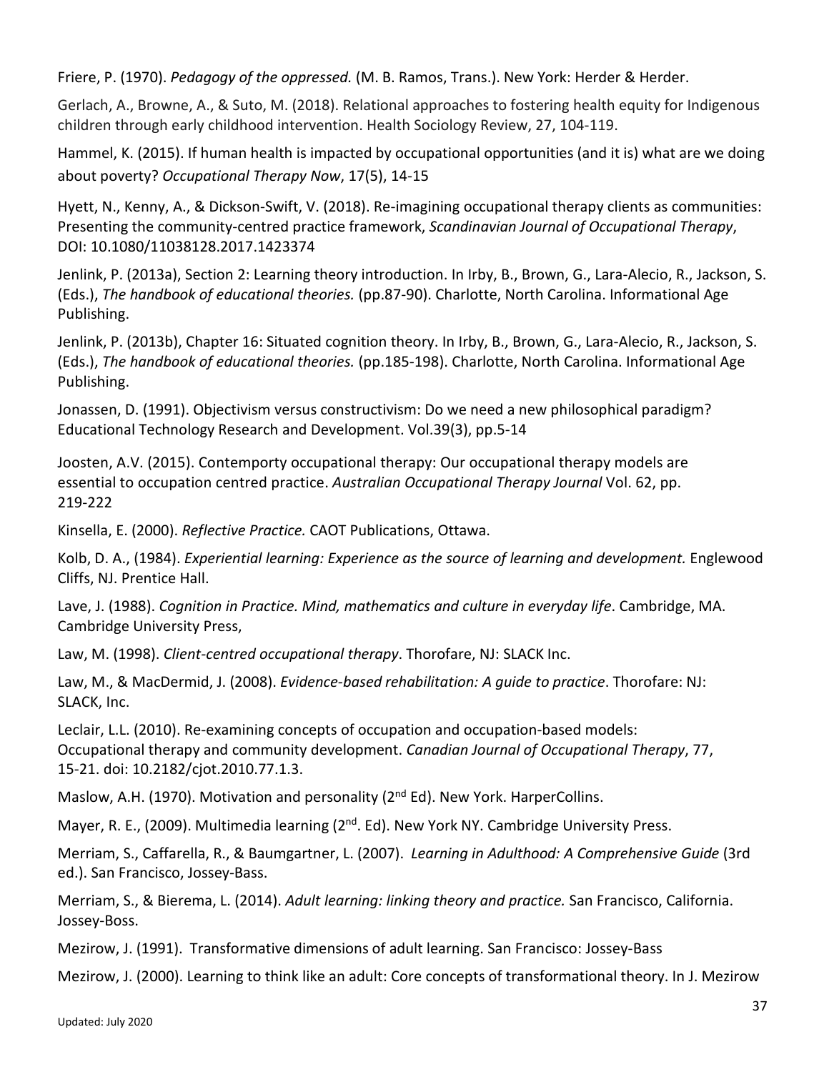Friere, P. (1970). *Pedagogy of the oppressed.* (M. B. Ramos, Trans.). New York: Herder & Herder.

Gerlach, A., Browne, A., & Suto, M. (2018). Relational approaches to fostering health equity for Indigenous children through early childhood intervention. Health Sociology Review, 27, 104-119.

Hammel, K. (2015). If human health is impacted by occupational opportunities (and it is) what are we doing about poverty? *Occupational Therapy Now*, 17(5), 14-15

Hyett, N., Kenny, A., & Dickson-Swift, V. (2018). Re-imagining occupational therapy clients as communities: Presenting the community-centred practice framework, *Scandinavian Journal of Occupational Therapy*, DOI: 10.1080/11038128.2017.1423374

Jenlink, P. (2013a), Section 2: Learning theory introduction. In Irby, B., Brown, G., Lara-Alecio, R., Jackson, S. (Eds.), *The handbook of educational theories.* (pp.87-90). Charlotte, North Carolina. Informational Age Publishing.

Jenlink, P. (2013b), Chapter 16: Situated cognition theory. In Irby, B., Brown, G., Lara-Alecio, R., Jackson, S. (Eds.), *The handbook of educational theories.* (pp.185-198). Charlotte, North Carolina. Informational Age Publishing.

Jonassen, D. (1991). Objectivism versus constructivism: Do we need a new philosophical paradigm? Educational Technology Research and Development. Vol.39(3), pp.5-14

Joosten, A.V. (2015). Contemporty occupational therapy: Our occupational therapy models are essential to occupation centred practice. *Australian Occupational Therapy Journal* Vol. 62, pp. 219-222

Kinsella, E. (2000). *Reflective Practice.* CAOT Publications, Ottawa.

Kolb, D. A., (1984). *Experiential learning: Experience as the source of learning and development.* Englewood Cliffs, NJ. Prentice Hall.

Lave, J. (1988). *Cognition in Practice. Mind, mathematics and culture in everyday life*. Cambridge, MA. Cambridge University Press,

Law, M. (1998). *Client-centred occupational therapy*. Thorofare, NJ: SLACK Inc.

Law, M., & MacDermid, J. (2008). *Evidence-based rehabilitation: A guide to practice*. Thorofare: NJ: SLACK, Inc.

Leclair, L.L. (2010). Re-examining concepts of occupation and occupation-based models: Occupational therapy and community development. *Canadian Journal of Occupational Therapy*, 77, 15-21. doi: 10.2182/cjot.2010.77.1.3.

Maslow, A.H. (1970). Motivation and personality (2nd Ed). New York. HarperCollins.

Mayer, R. E., (2009). Multimedia learning (2nd. Ed). New York NY. Cambridge University Press.

Merriam, S., Caffarella, R., & Baumgartner, L. (2007). *Learning in Adulthood: A Comprehensive Guide* (3rd ed.). San Francisco, Jossey-Bass.

Merriam, S., & Bierema, L. (2014). *Adult learning: linking theory and practice.* San Francisco, California. Jossey-Boss.

Mezirow, J. (1991). Transformative dimensions of adult learning. San Francisco: Jossey-Bass

Mezirow, J. (2000). Learning to think like an adult: Core concepts of transformational theory. In J. Mezirow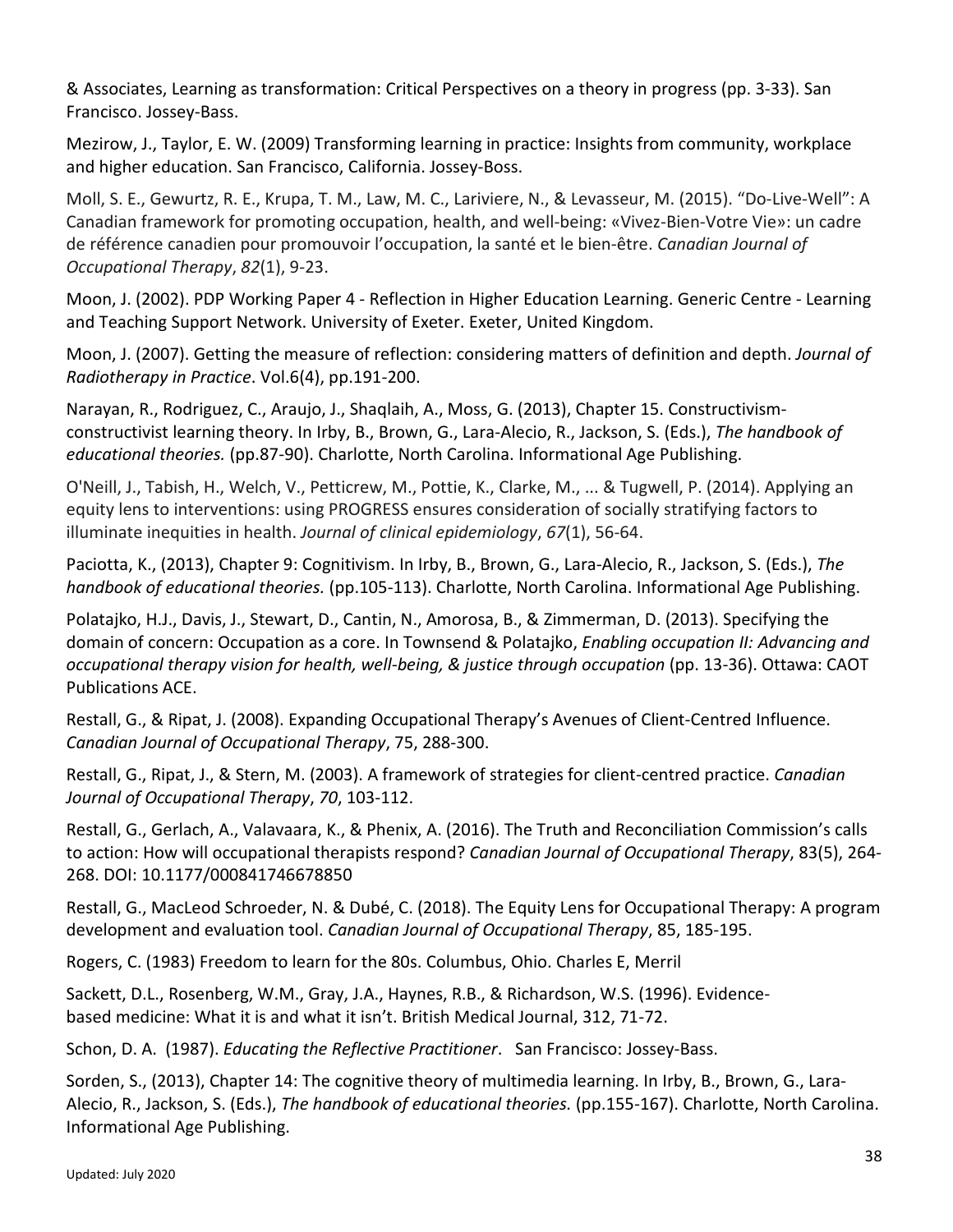& Associates, Learning as transformation: Critical Perspectives on a theory in progress (pp. 3-33). San Francisco. Jossey-Bass.

Mezirow, J., Taylor, E. W. (2009) Transforming learning in practice: Insights from community, workplace and higher education. San Francisco, California. Jossey-Boss.

Moll, S. E., Gewurtz, R. E., Krupa, T. M., Law, M. C., Lariviere, N., & Levasseur, M. (2015). "Do-Live-Well": A Canadian framework for promoting occupation, health, and well-being: «Vivez-Bien-Votre Vie»: un cadre de référence canadien pour promouvoir l'occupation, la santé et le bien-être. *Canadian Journal of Occupational Therapy*, *82*(1), 9-23.

Moon, J. (2002). PDP Working Paper 4 - Reflection in Higher Education Learning. Generic Centre - Learning and Teaching Support Network. University of Exeter. Exeter, United Kingdom.

Moon, J. (2007). Getting the measure of reflection: considering matters of definition and depth. *Journal of Radiotherapy in Practice*. Vol.6(4), pp.191-200.

Narayan, R., Rodriguez, C., Araujo, J., Shaqlaih, A., Moss, G. (2013), Chapter 15. Constructivism-constructivist learning theory. In Irby, B., Brown, G., Lara-Alecio, R., Jackson, S. (Eds.), *The handbook of educational theories.* (pp.87-90). Charlotte, North Carolina. Informational Age Publishing.

O'Neill, J., Tabish, H., Welch, V., Petticrew, M., Pottie, K., Clarke, M., ... & Tugwell, P. (2014). Applying an equity lens to interventions: using PROGRESS ensures consideration of socially stratifying factors to illuminate inequities in health. *Journal of clinical epidemiology*, *67*(1), 56-64.

Paciotta, K., (2013), Chapter 9: Cognitivism. In Irby, B., Brown, G., Lara-Alecio, R., Jackson, S. (Eds.), *The handbook of educational theories.* (pp.105-113). Charlotte, North Carolina. Informational Age Publishing.

Polatajko, H.J., Davis, J., Stewart, D., Cantin, N., Amorosa, B., & Zimmerman, D. (2013). Specifying the domain of concern: Occupation as a core. In Townsend & Polatajko, *Enabling occupation II: Advancing and occupational therapy vision for health, well-being, & justice through occupation* (pp. 13-36). Ottawa: CAOT Publications ACE.

Restall, G., & Ripat, J. (2008). Expanding Occupational Therapy's Avenues of Client-Centred Influence. *Canadian Journal of Occupational Therapy*, 75, 288-300.

Restall, G., Ripat, J., & Stern, M. (2003). A framework of strategies for client-centred practice. *Canadian Journal of Occupational Therapy*, *70*, 103-112.

Restall, G., Gerlach, A., Valavaara, K., & Phenix, A. (2016). The Truth and Reconciliation Commission's calls to action: How will occupational therapists respond? *Canadian Journal of Occupational Therapy*, 83(5), 264-268. DOI: 10.1177/000841746678850

Restall, G., MacLeod Schroeder, N. & Dubé, C. (2018). The Equity Lens for Occupational Therapy: A program development and evaluation tool. *Canadian Journal of Occupational Therapy*, 85, 185-195.

Rogers, C. (1983) Freedom to learn for the 80s. Columbus, Ohio. Charles E, Merril

Sackett, D.L., Rosenberg, W.M., Gray, J.A., Haynes, R.B., & Richardson, W.S. (1996). Evidence-based medicine: What it is and what it isn't. British Medical Journal, 312, 71-72.

Schon, D. A. (1987). *Educating the Reflective Practitioner*. San Francisco: Jossey-Bass.

Sorden, S., (2013), Chapter 14: The cognitive theory of multimedia learning. In Irby, B., Brown, G., Lara-Alecio, R., Jackson, S. (Eds.), *The handbook of educational theories.* (pp.155-167). Charlotte, North Carolina. Informational Age Publishing.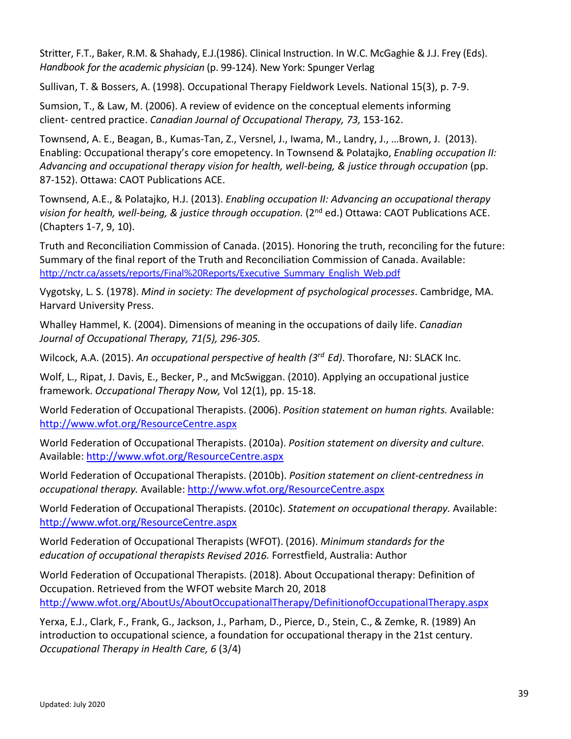Stritter, F.T., Baker, R.M. & Shahady, E.J.(1986). Clinical Instruction. In W.C. McGaghie & J.J. Frey (Eds). *Handbook for the academic physician* (p. 99-124). New York: Spunger Verlag

Sullivan, T. & Bossers, A. (1998). Occupational Therapy Fieldwork Levels. National 15(3), p. 7-9.

Sumsion, T., & Law, M. (2006). A review of evidence on the conceptual elements informing client- centred practice. *Canadian Journal of Occupational Therapy, 73,* 153-162.

Townsend, A. E., Beagan, B., Kumas-Tan, Z., Versnel, J., Iwama, M., Landry, J., …Brown, J. (2013). Enabling: Occupational therapy's core emopetency. In Townsend & Polatajko, *Enabling occupation II: Advancing and occupational therapy vision for health, well-being, & justice through occupation* (pp. 87-152). Ottawa: CAOT Publications ACE.

Townsend, A.E., & Polatajko, H.J. (2013). *Enabling occupation II: Advancing an occupational therapy vision for health, well-being, & justice through occupation.* (2nd ed.) Ottawa: CAOT Publications ACE. (Chapters 1-7, 9, 10).

Truth and Reconciliation Commission of Canada. (2015). Honoring the truth, reconciling for the future: Summary of the final report of the Truth and Reconciliation Commission of Canada. Available: http://nctr.ca/assets/reports/Final%20Reports/Executive_Summary_English_Web.pdf

Vygotsky, L. S. (1978). *Mind in society: The development of psychological processes*. Cambridge, MA. Harvard University Press.

Whalley Hammel, K. (2004). Dimensions of meaning in the occupations of daily life. *Canadian Journal of Occupational Therapy, 71(5), 296-305.*

Wilcock, A.A. (2015). *An occupational perspective of health (3rd Ed)*. Thorofare, NJ: SLACK Inc.

Wolf, L., Ripat, J. Davis, E., Becker, P., and McSwiggan. (2010). Applying an occupational justice framework. *Occupational Therapy Now,* Vol 12(1), pp. 15-18.

World Federation of Occupational Therapists. (2006). *Position statement on human rights.* Available: http://www.wfot.org/ResourceCentre.aspx

World Federation of Occupational Therapists. (2010a). *Position statement on diversity and culture.* Available: http://www.wfot.org/ResourceCentre.aspx

World Federation of Occupational Therapists. (2010b). *Position statement on client-centredness in occupational therapy.* Available: http://www.wfot.org/ResourceCentre.aspx

World Federation of Occupational Therapists. (2010c). *Statement on occupational therapy.* Available: http://www.wfot.org/ResourceCentre.aspx

World Federation of Occupational Therapists (WFOT). (2016). *Minimum standards for the education of occupational therapists Revised 2016.* Forrestfield, Australia: Author

World Federation of Occupational Therapists. (2018). About Occupational therapy: Definition of Occupation. Retrieved from the WFOT website March 20, 2018 http://www.wfot.org/AboutUs/AboutOccupationalTherapy/DefinitionofOccupationalTherapy.aspx

Yerxa, E.J., Clark, F., Frank, G., Jackson, J., Parham, D., Pierce, D., Stein, C., & Zemke, R. (1989) An introduction to occupational science, a foundation for occupational therapy in the 21st century. *Occupational Therapy in Health Care, 6* (3/4)

Updated: July 2020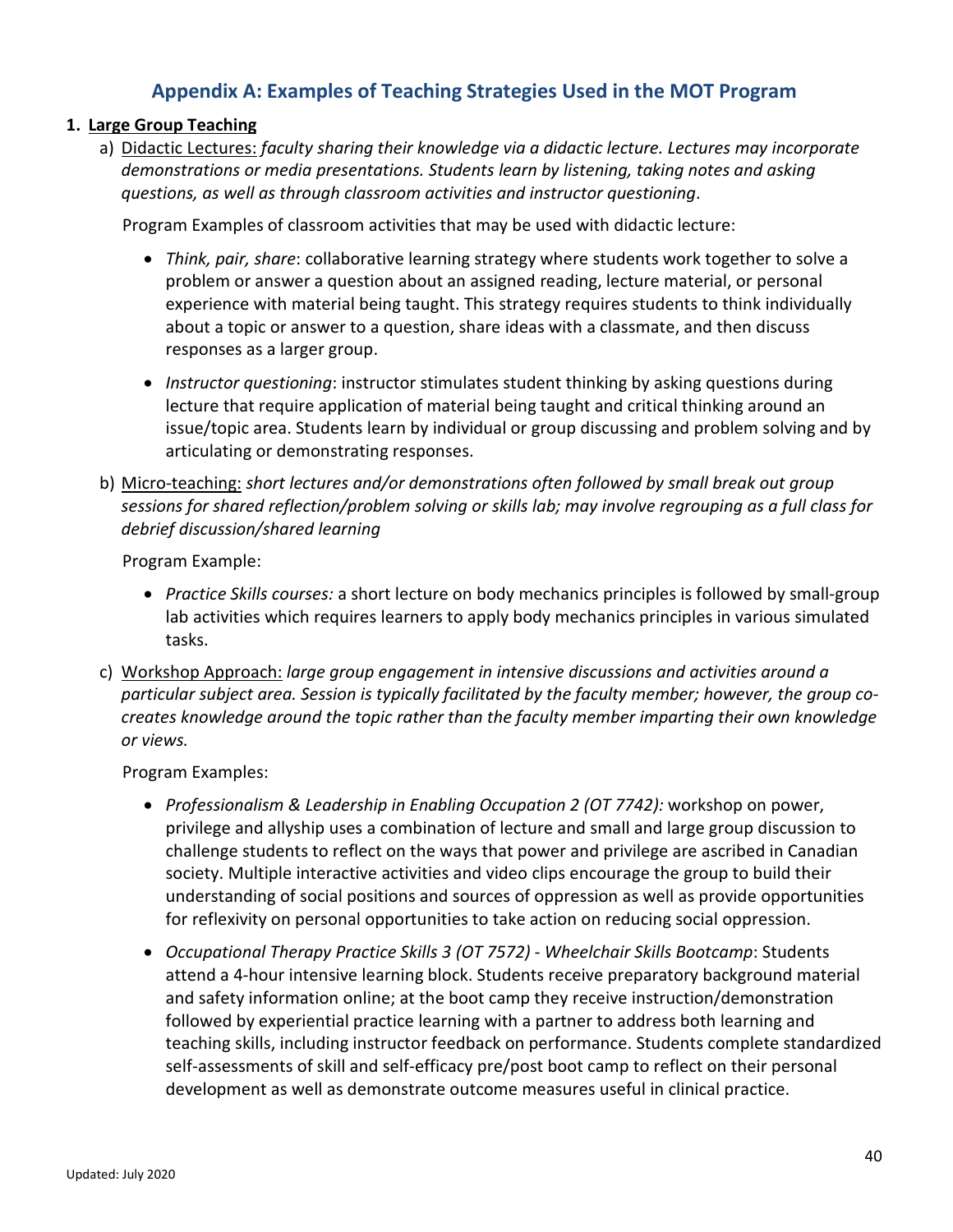## Appendix A: Examples of Teaching Strategies Used in the MOT Program

1. **Large Group Teaching**

   a) Didactic Lectures: *faculty sharing their knowledge via a didactic lecture. Lectures may incorporate demonstrations or media presentations. Students learn by listening, taking notes and asking questions, as well as through classroom activities and instructor questioning*.

   Program Examples of classroom activities that may be used with didactic lecture:

   - *Think, pair, share*: collaborative learning strategy where students work together to solve a problem or answer a question about an assigned reading, lecture material, or personal experience with material being taught. This strategy requires students to think individually about a topic or answer to a question, share ideas with a classmate, and then discuss responses as a larger group.
   - *Instructor questioning*: instructor stimulates student thinking by asking questions during lecture that require application of material being taught and critical thinking around an issue/topic area. Students learn by individual or group discussing and problem solving and by articulating or demonstrating responses.

   b) Micro-teaching: *short lectures and/or demonstrations often followed by small break out group sessions for shared reflection/problem solving or skills lab; may involve regrouping as a full class for debrief discussion/shared learning*

   Program Example:

   - *Practice Skills courses:* a short lecture on body mechanics principles is followed by small-group lab activities which requires learners to apply body mechanics principles in various simulated tasks.

   c) Workshop Approach: *large group engagement in intensive discussions and activities around a particular subject area. Session is typically facilitated by the faculty member; however, the group co-creates knowledge around the topic rather than the faculty member imparting their own knowledge or views.*

   Program Examples:

   - *Professionalism & Leadership in Enabling Occupation 2 (OT 7742):* workshop on power, privilege and allyship uses a combination of lecture and small and large group discussion to challenge students to reflect on the ways that power and privilege are ascribed in Canadian society. Multiple interactive activities and video clips encourage the group to build their understanding of social positions and sources of oppression as well as provide opportunities for reflexivity on personal opportunities to take action on reducing social oppression.
   - *Occupational Therapy Practice Skills 3 (OT 7572) - Wheelchair Skills Bootcamp*: Students attend a 4-hour intensive learning block. Students receive preparatory background material and safety information online; at the boot camp they receive instruction/demonstration followed by experiential practice learning with a partner to address both learning and teaching skills, including instructor feedback on performance. Students complete standardized self-assessments of skill and self-efficacy pre/post boot camp to reflect on their personal development as well as demonstrate outcome measures useful in clinical practice.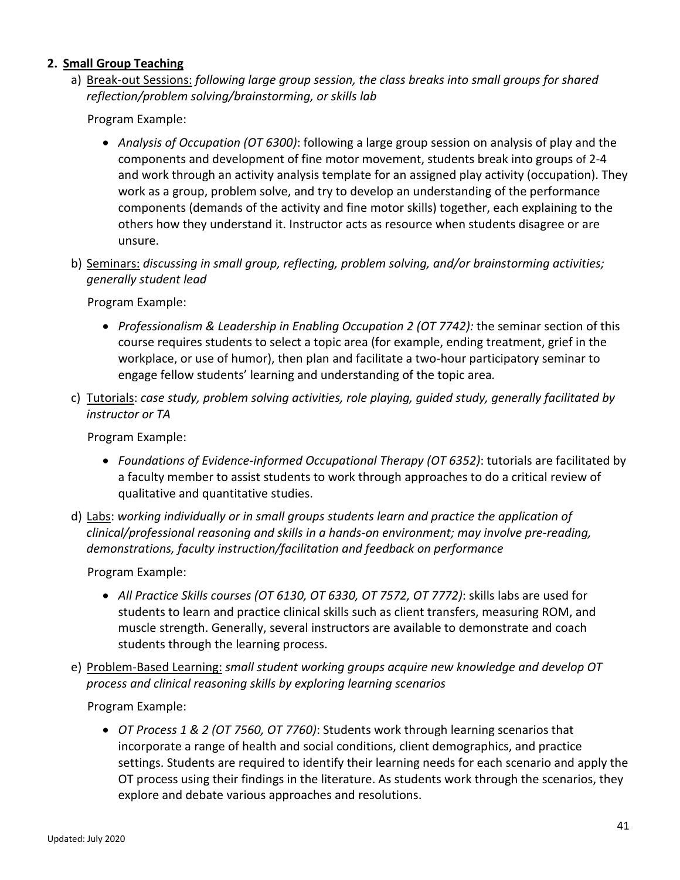**2. Small Group Teaching**

a) Break-out Sessions: *following large group session, the class breaks into small groups for shared reflection/problem solving/brainstorming, or skills lab*

Program Example:

- *Analysis of Occupation (OT 6300)*: following a large group session on analysis of play and the components and development of fine motor movement, students break into groups of 2-4 and work through an activity analysis template for an assigned play activity (occupation). They work as a group, problem solve, and try to develop an understanding of the performance components (demands of the activity and fine motor skills) together, each explaining to the others how they understand it. Instructor acts as resource when students disagree or are unsure.

b) Seminars: *discussing in small group, reflecting, problem solving, and/or brainstorming activities; generally student lead*

Program Example:

- *Professionalism & Leadership in Enabling Occupation 2 (OT 7742):* the seminar section of this course requires students to select a topic area (for example, ending treatment, grief in the workplace, or use of humor), then plan and facilitate a two-hour participatory seminar to engage fellow students' learning and understanding of the topic area.

c) Tutorials: *case study, problem solving activities, role playing, guided study, generally facilitated by instructor or TA*

Program Example:

- *Foundations of Evidence-informed Occupational Therapy (OT 6352)*: tutorials are facilitated by a faculty member to assist students to work through approaches to do a critical review of qualitative and quantitative studies.

d) Labs: *working individually or in small groups students learn and practice the application of clinical/professional reasoning and skills in a hands-on environment; may involve pre-reading, demonstrations, faculty instruction/facilitation and feedback on performance*

Program Example:

- *All Practice Skills courses (OT 6130, OT 6330, OT 7572, OT 7772)*: skills labs are used for students to learn and practice clinical skills such as client transfers, measuring ROM, and muscle strength. Generally, several instructors are available to demonstrate and coach students through the learning process.

e) Problem-Based Learning: *small student working groups acquire new knowledge and develop OT process and clinical reasoning skills by exploring learning scenarios*

Program Example:

- *OT Process 1 & 2 (OT 7560, OT 7760)*: Students work through learning scenarios that incorporate a range of health and social conditions, client demographics, and practice settings. Students are required to identify their learning needs for each scenario and apply the OT process using their findings in the literature. As students work through the scenarios, they explore and debate various approaches and resolutions.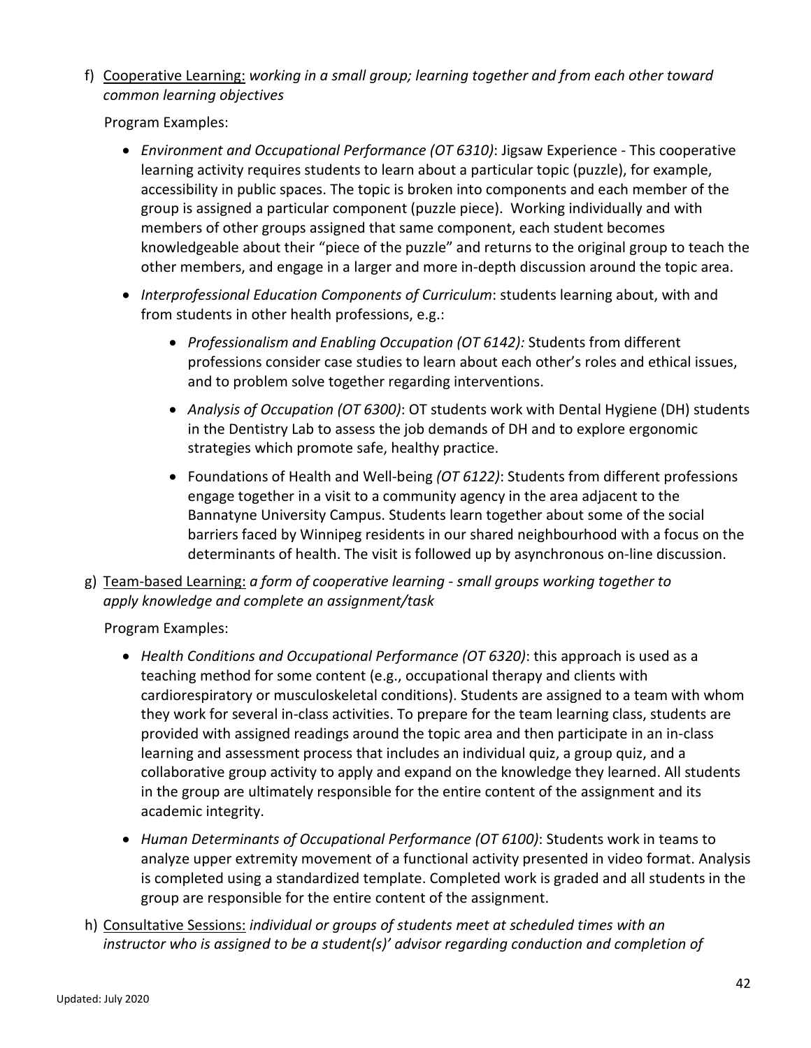f) <u>Cooperative Learning:</u> *working in a small group; learning together and from each other toward common learning objectives*

Program Examples:

- *Environment and Occupational Performance (OT 6310)*: Jigsaw Experience - This cooperative learning activity requires students to learn about a particular topic (puzzle), for example, accessibility in public spaces. The topic is broken into components and each member of the group is assigned a particular component (puzzle piece). Working individually and with members of other groups assigned that same component, each student becomes knowledgeable about their "piece of the puzzle" and returns to the original group to teach the other members, and engage in a larger and more in-depth discussion around the topic area.
- *Interprofessional Education Components of Curriculum*: students learning about, with and from students in other health professions, e.g.:
    - *Professionalism and Enabling Occupation (OT 6142):* Students from different professions consider case studies to learn about each other's roles and ethical issues, and to problem solve together regarding interventions.
    - *Analysis of Occupation (OT 6300)*: OT students work with Dental Hygiene (DH) students in the Dentistry Lab to assess the job demands of DH and to explore ergonomic strategies which promote safe, healthy practice.
    - Foundations of Health and Well-being *(OT 6122)*: Students from different professions engage together in a visit to a community agency in the area adjacent to the Bannatyne University Campus. Students learn together about some of the social barriers faced by Winnipeg residents in our shared neighbourhood with a focus on the determinants of health. The visit is followed up by asynchronous on-line discussion.

g) <u>Team-based Learning:</u> *a form of cooperative learning - small groups working together to apply knowledge and complete an assignment/task*

Program Examples:

- *Health Conditions and Occupational Performance (OT 6320)*: this approach is used as a teaching method for some content (e.g., occupational therapy and clients with cardiorespiratory or musculoskeletal conditions). Students are assigned to a team with whom they work for several in-class activities. To prepare for the team learning class, students are provided with assigned readings around the topic area and then participate in an in-class learning and assessment process that includes an individual quiz, a group quiz, and a collaborative group activity to apply and expand on the knowledge they learned. All students in the group are ultimately responsible for the entire content of the assignment and its academic integrity.
- *Human Determinants of Occupational Performance (OT 6100)*: Students work in teams to analyze upper extremity movement of a functional activity presented in video format. Analysis is completed using a standardized template. Completed work is graded and all students in the group are responsible for the entire content of the assignment.

h) <u>Consultative Sessions:</u> *individual or groups of students meet at scheduled times with an instructor who is assigned to be a student(s)' advisor regarding conduction and completion of*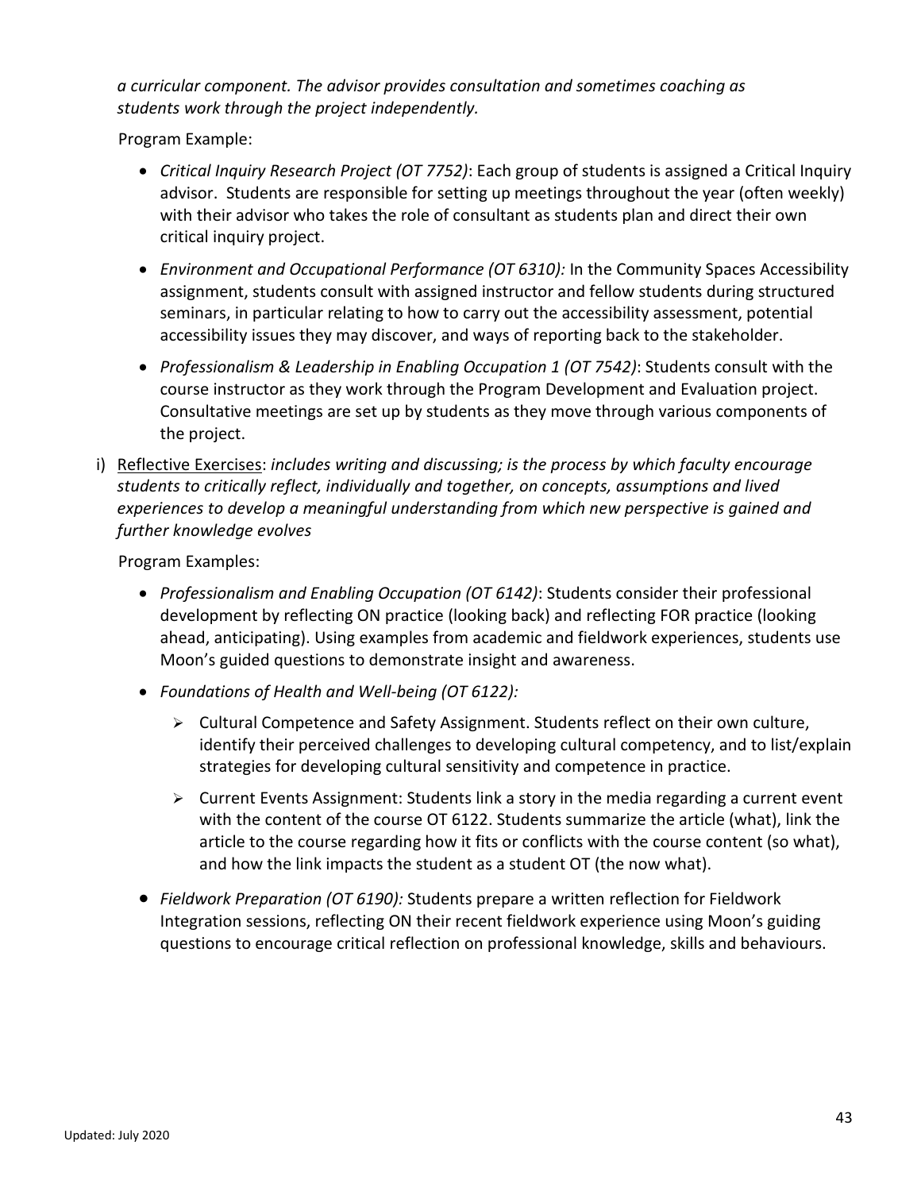*a curricular component. The advisor provides consultation and sometimes coaching as students work through the project independently.*

Program Example:

- *Critical Inquiry Research Project (OT 7752)*: Each group of students is assigned a Critical Inquiry advisor. Students are responsible for setting up meetings throughout the year (often weekly) with their advisor who takes the role of consultant as students plan and direct their own critical inquiry project.
- *Environment and Occupational Performance (OT 6310):* In the Community Spaces Accessibility assignment, students consult with assigned instructor and fellow students during structured seminars, in particular relating to how to carry out the accessibility assessment, potential accessibility issues they may discover, and ways of reporting back to the stakeholder.
- *Professionalism & Leadership in Enabling Occupation 1 (OT 7542)*: Students consult with the course instructor as they work through the Program Development and Evaluation project. Consultative meetings are set up by students as they move through various components of the project.

i) <u>Reflective Exercises</u>: *includes writing and discussing; is the process by which faculty encourage students to critically reflect, individually and together, on concepts, assumptions and lived experiences to develop a meaningful understanding from which new perspective is gained and further knowledge evolves*

Program Examples:

- *Professionalism and Enabling Occupation (OT 6142)*: Students consider their professional development by reflecting ON practice (looking back) and reflecting FOR practice (looking ahead, anticipating). Using examples from academic and fieldwork experiences, students use Moon's guided questions to demonstrate insight and awareness.
- *Foundations of Health and Well-being (OT 6122):*
    - Cultural Competence and Safety Assignment. Students reflect on their own culture, identify their perceived challenges to developing cultural competency, and to list/explain strategies for developing cultural sensitivity and competence in practice.
    - Current Events Assignment: Students link a story in the media regarding a current event with the content of the course OT 6122. Students summarize the article (what), link the article to the course regarding how it fits or conflicts with the course content (so what), and how the link impacts the student as a student OT (the now what).
- *Fieldwork Preparation (OT 6190):* Students prepare a written reflection for Fieldwork Integration sessions, reflecting ON their recent fieldwork experience using Moon's guiding questions to encourage critical reflection on professional knowledge, skills and behaviours.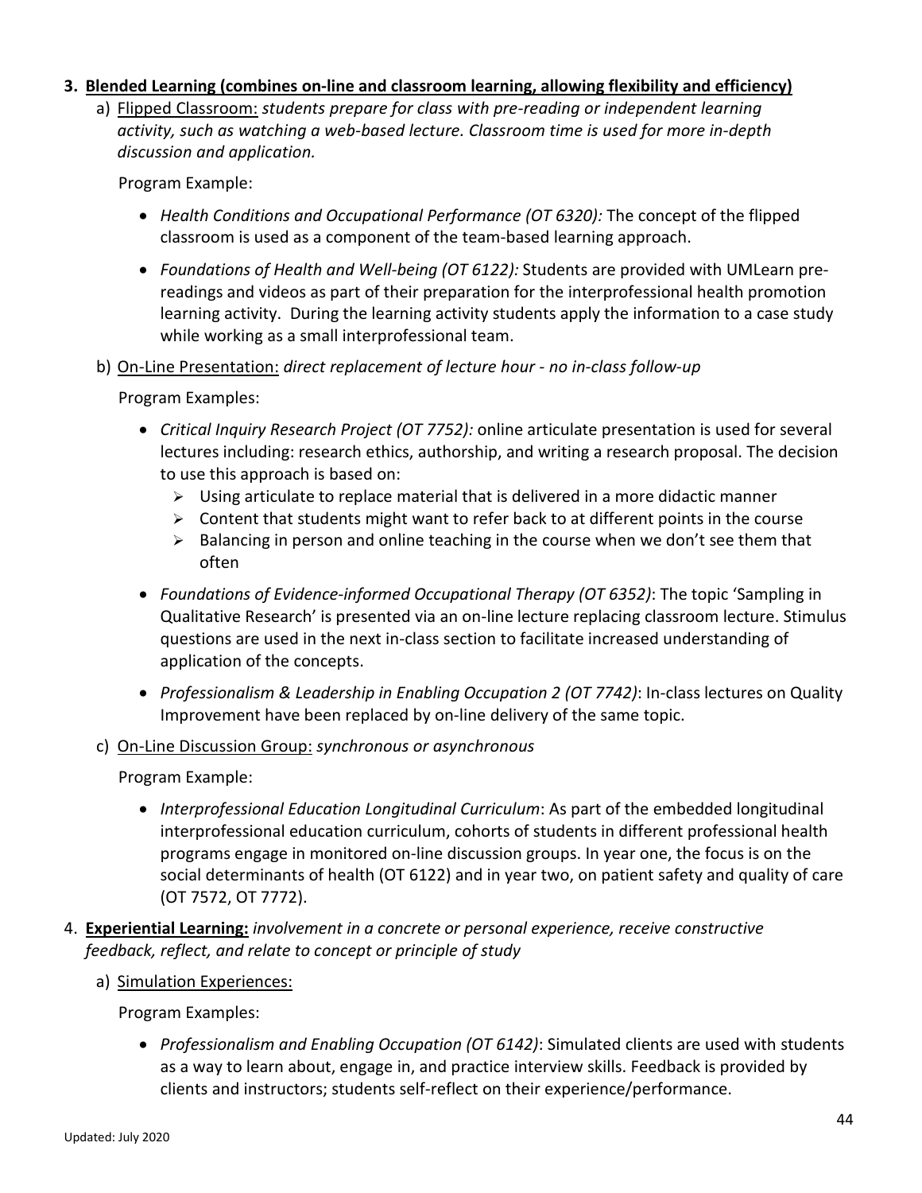3. **Blended Learning (combines on-line and classroom learning, allowing flexibility and efficiency)**

   a) Flipped Classroom: *students prepare for class with pre-reading or independent learning activity, such as watching a web-based lecture. Classroom time is used for more in-depth discussion and application.*

   Program Example:

   - *Health Conditions and Occupational Performance (OT 6320):* The concept of the flipped classroom is used as a component of the team-based learning approach.
   - *Foundations of Health and Well-being (OT 6122):* Students are provided with UMLearn pre-readings and videos as part of their preparation for the interprofessional health promotion learning activity. During the learning activity students apply the information to a case study while working as a small interprofessional team.

   b) On-Line Presentation: *direct replacement of lecture hour - no in-class follow-up*

   Program Examples:

   - *Critical Inquiry Research Project (OT 7752):* online articulate presentation is used for several lectures including: research ethics, authorship, and writing a research proposal. The decision to use this approach is based on:
     - Using articulate to replace material that is delivered in a more didactic manner
     - Content that students might want to refer back to at different points in the course
     - Balancing in person and online teaching in the course when we don't see them that often
   - *Foundations of Evidence-informed Occupational Therapy (OT 6352)*: The topic 'Sampling in Qualitative Research' is presented via an on-line lecture replacing classroom lecture. Stimulus questions are used in the next in-class section to facilitate increased understanding of application of the concepts.
   - *Professionalism & Leadership in Enabling Occupation 2 (OT 7742)*: In-class lectures on Quality Improvement have been replaced by on-line delivery of the same topic.

   c) On-Line Discussion Group: *synchronous or asynchronous*

   Program Example:

   - *Interprofessional Education Longitudinal Curriculum*: As part of the embedded longitudinal interprofessional education curriculum, cohorts of students in different professional health programs engage in monitored on-line discussion groups. In year one, the focus is on the social determinants of health (OT 6122) and in year two, on patient safety and quality of care (OT 7572, OT 7772).

4. **Experiential Learning:** *involvement in a concrete or personal experience, receive constructive feedback, reflect, and relate to concept or principle of study*

   a) Simulation Experiences:

   Program Examples:

   - *Professionalism and Enabling Occupation (OT 6142)*: Simulated clients are used with students as a way to learn about, engage in, and practice interview skills. Feedback is provided by clients and instructors; students self-reflect on their experience/performance.

Updated: July 2020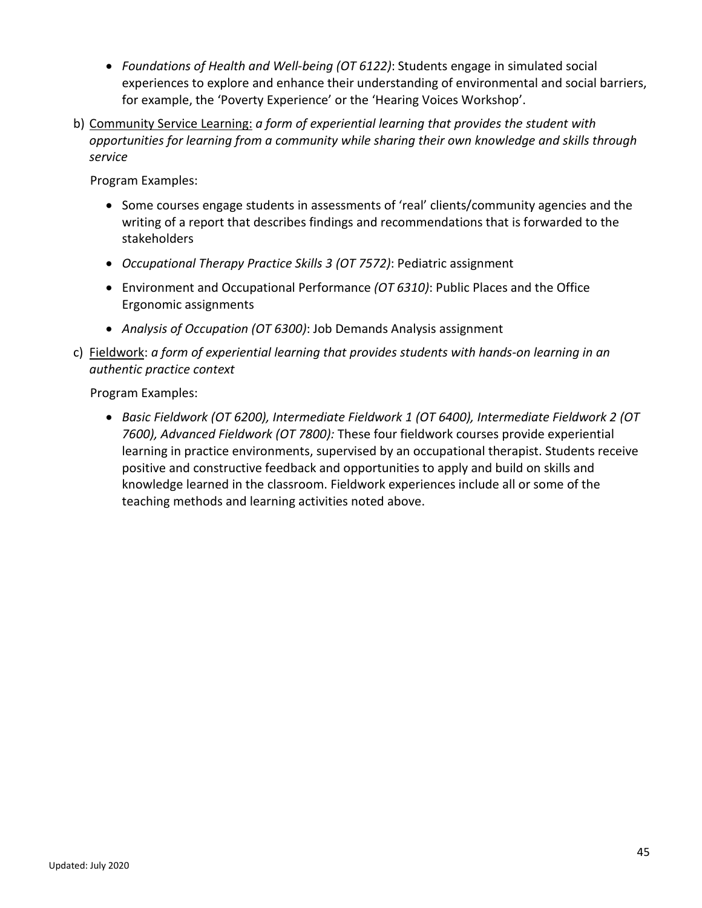- *Foundations of Health and Well-being (OT 6122)*: Students engage in simulated social experiences to explore and enhance their understanding of environmental and social barriers, for example, the 'Poverty Experience' or the 'Hearing Voices Workshop'.

b) <u>Community Service Learning:</u> *a form of experiential learning that provides the student with opportunities for learning from a community while sharing their own knowledge and skills through service*

   Program Examples:

   - Some courses engage students in assessments of 'real' clients/community agencies and the writing of a report that describes findings and recommendations that is forwarded to the stakeholders
   - *Occupational Therapy Practice Skills 3 (OT 7572)*: Pediatric assignment
   - Environment and Occupational Performance *(OT 6310)*: Public Places and the Office Ergonomic assignments
   - *Analysis of Occupation (OT 6300)*: Job Demands Analysis assignment

c) <u>Fieldwork</u>: *a form of experiential learning that provides students with hands-on learning in an authentic practice context*

   Program Examples:

   - *Basic Fieldwork (OT 6200), Intermediate Fieldwork 1 (OT 6400), Intermediate Fieldwork 2 (OT 7600), Advanced Fieldwork (OT 7800):* These four fieldwork courses provide experiential learning in practice environments, supervised by an occupational therapist. Students receive positive and constructive feedback and opportunities to apply and build on skills and knowledge learned in the classroom. Fieldwork experiences include all or some of the teaching methods and learning activities noted above.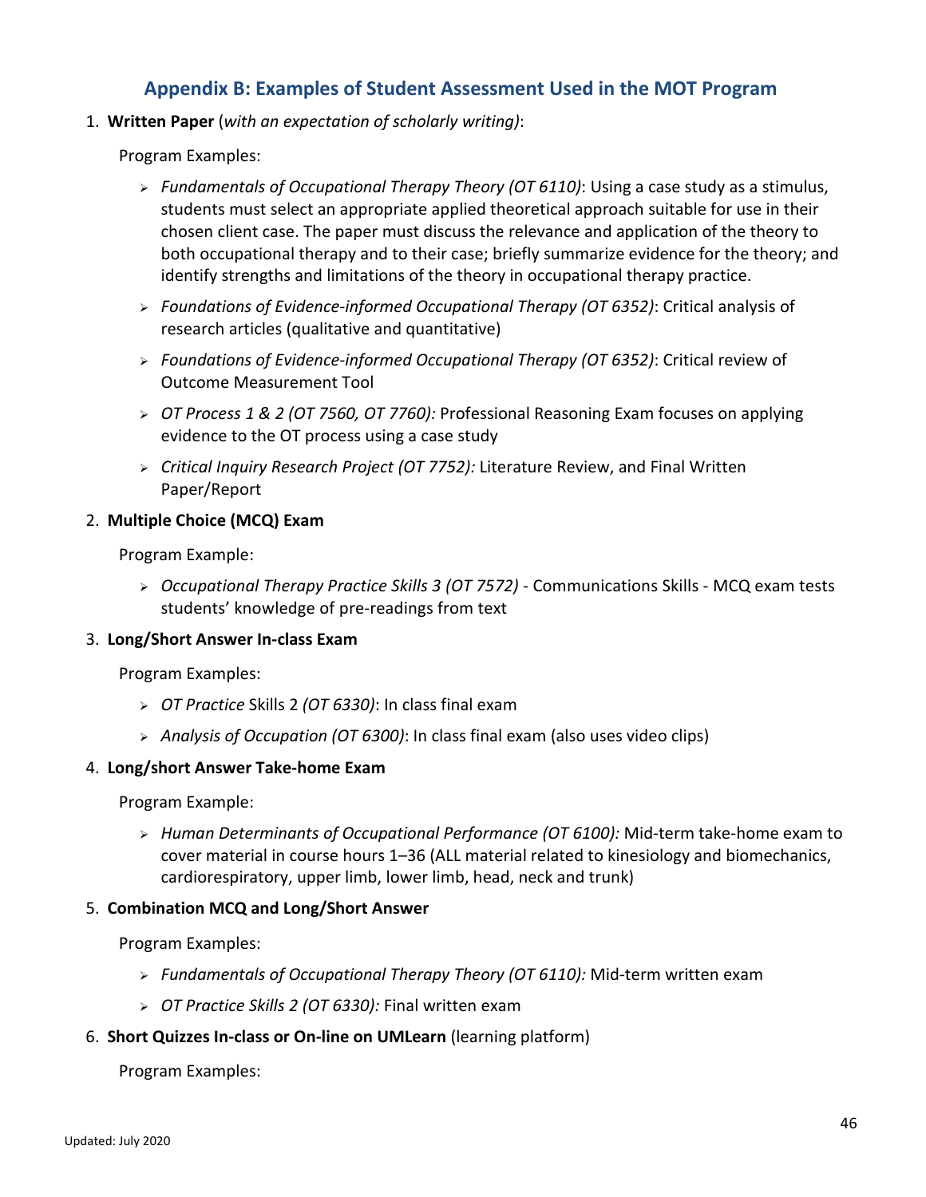## Appendix B: Examples of Student Assessment Used in the MOT Program

1. **Written Paper** (*with an expectation of scholarly writing)*:

   Program Examples:

   - *Fundamentals of Occupational Therapy Theory (OT 6110)*: Using a case study as a stimulus, students must select an appropriate applied theoretical approach suitable for use in their chosen client case. The paper must discuss the relevance and application of the theory to both occupational therapy and to their case; briefly summarize evidence for the theory; and identify strengths and limitations of the theory in occupational therapy practice.
   - *Foundations of Evidence-informed Occupational Therapy (OT 6352)*: Critical analysis of research articles (qualitative and quantitative)
   - *Foundations of Evidence-informed Occupational Therapy (OT 6352)*: Critical review of Outcome Measurement Tool
   - *OT Process 1 & 2 (OT 7560, OT 7760):* Professional Reasoning Exam focuses on applying evidence to the OT process using a case study
   - *Critical Inquiry Research Project (OT 7752):* Literature Review, and Final Written Paper/Report

2. **Multiple Choice (MCQ) Exam**

   Program Example:

   - *Occupational Therapy Practice Skills 3 (OT 7572)* - Communications Skills - MCQ exam tests students' knowledge of pre-readings from text

3. **Long/Short Answer In-class Exam**

   Program Examples:

   - *OT Practice* Skills 2 *(OT 6330)*: In class final exam
   - *Analysis of Occupation (OT 6300)*: In class final exam (also uses video clips)

4. **Long/short Answer Take-home Exam**

   Program Example:

   - *Human Determinants of Occupational Performance (OT 6100):* Mid-term take-home exam to cover material in course hours 1–36 (ALL material related to kinesiology and biomechanics, cardiorespiratory, upper limb, lower limb, head, neck and trunk)

5. **Combination MCQ and Long/Short Answer**

   Program Examples:

   - *Fundamentals of Occupational Therapy Theory (OT 6110):* Mid-term written exam
   - *OT Practice Skills 2 (OT 6330):* Final written exam

6. **Short Quizzes In-class or On-line on UMLearn** (learning platform)

   Program Examples:

Updated: July 2020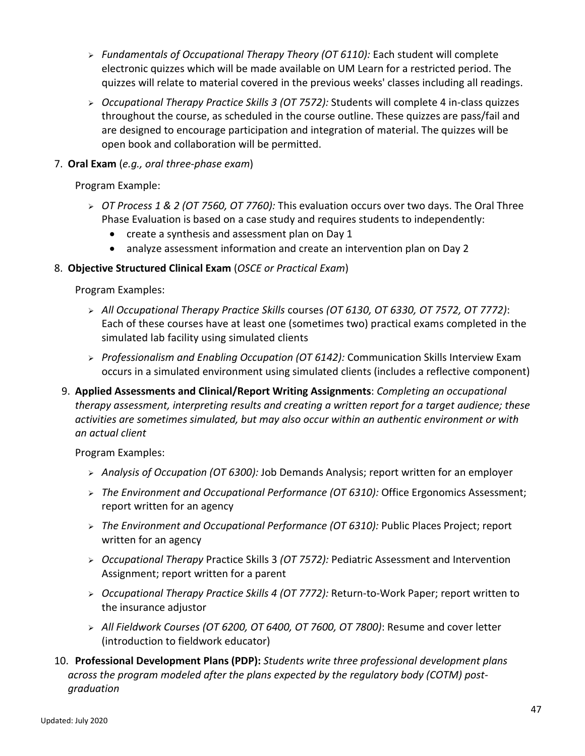- *Fundamentals of Occupational Therapy Theory (OT 6110):* Each student will complete electronic quizzes which will be made available on UM Learn for a restricted period. The quizzes will relate to material covered in the previous weeks' classes including all readings.
- *Occupational Therapy Practice Skills 3 (OT 7572):* Students will complete 4 in-class quizzes throughout the course, as scheduled in the course outline. These quizzes are pass/fail and are designed to encourage participation and integration of material. The quizzes will be open book and collaboration will be permitted.

7. **Oral Exam** (*e.g., oral three-phase exam*)

   Program Example:

   - *OT Process 1 & 2 (OT 7560, OT 7760):* This evaluation occurs over two days. The Oral Three Phase Evaluation is based on a case study and requires students to independently:
     - create a synthesis and assessment plan on Day 1
     - analyze assessment information and create an intervention plan on Day 2

8. **Objective Structured Clinical Exam** (*OSCE or Practical Exam*)

   Program Examples:

   - *All Occupational Therapy Practice Skills* courses *(OT 6130, OT 6330, OT 7572, OT 7772)*: Each of these courses have at least one (sometimes two) practical exams completed in the simulated lab facility using simulated clients
   - *Professionalism and Enabling Occupation (OT 6142):* Communication Skills Interview Exam occurs in a simulated environment using simulated clients (includes a reflective component)

9. **Applied Assessments and Clinical/Report Writing Assignments**: *Completing an occupational therapy assessment, interpreting results and creating a written report for a target audience; these activities are sometimes simulated, but may also occur within an authentic environment or with an actual client*

   Program Examples:

   - *Analysis of Occupation (OT 6300):* Job Demands Analysis; report written for an employer
   - *The Environment and Occupational Performance (OT 6310):* Office Ergonomics Assessment; report written for an agency
   - *The Environment and Occupational Performance (OT 6310):* Public Places Project; report written for an agency
   - *Occupational Therapy* Practice Skills 3 *(OT 7572):* Pediatric Assessment and Intervention Assignment; report written for a parent
   - *Occupational Therapy Practice Skills 4 (OT 7772):* Return-to-Work Paper; report written to the insurance adjustor
   - *All Fieldwork Courses (OT 6200, OT 6400, OT 7600, OT 7800)*: Resume and cover letter (introduction to fieldwork educator)

10. **Professional Development Plans (PDP):** *Students write three professional development plans across the program modeled after the plans expected by the regulatory body (COTM) post-graduation*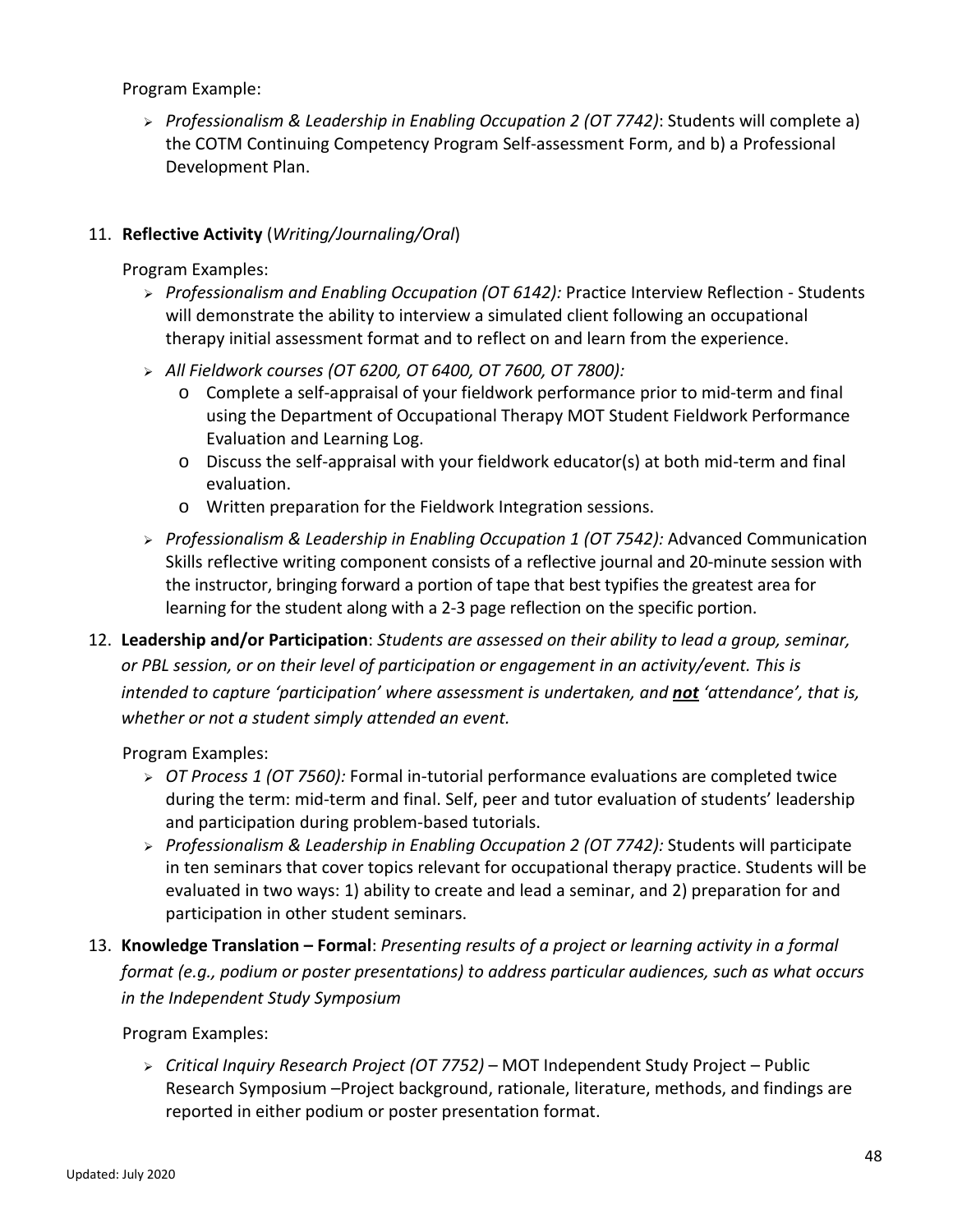Program Example:

- *Professionalism & Leadership in Enabling Occupation 2 (OT 7742)*: Students will complete a) the COTM Continuing Competency Program Self-assessment Form, and b) a Professional Development Plan.

11. **Reflective Activity** (*Writing/Journaling/Oral*)

    Program Examples:

    - *Professionalism and Enabling Occupation (OT 6142):* Practice Interview Reflection - Students will demonstrate the ability to interview a simulated client following an occupational therapy initial assessment format and to reflect on and learn from the experience.
    - *All Fieldwork courses (OT 6200, OT 6400, OT 7600, OT 7800):*
      - Complete a self-appraisal of your fieldwork performance prior to mid-term and final using the Department of Occupational Therapy MOT Student Fieldwork Performance Evaluation and Learning Log.
      - Discuss the self-appraisal with your fieldwork educator(s) at both mid-term and final evaluation.
      - Written preparation for the Fieldwork Integration sessions.
    - *Professionalism & Leadership in Enabling Occupation 1 (OT 7542):* Advanced Communication Skills reflective writing component consists of a reflective journal and 20-minute session with the instructor, bringing forward a portion of tape that best typifies the greatest area for learning for the student along with a 2-3 page reflection on the specific portion.

12. **Leadership and/or Participation**: *Students are assessed on their ability to lead a group, seminar, or PBL session, or on their level of participation or engagement in an activity/event. This is intended to capture 'participation' where assessment is undertaken, and **not** 'attendance', that is, whether or not a student simply attended an event.*

    Program Examples:

    - *OT Process 1 (OT 7560):* Formal in-tutorial performance evaluations are completed twice during the term: mid-term and final. Self, peer and tutor evaluation of students' leadership and participation during problem-based tutorials.
    - *Professionalism & Leadership in Enabling Occupation 2 (OT 7742):* Students will participate in ten seminars that cover topics relevant for occupational therapy practice. Students will be evaluated in two ways: 1) ability to create and lead a seminar, and 2) preparation for and participation in other student seminars.

13. **Knowledge Translation – Formal**: *Presenting results of a project or learning activity in a formal format (e.g., podium or poster presentations) to address particular audiences, such as what occurs in the Independent Study Symposium*

    Program Examples:

    - *Critical Inquiry Research Project (OT 7752)* – MOT Independent Study Project – Public Research Symposium –Project background, rationale, literature, methods, and findings are reported in either podium or poster presentation format.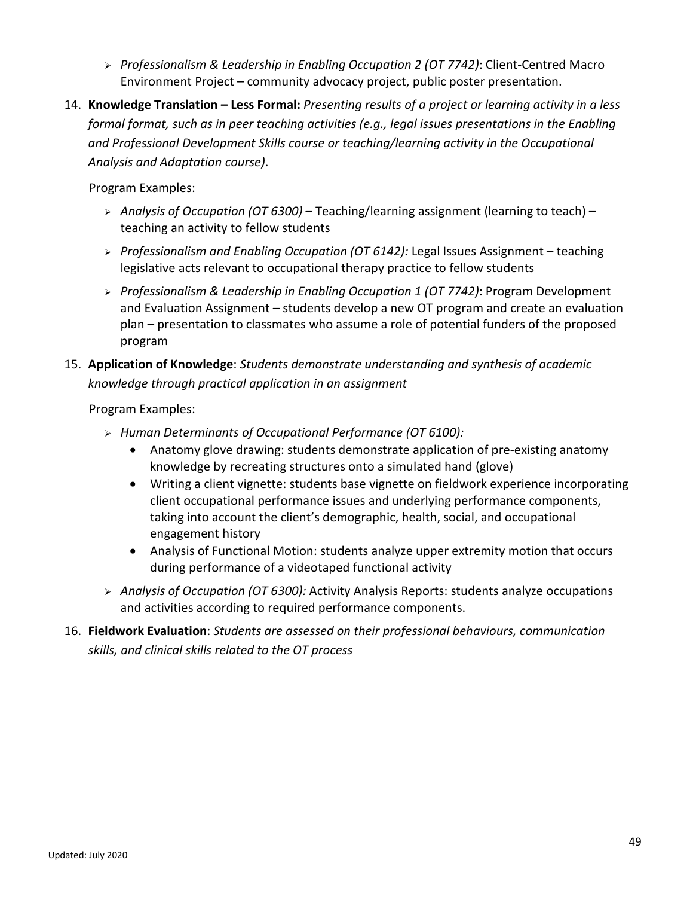- *Professionalism & Leadership in Enabling Occupation 2 (OT 7742)*: Client-Centred Macro Environment Project – community advocacy project, public poster presentation.

14. **Knowledge Translation – Less Formal:** *Presenting results of a project or learning activity in a less formal format, such as in peer teaching activities (e.g., legal issues presentations in the Enabling and Professional Development Skills course or teaching/learning activity in the Occupational Analysis and Adaptation course)*.

    Program Examples:

    - *Analysis of Occupation (OT 6300)* – Teaching/learning assignment (learning to teach) – teaching an activity to fellow students
    - *Professionalism and Enabling Occupation (OT 6142):* Legal Issues Assignment – teaching legislative acts relevant to occupational therapy practice to fellow students
    - *Professionalism & Leadership in Enabling Occupation 1 (OT 7742)*: Program Development and Evaluation Assignment – students develop a new OT program and create an evaluation plan – presentation to classmates who assume a role of potential funders of the proposed program

15. **Application of Knowledge**: *Students demonstrate understanding and synthesis of academic knowledge through practical application in an assignment*

    Program Examples:

    - *Human Determinants of Occupational Performance (OT 6100):*
        - Anatomy glove drawing: students demonstrate application of pre-existing anatomy knowledge by recreating structures onto a simulated hand (glove)
        - Writing a client vignette: students base vignette on fieldwork experience incorporating client occupational performance issues and underlying performance components, taking into account the client's demographic, health, social, and occupational engagement history
        - Analysis of Functional Motion: students analyze upper extremity motion that occurs during performance of a videotaped functional activity
    - *Analysis of Occupation (OT 6300):* Activity Analysis Reports: students analyze occupations and activities according to required performance components.

16. **Fieldwork Evaluation**: *Students are assessed on their professional behaviours, communication skills, and clinical skills related to the OT process*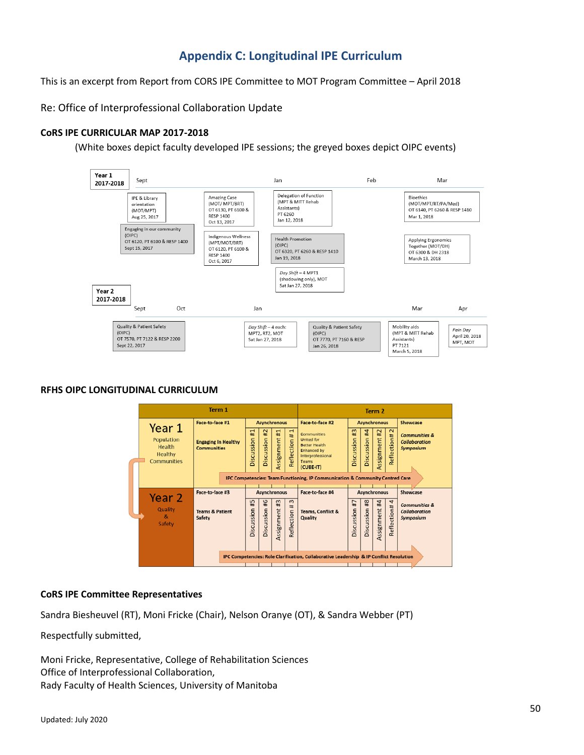# Appendix C: Longitudinal IPE Curriculum

This is an excerpt from Report from CORS IPE Committee to MOT Program Committee – April 2018

Re: Office of Interprofessional Collaboration Update

### CoRS IPE CURRICULAR MAP 2017-2018

(White boxes depict faculty developed IPE sessions; the greyed boxes depict OIPC events)

Year 1 2017-2018

Sept Jan Feb Mar

IPE & Library orientation (MOT/MPT) Aug 25, 2017

Engaging in our community (OIPC) OT 6120, PT 6100 & RESP 1400 Sept 15, 2017

Amazing Case (MOT/ MPT/BRT) OT 6130, PT 6100 & RESP 1400 Oct 13, 2017

Indigenous Wellness (MPT/MOT/BRT) OT 6120, PT 6100 & RESP 1400 Oct 6, 2017

Delegation of Function (MPT & MITT Rehab Assistants) PT 6260 Jan 12, 2018

Health Promotion (OIPC) OT 6320, PT 6260 & RESP 1410 Jan 19, 2018

*Day Shift* – 4 MPT1 (shadowing only), MOT Sat Jan 27, 2018

Bioethics (MOT/MPT/RT/PA/Med) OT 6140, PT 6260 & RESP 1410 Mar 1, 2018

Applying Ergonomics Together (MOT/DH) OT 6300 & DH 2318 March 13, 2018

Year 2 2017-2018

Sept Oct Jan Mar Apr

Quality & Patient Safety (OIPC) OT 7570, PT 7122 & RESP 2200 Sept 22, 2017

*Day Shift* – 4 each: MPT2, RT2, MOT Sat Jan 27, 2018

Quality & Patient Safety (OIPC) OT 7770, PT 7160 & RESP Jan 26, 2018

Mobility aids (MPT & MITT Rehab Assistants) PT 7121 March 5, 2018

*Pain Day* April 20, 2018 MPT, MOT

### RFHS OIPC LONGITUDINAL CURRICULUM

Term 1

Term 2

Year 1 — Population Health Healthy Communities

Face-to-face #1: Engaging in Healthy Communities

Asynchronous: Discussion #1, Discussion #2, Assignment #1, Reflection #1

Face-to-face #2: Communities United for Better Health Enhanced by Interprofessional Teams (CUBE-IT)

Asynchronous: Discussion #3, Discussion #4, Assignment #2, Reflection# 2

Showcase: *Communities & Collaboration Symposium*

IPC Competencies: Team Functioning, IP Communication & Community Centred Care

Year 2 — Quality & Safety

Face-to-face #3: Teams & Patient Safety

Asynchronous: Discussion #5, Discussion #6, Assignment #3, Reflection #3

Face-to-face #4: Teams, Conflict & Quality

Asynchronous: Discussion #7, Discussion #8, Assignment #4, Reflection# 4

Showcase: *Communities & Collaboration Symposium*

IPC Competencies: Role Clarification, Collaborative Leadership & IP Conflict Resolution

### CoRS IPE Committee Representatives

Sandra Biesheuvel (RT), Moni Fricke (Chair), Nelson Oranye (OT), & Sandra Webber (PT)

Respectfully submitted,

Moni Fricke, Representative, College of Rehabilitation Sciences
Office of Interprofessional Collaboration,
Rady Faculty of Health Sciences, University of Manitoba

Updated: July 2020